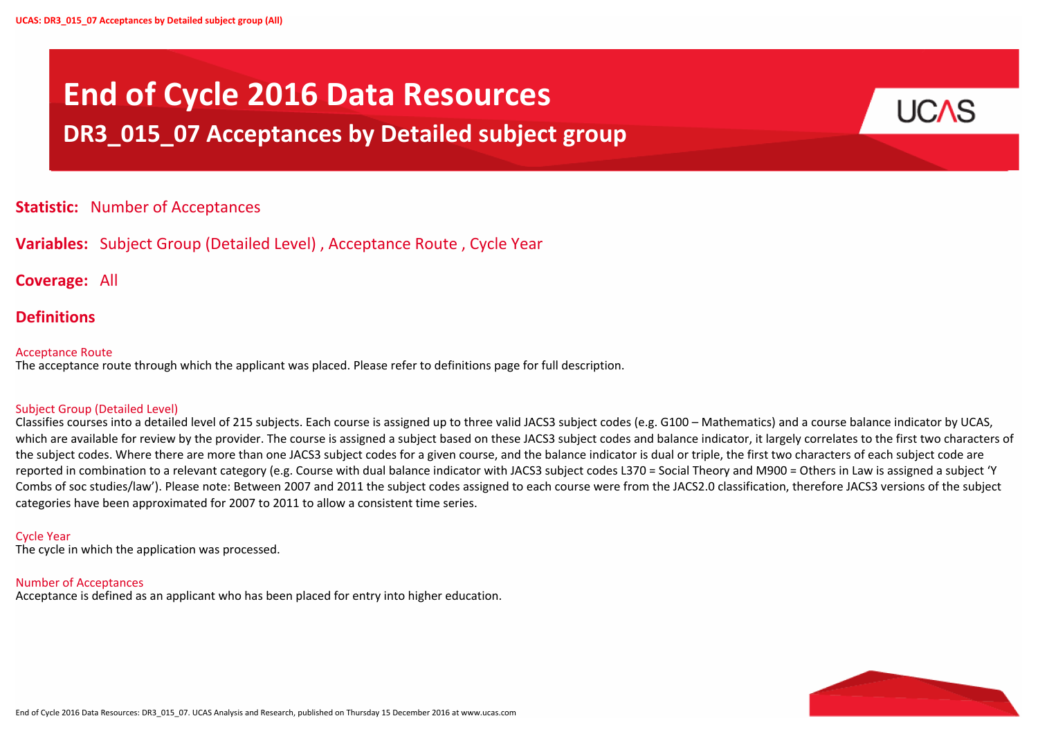# End of Cycle 2016 Data Resources

## DR3_015_07 Acceptances by Detailed subject group

**Statistic:** Number of Acceptances

**Variables:** Subject Group (Detailed Level) , Acceptance Route , Cycle Year

**Coverage:** All

## Definitions

Acceptance Route
The acceptance route through which the applicant was placed. Please refer to definitions page for full description.

Subject Group (Detailed Level)
Classifies courses into a detailed level of 215 subjects. Each course is assigned up to three valid JACS3 subject codes (e.g. G100 – Mathematics) and a course balance indicator by UCAS, which are available for review by the provider. The course is assigned a subject based on these JACS3 subject codes and balance indicator, it largely correlates to the first two characters of the subject codes. Where there are more than one JACS3 subject codes for a given course, and the balance indicator is dual or triple, the first two characters of each subject code are reported in combination to a relevant category (e.g. Course with dual balance indicator with JACS3 subject codes L370 = Social Theory and M900 = Others in Law is assigned a subject 'Y Combs of soc studies/law'). Please note: Between 2007 and 2011 the subject codes assigned to each course were from the JACS2.0 classification, therefore JACS3 versions of the subject categories have been approximated for 2007 to 2011 to allow a consistent time series.

Cycle Year
The cycle in which the application was processed.

Number of Acceptances
Acceptance is defined as an applicant who has been placed for entry into higher education.

End of Cycle 2016 Data Resources: DR3_015_07. UCAS Analysis and Research, published on Thursday 15 December 2016 at www.ucas.com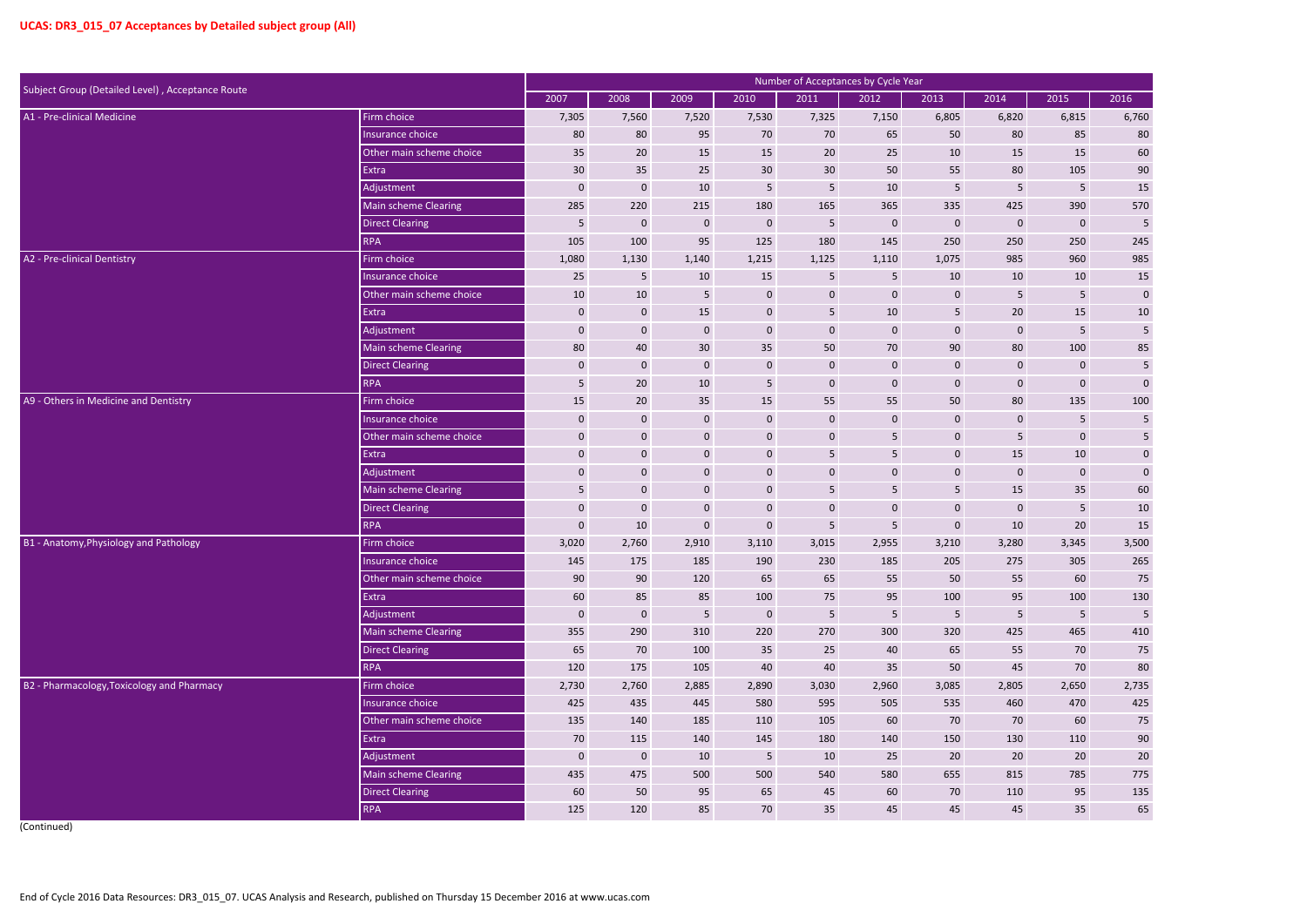**UCAS: DR3_015_07 Acceptances by Detailed subject group (All)**

| Subject Group (Detailed Level) , Acceptance Route | | Number of Acceptances by Cycle Year | | | | | | | | | |
|---|---|---|---|---|---|---|---|---|---|---|---|
| | | 2007 | 2008 | 2009 | 2010 | 2011 | 2012 | 2013 | 2014 | 2015 | 2016 |
| A1 - Pre-clinical Medicine | Firm choice | 7,305 | 7,560 | 7,520 | 7,530 | 7,325 | 7,150 | 6,805 | 6,820 | 6,815 | 6,760 |
| | Insurance choice | 80 | 80 | 95 | 70 | 70 | 65 | 50 | 80 | 85 | 80 |
| | Other main scheme choice | 35 | 20 | 15 | 15 | 20 | 25 | 10 | 15 | 15 | 60 |
| | Extra | 30 | 35 | 25 | 30 | 30 | 50 | 55 | 80 | 105 | 90 |
| | Adjustment | 0 | 0 | 10 | 5 | 5 | 10 | 5 | 5 | 5 | 15 |
| | Main scheme Clearing | 285 | 220 | 215 | 180 | 165 | 365 | 335 | 425 | 390 | 570 |
| | Direct Clearing | 5 | 0 | 0 | 0 | 5 | 0 | 0 | 0 | 0 | 5 |
| | RPA | 105 | 100 | 95 | 125 | 180 | 145 | 250 | 250 | 250 | 245 |
| A2 - Pre-clinical Dentistry | Firm choice | 1,080 | 1,130 | 1,140 | 1,215 | 1,125 | 1,110 | 1,075 | 985 | 960 | 985 |
| | Insurance choice | 25 | 5 | 10 | 15 | 5 | 5 | 10 | 10 | 10 | 15 |
| | Other main scheme choice | 10 | 10 | 5 | 0 | 0 | 0 | 0 | 5 | 5 | 0 |
| | Extra | 0 | 0 | 15 | 0 | 5 | 10 | 5 | 20 | 15 | 10 |
| | Adjustment | 0 | 0 | 0 | 0 | 0 | 0 | 0 | 0 | 5 | 5 |
| | Main scheme Clearing | 80 | 40 | 30 | 35 | 50 | 70 | 90 | 80 | 100 | 85 |
| | Direct Clearing | 0 | 0 | 0 | 0 | 0 | 0 | 0 | 0 | 0 | 5 |
| | RPA | 5 | 20 | 10 | 5 | 0 | 0 | 0 | 0 | 0 | 0 |
| A9 - Others in Medicine and Dentistry | Firm choice | 15 | 20 | 35 | 15 | 55 | 55 | 50 | 80 | 135 | 100 |
| | Insurance choice | 0 | 0 | 0 | 0 | 0 | 0 | 0 | 0 | 5 | 5 |
| | Other main scheme choice | 0 | 0 | 0 | 0 | 0 | 5 | 0 | 5 | 0 | 5 |
| | Extra | 0 | 0 | 0 | 0 | 5 | 5 | 0 | 15 | 10 | 0 |
| | Adjustment | 0 | 0 | 0 | 0 | 0 | 0 | 0 | 0 | 0 | 0 |
| | Main scheme Clearing | 5 | 0 | 0 | 0 | 5 | 5 | 5 | 15 | 35 | 60 |
| | Direct Clearing | 0 | 0 | 0 | 0 | 0 | 0 | 0 | 0 | 5 | 10 |
| | RPA | 0 | 10 | 0 | 0 | 5 | 5 | 0 | 10 | 20 | 15 |
| B1 - Anatomy,Physiology and Pathology | Firm choice | 3,020 | 2,760 | 2,910 | 3,110 | 3,015 | 2,955 | 3,210 | 3,280 | 3,345 | 3,500 |
| | Insurance choice | 145 | 175 | 185 | 190 | 230 | 185 | 205 | 275 | 305 | 265 |
| | Other main scheme choice | 90 | 90 | 120 | 65 | 65 | 55 | 50 | 55 | 60 | 75 |
| | Extra | 60 | 85 | 85 | 100 | 75 | 95 | 100 | 95 | 100 | 130 |
| | Adjustment | 0 | 0 | 5 | 0 | 5 | 5 | 5 | 5 | 5 | 5 |
| | Main scheme Clearing | 355 | 290 | 310 | 220 | 270 | 300 | 320 | 425 | 465 | 410 |
| | Direct Clearing | 65 | 70 | 100 | 35 | 25 | 40 | 65 | 55 | 70 | 75 |
| | RPA | 120 | 175 | 105 | 40 | 40 | 35 | 50 | 45 | 70 | 80 |
| B2 - Pharmacology,Toxicology and Pharmacy | Firm choice | 2,730 | 2,760 | 2,885 | 2,890 | 3,030 | 2,960 | 3,085 | 2,805 | 2,650 | 2,735 |
| | Insurance choice | 425 | 435 | 445 | 580 | 595 | 505 | 535 | 460 | 470 | 425 |
| | Other main scheme choice | 135 | 140 | 185 | 110 | 105 | 60 | 70 | 70 | 60 | 75 |
| | Extra | 70 | 115 | 140 | 145 | 180 | 140 | 150 | 130 | 110 | 90 |
| | Adjustment | 0 | 0 | 10 | 5 | 10 | 25 | 20 | 20 | 20 | 20 |
| | Main scheme Clearing | 435 | 475 | 500 | 500 | 540 | 580 | 655 | 815 | 785 | 775 |
| | Direct Clearing | 60 | 50 | 95 | 65 | 45 | 60 | 70 | 110 | 95 | 135 |
| | RPA | 125 | 120 | 85 | 70 | 35 | 45 | 45 | 45 | 35 | 65 |

(Continued)

End of Cycle 2016 Data Resources: DR3_015_07. UCAS Analysis and Research, published on Thursday 15 December 2016 at www.ucas.com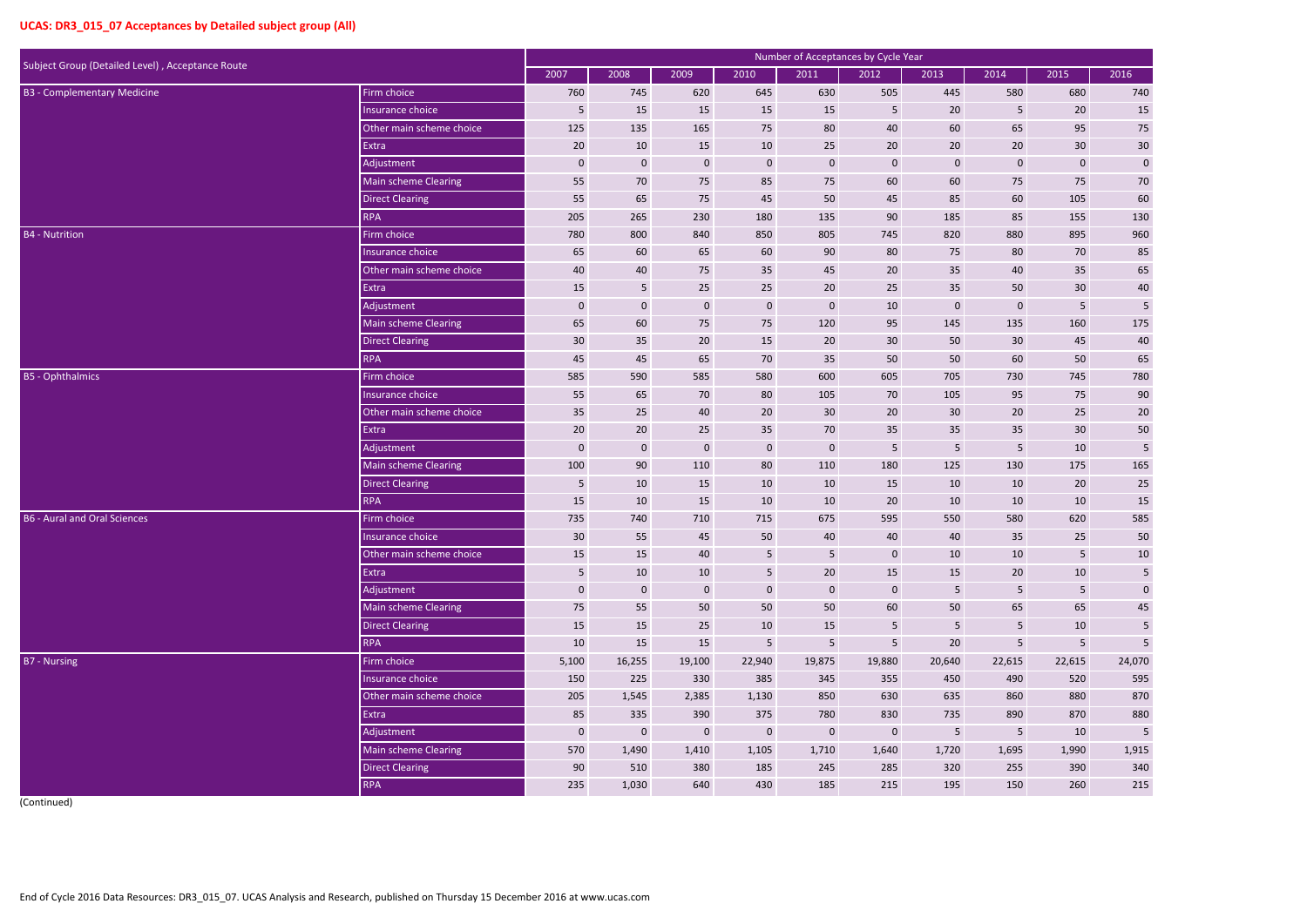## UCAS: DR3_015_07 Acceptances by Detailed subject group (All)

| Subject Group (Detailed Level) , Acceptance Route | | Number of Acceptances by Cycle Year | | | | | | | | | |
|---|---|---|---|---|---|---|---|---|---|---|---|
| | | 2007 | 2008 | 2009 | 2010 | 2011 | 2012 | 2013 | 2014 | 2015 | 2016 |
| B3 - Complementary Medicine | Firm choice | 760 | 745 | 620 | 645 | 630 | 505 | 445 | 580 | 680 | 740 |
| | Insurance choice | 5 | 15 | 15 | 15 | 15 | 5 | 20 | 5 | 20 | 15 |
| | Other main scheme choice | 125 | 135 | 165 | 75 | 80 | 40 | 60 | 65 | 95 | 75 |
| | Extra | 20 | 10 | 15 | 10 | 25 | 20 | 20 | 20 | 30 | 30 |
| | Adjustment | 0 | 0 | 0 | 0 | 0 | 0 | 0 | 0 | 0 | 0 |
| | Main scheme Clearing | 55 | 70 | 75 | 85 | 75 | 60 | 60 | 75 | 75 | 70 |
| | Direct Clearing | 55 | 65 | 75 | 45 | 50 | 45 | 85 | 60 | 105 | 60 |
| | RPA | 205 | 265 | 230 | 180 | 135 | 90 | 185 | 85 | 155 | 130 |
| B4 - Nutrition | Firm choice | 780 | 800 | 840 | 850 | 805 | 745 | 820 | 880 | 895 | 960 |
| | Insurance choice | 65 | 60 | 65 | 60 | 90 | 80 | 75 | 80 | 70 | 85 |
| | Other main scheme choice | 40 | 40 | 75 | 35 | 45 | 20 | 35 | 40 | 35 | 65 |
| | Extra | 15 | 5 | 25 | 25 | 20 | 25 | 35 | 50 | 30 | 40 |
| | Adjustment | 0 | 0 | 0 | 0 | 0 | 10 | 0 | 0 | 5 | 5 |
| | Main scheme Clearing | 65 | 60 | 75 | 75 | 120 | 95 | 145 | 135 | 160 | 175 |
| | Direct Clearing | 30 | 35 | 20 | 15 | 20 | 30 | 50 | 30 | 45 | 40 |
| | RPA | 45 | 45 | 65 | 70 | 35 | 50 | 50 | 60 | 50 | 65 |
| B5 - Ophthalmics | Firm choice | 585 | 590 | 585 | 580 | 600 | 605 | 705 | 730 | 745 | 780 |
| | Insurance choice | 55 | 65 | 70 | 80 | 105 | 70 | 105 | 95 | 75 | 90 |
| | Other main scheme choice | 35 | 25 | 40 | 20 | 30 | 20 | 30 | 20 | 25 | 20 |
| | Extra | 20 | 20 | 25 | 35 | 70 | 35 | 35 | 35 | 30 | 50 |
| | Adjustment | 0 | 0 | 0 | 0 | 0 | 5 | 5 | 5 | 10 | 5 |
| | Main scheme Clearing | 100 | 90 | 110 | 80 | 110 | 180 | 125 | 130 | 175 | 165 |
| | Direct Clearing | 5 | 10 | 15 | 10 | 10 | 15 | 10 | 10 | 20 | 25 |
| | RPA | 15 | 10 | 15 | 10 | 10 | 20 | 10 | 10 | 10 | 15 |
| B6 - Aural and Oral Sciences | Firm choice | 735 | 740 | 710 | 715 | 675 | 595 | 550 | 580 | 620 | 585 |
| | Insurance choice | 30 | 55 | 45 | 50 | 40 | 40 | 40 | 35 | 25 | 50 |
| | Other main scheme choice | 15 | 15 | 40 | 5 | 5 | 0 | 10 | 10 | 5 | 10 |
| | Extra | 5 | 10 | 10 | 5 | 20 | 15 | 15 | 20 | 10 | 5 |
| | Adjustment | 0 | 0 | 0 | 0 | 0 | 0 | 5 | 5 | 5 | 0 |
| | Main scheme Clearing | 75 | 55 | 50 | 50 | 50 | 60 | 50 | 65 | 65 | 45 |
| | Direct Clearing | 15 | 15 | 25 | 10 | 15 | 5 | 5 | 5 | 10 | 5 |
| | RPA | 10 | 15 | 15 | 5 | 5 | 5 | 20 | 5 | 5 | 5 |
| B7 - Nursing | Firm choice | 5,100 | 16,255 | 19,100 | 22,940 | 19,875 | 19,880 | 20,640 | 22,615 | 22,615 | 24,070 |
| | Insurance choice | 150 | 225 | 330 | 385 | 345 | 355 | 450 | 490 | 520 | 595 |
| | Other main scheme choice | 205 | 1,545 | 2,385 | 1,130 | 850 | 630 | 635 | 860 | 880 | 870 |
| | Extra | 85 | 335 | 390 | 375 | 780 | 830 | 735 | 890 | 870 | 880 |
| | Adjustment | 0 | 0 | 0 | 0 | 0 | 0 | 5 | 5 | 10 | 5 |
| | Main scheme Clearing | 570 | 1,490 | 1,410 | 1,105 | 1,710 | 1,640 | 1,720 | 1,695 | 1,990 | 1,915 |
| | Direct Clearing | 90 | 510 | 380 | 185 | 245 | 285 | 320 | 255 | 390 | 340 |
| | RPA | 235 | 1,030 | 640 | 430 | 185 | 215 | 195 | 150 | 260 | 215 |

(Continued)

End of Cycle 2016 Data Resources: DR3_015_07. UCAS Analysis and Research, published on Thursday 15 December 2016 at www.ucas.com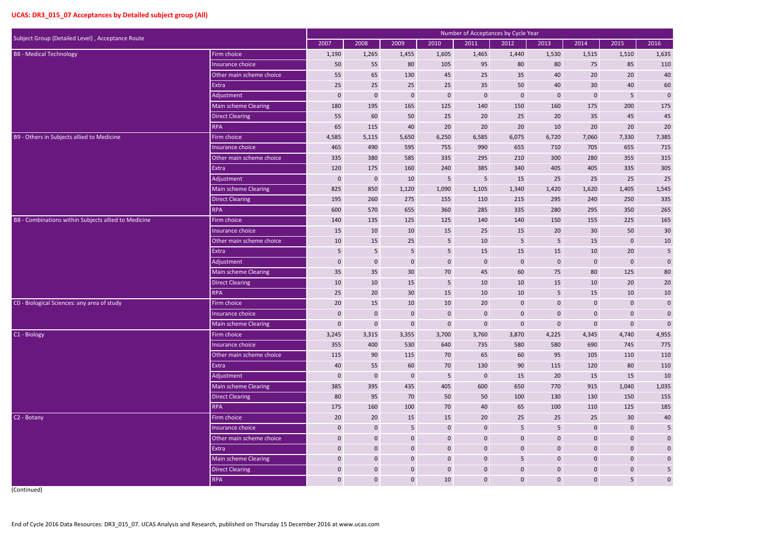## UCAS: DR3_015_07 Acceptances by Detailed subject group (All)

| Subject Group (Detailed Level) , Acceptance Route | | Number of Acceptances by Cycle Year | | | | | | | | | |
|---|---|---|---|---|---|---|---|---|---|---|---|
| | | 2007 | 2008 | 2009 | 2010 | 2011 | 2012 | 2013 | 2014 | 2015 | 2016 |
| B8 - Medical Technology | Firm choice | 1,190 | 1,265 | 1,455 | 1,605 | 1,465 | 1,440 | 1,530 | 1,515 | 1,510 | 1,635 |
| | Insurance choice | 50 | 55 | 80 | 105 | 95 | 80 | 80 | 75 | 85 | 110 |
| | Other main scheme choice | 55 | 65 | 130 | 45 | 25 | 35 | 40 | 20 | 20 | 40 |
| | Extra | 25 | 25 | 25 | 25 | 35 | 50 | 40 | 30 | 40 | 60 |
| | Adjustment | 0 | 0 | 0 | 0 | 0 | 0 | 0 | 0 | 5 | 0 |
| | Main scheme Clearing | 180 | 195 | 165 | 125 | 140 | 150 | 160 | 175 | 200 | 175 |
| | Direct Clearing | 55 | 60 | 50 | 25 | 20 | 25 | 20 | 35 | 45 | 45 |
| | RPA | 65 | 115 | 40 | 20 | 20 | 20 | 10 | 20 | 20 | 20 |
| B9 - Others in Subjects allied to Medicine | Firm choice | 4,585 | 5,115 | 5,650 | 6,250 | 6,585 | 6,075 | 6,720 | 7,060 | 7,330 | 7,385 |
| | Insurance choice | 465 | 490 | 595 | 755 | 990 | 655 | 710 | 705 | 655 | 715 |
| | Other main scheme choice | 335 | 380 | 585 | 335 | 295 | 210 | 300 | 280 | 355 | 315 |
| | Extra | 120 | 175 | 160 | 240 | 385 | 340 | 405 | 405 | 335 | 305 |
| | Adjustment | 0 | 0 | 10 | 5 | 5 | 15 | 25 | 25 | 25 | 25 |
| | Main scheme Clearing | 825 | 850 | 1,120 | 1,090 | 1,105 | 1,340 | 1,420 | 1,620 | 1,405 | 1,545 |
| | Direct Clearing | 195 | 260 | 275 | 155 | 110 | 215 | 295 | 240 | 250 | 335 |
| | RPA | 600 | 570 | 655 | 360 | 285 | 335 | 280 | 295 | 350 | 265 |
| BB - Combinations within Subjects allied to Medicine | Firm choice | 140 | 135 | 125 | 125 | 140 | 140 | 150 | 155 | 225 | 165 |
| | Insurance choice | 15 | 10 | 10 | 15 | 25 | 15 | 20 | 30 | 50 | 30 |
| | Other main scheme choice | 10 | 15 | 25 | 5 | 10 | 5 | 5 | 15 | 0 | 10 |
| | Extra | 5 | 5 | 5 | 5 | 15 | 15 | 15 | 10 | 20 | 5 |
| | Adjustment | 0 | 0 | 0 | 0 | 0 | 0 | 0 | 0 | 0 | 0 |
| | Main scheme Clearing | 35 | 35 | 30 | 70 | 45 | 60 | 75 | 80 | 125 | 80 |
| | Direct Clearing | 10 | 10 | 15 | 5 | 10 | 10 | 15 | 10 | 20 | 20 |
| | RPA | 25 | 20 | 30 | 15 | 10 | 10 | 5 | 15 | 10 | 10 |
| C0 - Biological Sciences: any area of study | Firm choice | 20 | 15 | 10 | 10 | 20 | 0 | 0 | 0 | 0 | 0 |
| | Insurance choice | 0 | 0 | 0 | 0 | 0 | 0 | 0 | 0 | 0 | 0 |
| | Main scheme Clearing | 0 | 0 | 0 | 0 | 0 | 0 | 0 | 0 | 0 | 0 |
| C1 - Biology | Firm choice | 3,245 | 3,315 | 3,355 | 3,700 | 3,760 | 3,870 | 4,225 | 4,345 | 4,740 | 4,955 |
| | Insurance choice | 355 | 400 | 530 | 640 | 735 | 580 | 580 | 690 | 745 | 775 |
| | Other main scheme choice | 115 | 90 | 115 | 70 | 65 | 60 | 95 | 105 | 110 | 110 |
| | Extra | 40 | 55 | 60 | 70 | 130 | 90 | 115 | 120 | 80 | 110 |
| | Adjustment | 0 | 0 | 0 | 5 | 0 | 15 | 20 | 15 | 15 | 10 |
| | Main scheme Clearing | 385 | 395 | 435 | 405 | 600 | 650 | 770 | 915 | 1,040 | 1,035 |
| | Direct Clearing | 80 | 95 | 70 | 50 | 50 | 100 | 130 | 130 | 150 | 155 |
| | RPA | 175 | 160 | 100 | 70 | 40 | 65 | 100 | 110 | 125 | 185 |
| C2 - Botany | Firm choice | 20 | 20 | 15 | 15 | 20 | 25 | 25 | 25 | 30 | 40 |
| | Insurance choice | 0 | 0 | 5 | 0 | 0 | 5 | 5 | 0 | 0 | 5 |
| | Other main scheme choice | 0 | 0 | 0 | 0 | 0 | 0 | 0 | 0 | 0 | 0 |
| | Extra | 0 | 0 | 0 | 0 | 0 | 0 | 0 | 0 | 0 | 0 |
| | Main scheme Clearing | 0 | 0 | 0 | 0 | 0 | 5 | 0 | 0 | 0 | 0 |
| | Direct Clearing | 0 | 0 | 0 | 0 | 0 | 0 | 0 | 0 | 0 | 5 |
| | RPA | 0 | 0 | 0 | 10 | 0 | 0 | 0 | 0 | 5 | 0 |

(Continued)

End of Cycle 2016 Data Resources: DR3_015_07. UCAS Analysis and Research, published on Thursday 15 December 2016 at www.ucas.com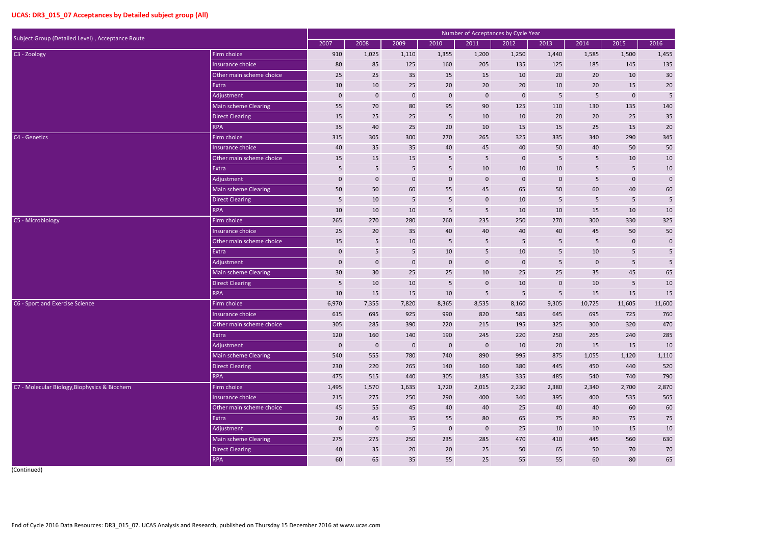## UCAS: DR3_015_07 Acceptances by Detailed subject group (All)

| Subject Group (Detailed Level) , Acceptance Route | | Number of Acceptances by Cycle Year | | | | | | | | | |
|---|---|---|---|---|---|---|---|---|---|---|---|
| | | 2007 | 2008 | 2009 | 2010 | 2011 | 2012 | 2013 | 2014 | 2015 | 2016 |
| C3 - Zoology | Firm choice | 910 | 1,025 | 1,110 | 1,355 | 1,200 | 1,250 | 1,440 | 1,585 | 1,500 | 1,455 |
| | Insurance choice | 80 | 85 | 125 | 160 | 205 | 135 | 125 | 185 | 145 | 135 |
| | Other main scheme choice | 25 | 25 | 35 | 15 | 15 | 10 | 20 | 20 | 10 | 30 |
| | Extra | 10 | 10 | 25 | 20 | 20 | 20 | 10 | 20 | 15 | 20 |
| | Adjustment | 0 | 0 | 0 | 0 | 0 | 0 | 5 | 5 | 0 | 5 |
| | Main scheme Clearing | 55 | 70 | 80 | 95 | 90 | 125 | 110 | 130 | 135 | 140 |
| | Direct Clearing | 15 | 25 | 25 | 5 | 10 | 10 | 20 | 20 | 25 | 35 |
| | RPA | 35 | 40 | 25 | 20 | 10 | 15 | 15 | 25 | 15 | 20 |
| C4 - Genetics | Firm choice | 315 | 305 | 300 | 270 | 265 | 325 | 335 | 340 | 290 | 345 |
| | Insurance choice | 40 | 35 | 35 | 40 | 45 | 40 | 50 | 40 | 50 | 50 |
| | Other main scheme choice | 15 | 15 | 15 | 5 | 5 | 0 | 5 | 5 | 10 | 10 |
| | Extra | 5 | 5 | 5 | 5 | 10 | 10 | 10 | 5 | 5 | 10 |
| | Adjustment | 0 | 0 | 0 | 0 | 0 | 0 | 0 | 5 | 0 | 0 |
| | Main scheme Clearing | 50 | 50 | 60 | 55 | 45 | 65 | 50 | 60 | 40 | 60 |
| | Direct Clearing | 5 | 10 | 5 | 5 | 0 | 10 | 5 | 5 | 5 | 5 |
| | RPA | 10 | 10 | 10 | 5 | 5 | 10 | 10 | 15 | 10 | 10 |
| C5 - Microbiology | Firm choice | 265 | 270 | 280 | 260 | 235 | 250 | 270 | 300 | 330 | 325 |
| | Insurance choice | 25 | 20 | 35 | 40 | 40 | 40 | 40 | 45 | 50 | 50 |
| | Other main scheme choice | 15 | 5 | 10 | 5 | 5 | 5 | 5 | 5 | 0 | 0 |
| | Extra | 0 | 5 | 5 | 10 | 5 | 10 | 5 | 10 | 5 | 5 |
| | Adjustment | 0 | 0 | 0 | 0 | 0 | 0 | 5 | 0 | 5 | 5 |
| | Main scheme Clearing | 30 | 30 | 25 | 25 | 10 | 25 | 25 | 35 | 45 | 65 |
| | Direct Clearing | 5 | 10 | 10 | 5 | 0 | 10 | 0 | 10 | 5 | 10 |
| | RPA | 10 | 15 | 15 | 10 | 5 | 5 | 5 | 15 | 15 | 15 |
| C6 - Sport and Exercise Science | Firm choice | 6,970 | 7,355 | 7,820 | 8,365 | 8,535 | 8,160 | 9,305 | 10,725 | 11,605 | 11,600 |
| | Insurance choice | 615 | 695 | 925 | 990 | 820 | 585 | 645 | 695 | 725 | 760 |
| | Other main scheme choice | 305 | 285 | 390 | 220 | 215 | 195 | 325 | 300 | 320 | 470 |
| | Extra | 120 | 160 | 140 | 190 | 245 | 220 | 250 | 265 | 240 | 285 |
| | Adjustment | 0 | 0 | 0 | 0 | 0 | 10 | 20 | 15 | 15 | 10 |
| | Main scheme Clearing | 540 | 555 | 780 | 740 | 890 | 995 | 875 | 1,055 | 1,120 | 1,110 |
| | Direct Clearing | 230 | 220 | 265 | 140 | 160 | 380 | 445 | 450 | 440 | 520 |
| | RPA | 475 | 515 | 440 | 305 | 185 | 335 | 485 | 540 | 740 | 790 |
| C7 - Molecular Biology,Biophysics & Biochem | Firm choice | 1,495 | 1,570 | 1,635 | 1,720 | 2,015 | 2,230 | 2,380 | 2,340 | 2,700 | 2,870 |
| | Insurance choice | 215 | 275 | 250 | 290 | 400 | 340 | 395 | 400 | 535 | 565 |
| | Other main scheme choice | 45 | 55 | 45 | 40 | 40 | 25 | 40 | 40 | 60 | 60 |
| | Extra | 20 | 45 | 35 | 55 | 80 | 65 | 75 | 80 | 75 | 75 |
| | Adjustment | 0 | 0 | 5 | 0 | 0 | 25 | 10 | 10 | 15 | 10 |
| | Main scheme Clearing | 275 | 275 | 250 | 235 | 285 | 470 | 410 | 445 | 560 | 630 |
| | Direct Clearing | 40 | 35 | 20 | 20 | 25 | 50 | 65 | 50 | 70 | 70 |
| | RPA | 60 | 65 | 35 | 55 | 25 | 55 | 55 | 60 | 80 | 65 |

(Continued)

End of Cycle 2016 Data Resources: DR3_015_07. UCAS Analysis and Research, published on Thursday 15 December 2016 at www.ucas.com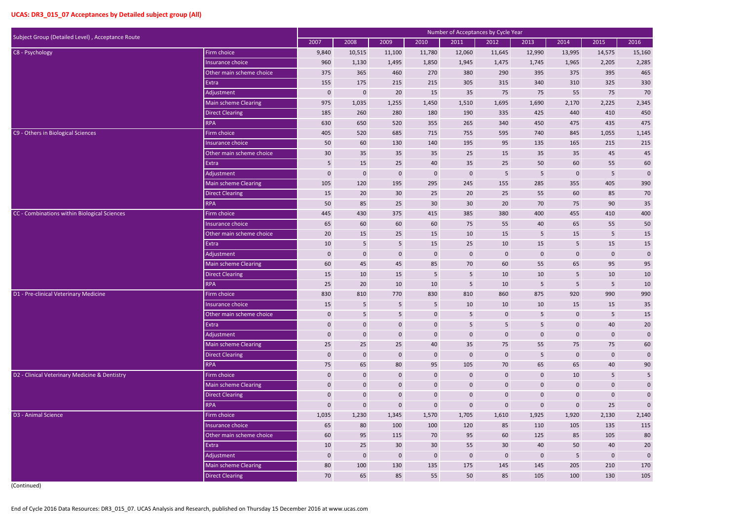## UCAS: DR3_015_07 Acceptances by Detailed subject group (All)

| Subject Group (Detailed Level) , Acceptance Route | | Number of Acceptances by Cycle Year | | | | | | | | | |
|---|---|---|---|---|---|---|---|---|---|---|---|
| | | 2007 | 2008 | 2009 | 2010 | 2011 | 2012 | 2013 | 2014 | 2015 | 2016 |
| C8 - Psychology | Firm choice | 9,840 | 10,515 | 11,100 | 11,780 | 12,060 | 11,645 | 12,990 | 13,995 | 14,575 | 15,160 |
| | Insurance choice | 960 | 1,130 | 1,495 | 1,850 | 1,945 | 1,475 | 1,745 | 1,965 | 2,205 | 2,285 |
| | Other main scheme choice | 375 | 365 | 460 | 270 | 380 | 290 | 395 | 375 | 395 | 465 |
| | Extra | 155 | 175 | 215 | 215 | 305 | 315 | 340 | 310 | 325 | 330 |
| | Adjustment | 0 | 0 | 20 | 15 | 35 | 75 | 75 | 55 | 75 | 70 |
| | Main scheme Clearing | 975 | 1,035 | 1,255 | 1,450 | 1,510 | 1,695 | 1,690 | 2,170 | 2,225 | 2,345 |
| | Direct Clearing | 185 | 260 | 280 | 180 | 190 | 335 | 425 | 440 | 410 | 450 |
| | RPA | 630 | 650 | 520 | 355 | 265 | 340 | 450 | 475 | 435 | 475 |
| C9 - Others in Biological Sciences | Firm choice | 405 | 520 | 685 | 715 | 755 | 595 | 740 | 845 | 1,055 | 1,145 |
| | Insurance choice | 50 | 60 | 130 | 140 | 195 | 95 | 135 | 165 | 215 | 215 |
| | Other main scheme choice | 30 | 35 | 35 | 35 | 25 | 15 | 35 | 35 | 45 | 45 |
| | Extra | 5 | 15 | 25 | 40 | 35 | 25 | 50 | 60 | 55 | 60 |
| | Adjustment | 0 | 0 | 0 | 0 | 0 | 5 | 5 | 0 | 5 | 0 |
| | Main scheme Clearing | 105 | 120 | 195 | 295 | 245 | 155 | 285 | 355 | 405 | 390 |
| | Direct Clearing | 15 | 20 | 30 | 25 | 20 | 25 | 55 | 60 | 85 | 70 |
| | RPA | 50 | 85 | 25 | 30 | 30 | 20 | 70 | 75 | 90 | 35 |
| CC - Combinations within Biological Sciences | Firm choice | 445 | 430 | 375 | 415 | 385 | 380 | 400 | 455 | 410 | 400 |
| | Insurance choice | 65 | 60 | 60 | 60 | 75 | 55 | 40 | 65 | 55 | 50 |
| | Other main scheme choice | 20 | 15 | 25 | 15 | 10 | 15 | 5 | 15 | 5 | 15 |
| | Extra | 10 | 5 | 5 | 15 | 25 | 10 | 15 | 5 | 15 | 15 |
| | Adjustment | 0 | 0 | 0 | 0 | 0 | 0 | 0 | 0 | 0 | 0 |
| | Main scheme Clearing | 60 | 45 | 45 | 85 | 70 | 60 | 55 | 65 | 95 | 95 |
| | Direct Clearing | 15 | 10 | 15 | 5 | 5 | 10 | 10 | 5 | 10 | 10 |
| | RPA | 25 | 20 | 10 | 10 | 5 | 10 | 5 | 5 | 5 | 10 |
| D1 - Pre-clinical Veterinary Medicine | Firm choice | 830 | 810 | 770 | 830 | 810 | 860 | 875 | 920 | 990 | 990 |
| | Insurance choice | 15 | 5 | 5 | 5 | 10 | 10 | 10 | 15 | 15 | 35 |
| | Other main scheme choice | 0 | 5 | 5 | 0 | 5 | 0 | 5 | 0 | 5 | 15 |
| | Extra | 0 | 0 | 0 | 0 | 5 | 5 | 5 | 0 | 40 | 20 |
| | Adjustment | 0 | 0 | 0 | 0 | 0 | 0 | 0 | 0 | 0 | 0 |
| | Main scheme Clearing | 25 | 25 | 25 | 40 | 35 | 75 | 55 | 75 | 75 | 60 |
| | Direct Clearing | 0 | 0 | 0 | 0 | 0 | 0 | 5 | 0 | 0 | 0 |
| | RPA | 75 | 65 | 80 | 95 | 105 | 70 | 65 | 65 | 40 | 90 |
| D2 - Clinical Veterinary Medicine & Dentistry | Firm choice | 0 | 0 | 0 | 0 | 0 | 0 | 0 | 10 | 5 | 5 |
| | Main scheme Clearing | 0 | 0 | 0 | 0 | 0 | 0 | 0 | 0 | 0 | 0 |
| | Direct Clearing | 0 | 0 | 0 | 0 | 0 | 0 | 0 | 0 | 0 | 0 |
| | RPA | 0 | 0 | 0 | 0 | 0 | 0 | 0 | 0 | 25 | 0 |
| D3 - Animal Science | Firm choice | 1,035 | 1,230 | 1,345 | 1,570 | 1,705 | 1,610 | 1,925 | 1,920 | 2,130 | 2,140 |
| | Insurance choice | 65 | 80 | 100 | 100 | 120 | 85 | 110 | 105 | 135 | 115 |
| | Other main scheme choice | 60 | 95 | 115 | 70 | 95 | 60 | 125 | 85 | 105 | 80 |
| | Extra | 10 | 25 | 30 | 30 | 55 | 30 | 40 | 50 | 40 | 20 |
| | Adjustment | 0 | 0 | 0 | 0 | 0 | 0 | 0 | 5 | 0 | 0 |
| | Main scheme Clearing | 80 | 100 | 130 | 135 | 175 | 145 | 145 | 205 | 210 | 170 |
| | Direct Clearing | 70 | 65 | 85 | 55 | 50 | 85 | 105 | 100 | 130 | 105 |

(Continued)

End of Cycle 2016 Data Resources: DR3_015_07. UCAS Analysis and Research, published on Thursday 15 December 2016 at www.ucas.com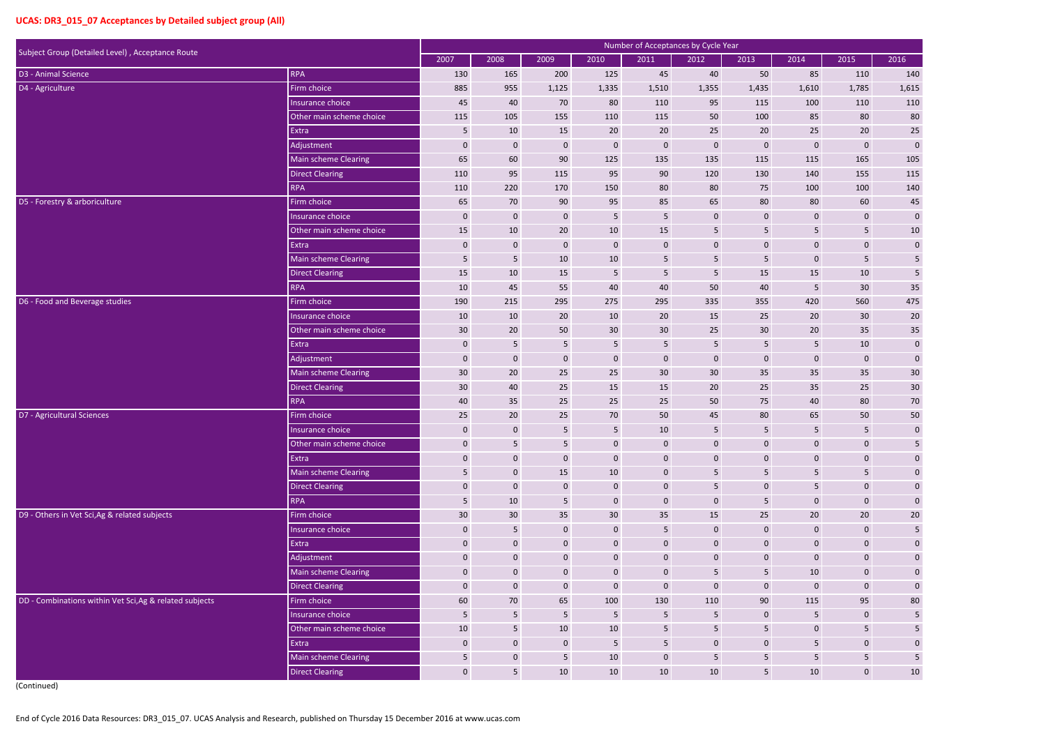## UCAS: DR3_015_07 Acceptances by Detailed subject group (All)

| Subject Group (Detailed Level) , Acceptance Route | | Number of Acceptances by Cycle Year | | | | | | | | | |
|---|---|---|---|---|---|---|---|---|---|---|---|
| | | 2007 | 2008 | 2009 | 2010 | 2011 | 2012 | 2013 | 2014 | 2015 | 2016 |
| D3 - Animal Science | RPA | 130 | 165 | 200 | 125 | 45 | 40 | 50 | 85 | 110 | 140 |
| D4 - Agriculture | Firm choice | 885 | 955 | 1,125 | 1,335 | 1,510 | 1,355 | 1,435 | 1,610 | 1,785 | 1,615 |
| | Insurance choice | 45 | 40 | 70 | 80 | 110 | 95 | 115 | 100 | 110 | 110 |
| | Other main scheme choice | 115 | 105 | 155 | 110 | 115 | 50 | 100 | 85 | 80 | 80 |
| | Extra | 5 | 10 | 15 | 20 | 20 | 25 | 20 | 25 | 20 | 25 |
| | Adjustment | 0 | 0 | 0 | 0 | 0 | 0 | 0 | 0 | 0 | 0 |
| | Main scheme Clearing | 65 | 60 | 90 | 125 | 135 | 135 | 115 | 115 | 165 | 105 |
| | Direct Clearing | 110 | 95 | 115 | 95 | 90 | 120 | 130 | 140 | 155 | 115 |
| | RPA | 110 | 220 | 170 | 150 | 80 | 80 | 75 | 100 | 100 | 140 |
| D5 - Forestry & arboriculture | Firm choice | 65 | 70 | 90 | 95 | 85 | 65 | 80 | 80 | 60 | 45 |
| | Insurance choice | 0 | 0 | 0 | 5 | 5 | 0 | 0 | 0 | 0 | 0 |
| | Other main scheme choice | 15 | 10 | 20 | 10 | 15 | 5 | 5 | 5 | 5 | 10 |
| | Extra | 0 | 0 | 0 | 0 | 0 | 0 | 0 | 0 | 0 | 0 |
| | Main scheme Clearing | 5 | 5 | 10 | 10 | 5 | 5 | 5 | 0 | 5 | 5 |
| | Direct Clearing | 15 | 10 | 15 | 5 | 5 | 5 | 15 | 15 | 10 | 5 |
| | RPA | 10 | 45 | 55 | 40 | 40 | 50 | 40 | 5 | 30 | 35 |
| D6 - Food and Beverage studies | Firm choice | 190 | 215 | 295 | 275 | 295 | 335 | 355 | 420 | 560 | 475 |
| | Insurance choice | 10 | 10 | 20 | 10 | 20 | 15 | 25 | 20 | 30 | 20 |
| | Other main scheme choice | 30 | 20 | 50 | 30 | 30 | 25 | 30 | 20 | 35 | 35 |
| | Extra | 0 | 5 | 5 | 5 | 5 | 5 | 5 | 5 | 10 | 0 |
| | Adjustment | 0 | 0 | 0 | 0 | 0 | 0 | 0 | 0 | 0 | 0 |
| | Main scheme Clearing | 30 | 20 | 25 | 25 | 30 | 30 | 35 | 35 | 35 | 30 |
| | Direct Clearing | 30 | 40 | 25 | 15 | 15 | 20 | 25 | 35 | 25 | 30 |
| | RPA | 40 | 35 | 25 | 25 | 25 | 50 | 75 | 40 | 80 | 70 |
| D7 - Agricultural Sciences | Firm choice | 25 | 20 | 25 | 70 | 50 | 45 | 80 | 65 | 50 | 50 |
| | Insurance choice | 0 | 0 | 5 | 5 | 10 | 5 | 5 | 5 | 5 | 0 |
| | Other main scheme choice | 0 | 5 | 5 | 0 | 0 | 0 | 0 | 0 | 0 | 5 |
| | Extra | 0 | 0 | 0 | 0 | 0 | 0 | 0 | 0 | 0 | 0 |
| | Main scheme Clearing | 5 | 0 | 15 | 10 | 0 | 5 | 5 | 5 | 5 | 0 |
| | Direct Clearing | 0 | 0 | 0 | 0 | 0 | 5 | 0 | 5 | 0 | 0 |
| | RPA | 5 | 10 | 5 | 0 | 0 | 0 | 5 | 0 | 0 | 0 |
| D9 - Others in Vet Sci,Ag & related subjects | Firm choice | 30 | 30 | 35 | 30 | 35 | 15 | 25 | 20 | 20 | 20 |
| | Insurance choice | 0 | 5 | 0 | 0 | 5 | 0 | 0 | 0 | 0 | 5 |
| | Extra | 0 | 0 | 0 | 0 | 0 | 0 | 0 | 0 | 0 | 0 |
| | Adjustment | 0 | 0 | 0 | 0 | 0 | 0 | 0 | 0 | 0 | 0 |
| | Main scheme Clearing | 0 | 0 | 0 | 0 | 0 | 5 | 5 | 10 | 0 | 0 |
| | Direct Clearing | 0 | 0 | 0 | 0 | 0 | 0 | 0 | 0 | 0 | 0 |
| DD - Combinations within Vet Sci,Ag & related subjects | Firm choice | 60 | 70 | 65 | 100 | 130 | 110 | 90 | 115 | 95 | 80 |
| | Insurance choice | 5 | 5 | 5 | 5 | 5 | 5 | 0 | 5 | 0 | 5 |
| | Other main scheme choice | 10 | 5 | 10 | 10 | 5 | 5 | 5 | 0 | 5 | 5 |
| | Extra | 0 | 0 | 0 | 5 | 5 | 0 | 0 | 5 | 0 | 0 |
| | Main scheme Clearing | 5 | 0 | 5 | 10 | 0 | 5 | 5 | 5 | 5 | 5 |
| | Direct Clearing | 0 | 5 | 10 | 10 | 10 | 10 | 5 | 10 | 0 | 10 |

(Continued)

End of Cycle 2016 Data Resources: DR3_015_07. UCAS Analysis and Research, published on Thursday 15 December 2016 at www.ucas.com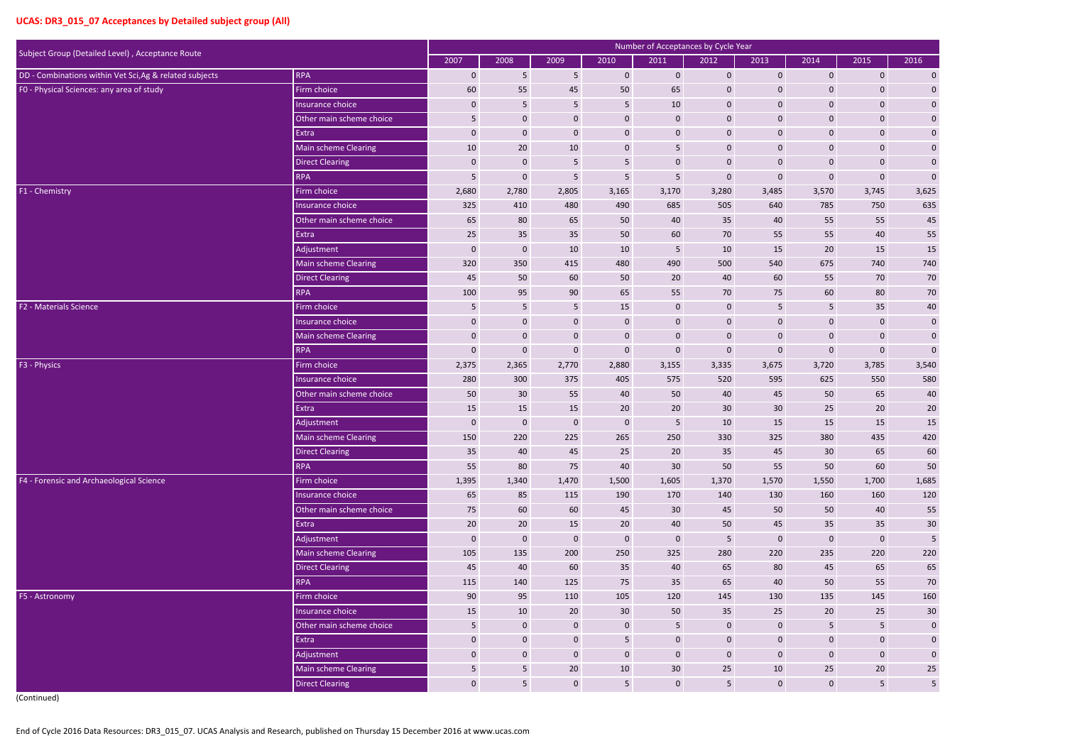## UCAS: DR3_015_07 Acceptances by Detailed subject group (All)

| Subject Group (Detailed Level) , Acceptance Route | | Number of Acceptances by Cycle Year | | | | | | | | | |
|---|---|---|---|---|---|---|---|---|---|---|---|
| | | 2007 | 2008 | 2009 | 2010 | 2011 | 2012 | 2013 | 2014 | 2015 | 2016 |
| DD - Combinations within Vet Sci,Ag & related subjects | RPA | 0 | 5 | 5 | 0 | 0 | 0 | 0 | 0 | 0 | 0 |
| F0 - Physical Sciences: any area of study | Firm choice | 60 | 55 | 45 | 50 | 65 | 0 | 0 | 0 | 0 | 0 |
| | Insurance choice | 0 | 5 | 5 | 5 | 10 | 0 | 0 | 0 | 0 | 0 |
| | Other main scheme choice | 5 | 0 | 0 | 0 | 0 | 0 | 0 | 0 | 0 | 0 |
| | Extra | 0 | 0 | 0 | 0 | 0 | 0 | 0 | 0 | 0 | 0 |
| | Main scheme Clearing | 10 | 20 | 10 | 0 | 5 | 0 | 0 | 0 | 0 | 0 |
| | Direct Clearing | 0 | 0 | 5 | 5 | 0 | 0 | 0 | 0 | 0 | 0 |
| | RPA | 5 | 0 | 5 | 5 | 5 | 0 | 0 | 0 | 0 | 0 |
| F1 - Chemistry | Firm choice | 2,680 | 2,780 | 2,805 | 3,165 | 3,170 | 3,280 | 3,485 | 3,570 | 3,745 | 3,625 |
| | Insurance choice | 325 | 410 | 480 | 490 | 685 | 505 | 640 | 785 | 750 | 635 |
| | Other main scheme choice | 65 | 80 | 65 | 50 | 40 | 35 | 40 | 55 | 55 | 45 |
| | Extra | 25 | 35 | 35 | 50 | 60 | 70 | 55 | 55 | 40 | 55 |
| | Adjustment | 0 | 0 | 10 | 10 | 5 | 10 | 15 | 20 | 15 | 15 |
| | Main scheme Clearing | 320 | 350 | 415 | 480 | 490 | 500 | 540 | 675 | 740 | 740 |
| | Direct Clearing | 45 | 50 | 60 | 50 | 20 | 40 | 60 | 55 | 70 | 70 |
| | RPA | 100 | 95 | 90 | 65 | 55 | 70 | 75 | 60 | 80 | 70 |
| F2 - Materials Science | Firm choice | 5 | 5 | 5 | 15 | 0 | 0 | 5 | 5 | 35 | 40 |
| | Insurance choice | 0 | 0 | 0 | 0 | 0 | 0 | 0 | 0 | 0 | 0 |
| | Main scheme Clearing | 0 | 0 | 0 | 0 | 0 | 0 | 0 | 0 | 0 | 0 |
| | RPA | 0 | 0 | 0 | 0 | 0 | 0 | 0 | 0 | 0 | 0 |
| F3 - Physics | Firm choice | 2,375 | 2,365 | 2,770 | 2,880 | 3,155 | 3,335 | 3,675 | 3,720 | 3,785 | 3,540 |
| | Insurance choice | 280 | 300 | 375 | 405 | 575 | 520 | 595 | 625 | 550 | 580 |
| | Other main scheme choice | 50 | 30 | 55 | 40 | 50 | 40 | 45 | 50 | 65 | 40 |
| | Extra | 15 | 15 | 15 | 20 | 20 | 30 | 30 | 25 | 20 | 20 |
| | Adjustment | 0 | 0 | 0 | 0 | 5 | 10 | 15 | 15 | 15 | 15 |
| | Main scheme Clearing | 150 | 220 | 225 | 265 | 250 | 330 | 325 | 380 | 435 | 420 |
| | Direct Clearing | 35 | 40 | 45 | 25 | 20 | 35 | 45 | 30 | 65 | 60 |
| | RPA | 55 | 80 | 75 | 40 | 30 | 50 | 55 | 50 | 60 | 50 |
| F4 - Forensic and Archaeological Science | Firm choice | 1,395 | 1,340 | 1,470 | 1,500 | 1,605 | 1,370 | 1,570 | 1,550 | 1,700 | 1,685 |
| | Insurance choice | 65 | 85 | 115 | 190 | 170 | 140 | 130 | 160 | 160 | 120 |
| | Other main scheme choice | 75 | 60 | 60 | 45 | 30 | 45 | 50 | 50 | 40 | 55 |
| | Extra | 20 | 20 | 15 | 20 | 40 | 50 | 45 | 35 | 35 | 30 |
| | Adjustment | 0 | 0 | 0 | 0 | 0 | 5 | 0 | 0 | 0 | 5 |
| | Main scheme Clearing | 105 | 135 | 200 | 250 | 325 | 280 | 220 | 235 | 220 | 220 |
| | Direct Clearing | 45 | 40 | 60 | 35 | 40 | 65 | 80 | 45 | 65 | 65 |
| | RPA | 115 | 140 | 125 | 75 | 35 | 65 | 40 | 50 | 55 | 70 |
| F5 - Astronomy | Firm choice | 90 | 95 | 110 | 105 | 120 | 145 | 130 | 135 | 145 | 160 |
| | Insurance choice | 15 | 10 | 20 | 30 | 50 | 35 | 25 | 20 | 25 | 30 |
| | Other main scheme choice | 5 | 0 | 0 | 0 | 5 | 0 | 0 | 5 | 5 | 0 |
| | Extra | 0 | 0 | 0 | 5 | 0 | 0 | 0 | 0 | 0 | 0 |
| | Adjustment | 0 | 0 | 0 | 0 | 0 | 0 | 0 | 0 | 0 | 0 |
| | Main scheme Clearing | 5 | 5 | 20 | 10 | 30 | 25 | 10 | 25 | 20 | 25 |
| | Direct Clearing | 0 | 5 | 0 | 5 | 0 | 5 | 0 | 0 | 5 | 5 |

(Continued)

End of Cycle 2016 Data Resources: DR3_015_07. UCAS Analysis and Research, published on Thursday 15 December 2016 at www.ucas.com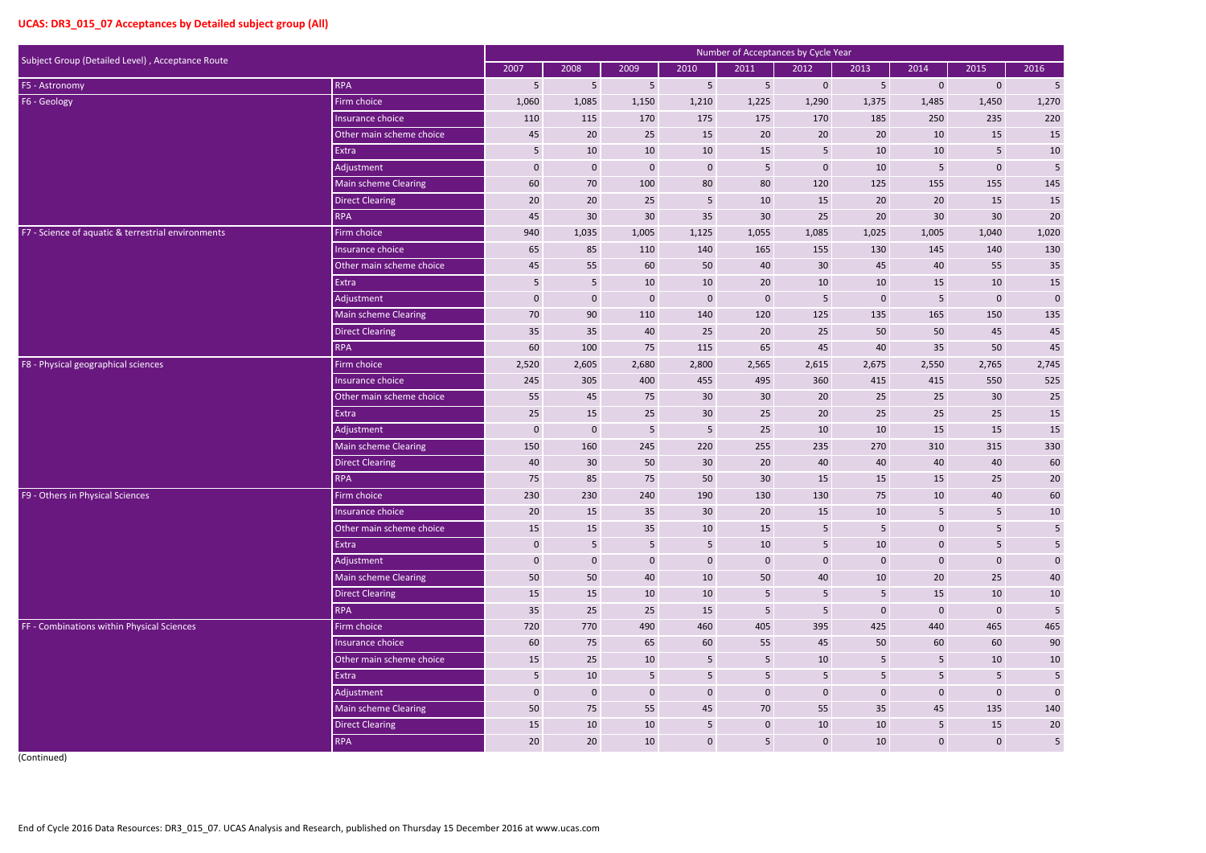## UCAS: DR3_015_07 Acceptances by Detailed subject group (All)

| Subject Group (Detailed Level) , Acceptance Route | | Number of Acceptances by Cycle Year | | | | | | | | | |
|---|---|---|---|---|---|---|---|---|---|---|---|
| | | 2007 | 2008 | 2009 | 2010 | 2011 | 2012 | 2013 | 2014 | 2015 | 2016 |
| F5 - Astronomy | RPA | 5 | 5 | 5 | 5 | 5 | 0 | 5 | 0 | 0 | 5 |
| F6 - Geology | Firm choice | 1,060 | 1,085 | 1,150 | 1,210 | 1,225 | 1,290 | 1,375 | 1,485 | 1,450 | 1,270 |
| | Insurance choice | 110 | 115 | 170 | 175 | 175 | 170 | 185 | 250 | 235 | 220 |
| | Other main scheme choice | 45 | 20 | 25 | 15 | 20 | 20 | 20 | 10 | 15 | 15 |
| | Extra | 5 | 10 | 10 | 10 | 15 | 5 | 10 | 10 | 5 | 10 |
| | Adjustment | 0 | 0 | 0 | 0 | 5 | 0 | 10 | 5 | 0 | 5 |
| | Main scheme Clearing | 60 | 70 | 100 | 80 | 80 | 120 | 125 | 155 | 155 | 145 |
| | Direct Clearing | 20 | 20 | 25 | 5 | 10 | 15 | 20 | 20 | 15 | 15 |
| | RPA | 45 | 30 | 30 | 35 | 30 | 25 | 20 | 30 | 30 | 20 |
| F7 - Science of aquatic & terrestrial environments | Firm choice | 940 | 1,035 | 1,005 | 1,125 | 1,055 | 1,085 | 1,025 | 1,005 | 1,040 | 1,020 |
| | Insurance choice | 65 | 85 | 110 | 140 | 165 | 155 | 130 | 145 | 140 | 130 |
| | Other main scheme choice | 45 | 55 | 60 | 50 | 40 | 30 | 45 | 40 | 55 | 35 |
| | Extra | 5 | 5 | 10 | 10 | 20 | 10 | 10 | 15 | 10 | 15 |
| | Adjustment | 0 | 0 | 0 | 0 | 0 | 5 | 0 | 5 | 0 | 0 |
| | Main scheme Clearing | 70 | 90 | 110 | 140 | 120 | 125 | 135 | 165 | 150 | 135 |
| | Direct Clearing | 35 | 35 | 40 | 25 | 20 | 25 | 50 | 50 | 45 | 45 |
| | RPA | 60 | 100 | 75 | 115 | 65 | 45 | 40 | 35 | 50 | 45 |
| F8 - Physical geographical sciences | Firm choice | 2,520 | 2,605 | 2,680 | 2,800 | 2,565 | 2,615 | 2,675 | 2,550 | 2,765 | 2,745 |
| | Insurance choice | 245 | 305 | 400 | 455 | 495 | 360 | 415 | 415 | 550 | 525 |
| | Other main scheme choice | 55 | 45 | 75 | 30 | 30 | 20 | 25 | 25 | 30 | 25 |
| | Extra | 25 | 15 | 25 | 30 | 25 | 20 | 25 | 25 | 25 | 15 |
| | Adjustment | 0 | 0 | 5 | 5 | 25 | 10 | 10 | 15 | 15 | 15 |
| | Main scheme Clearing | 150 | 160 | 245 | 220 | 255 | 235 | 270 | 310 | 315 | 330 |
| | Direct Clearing | 40 | 30 | 50 | 30 | 20 | 40 | 40 | 40 | 40 | 60 |
| | RPA | 75 | 85 | 75 | 50 | 30 | 15 | 15 | 15 | 25 | 20 |
| F9 - Others in Physical Sciences | Firm choice | 230 | 230 | 240 | 190 | 130 | 130 | 75 | 10 | 40 | 60 |
| | Insurance choice | 20 | 15 | 35 | 30 | 20 | 15 | 10 | 5 | 5 | 10 |
| | Other main scheme choice | 15 | 15 | 35 | 10 | 15 | 5 | 5 | 0 | 5 | 5 |
| | Extra | 0 | 5 | 5 | 5 | 10 | 5 | 10 | 0 | 5 | 5 |
| | Adjustment | 0 | 0 | 0 | 0 | 0 | 0 | 0 | 0 | 0 | 0 |
| | Main scheme Clearing | 50 | 50 | 40 | 10 | 50 | 40 | 10 | 20 | 25 | 40 |
| | Direct Clearing | 15 | 15 | 10 | 10 | 5 | 5 | 5 | 15 | 10 | 10 |
| | RPA | 35 | 25 | 25 | 15 | 5 | 5 | 0 | 0 | 0 | 5 |
| FF - Combinations within Physical Sciences | Firm choice | 720 | 770 | 490 | 460 | 405 | 395 | 425 | 440 | 465 | 465 |
| | Insurance choice | 60 | 75 | 65 | 60 | 55 | 45 | 50 | 60 | 60 | 90 |
| | Other main scheme choice | 15 | 25 | 10 | 5 | 5 | 10 | 5 | 5 | 10 | 10 |
| | Extra | 5 | 10 | 5 | 5 | 5 | 5 | 5 | 5 | 5 | 5 |
| | Adjustment | 0 | 0 | 0 | 0 | 0 | 0 | 0 | 0 | 0 | 0 |
| | Main scheme Clearing | 50 | 75 | 55 | 45 | 70 | 55 | 35 | 45 | 135 | 140 |
| | Direct Clearing | 15 | 10 | 10 | 5 | 0 | 10 | 10 | 5 | 15 | 20 |
| | RPA | 20 | 20 | 10 | 0 | 5 | 0 | 10 | 0 | 0 | 5 |

(Continued)

End of Cycle 2016 Data Resources: DR3_015_07. UCAS Analysis and Research, published on Thursday 15 December 2016 at www.ucas.com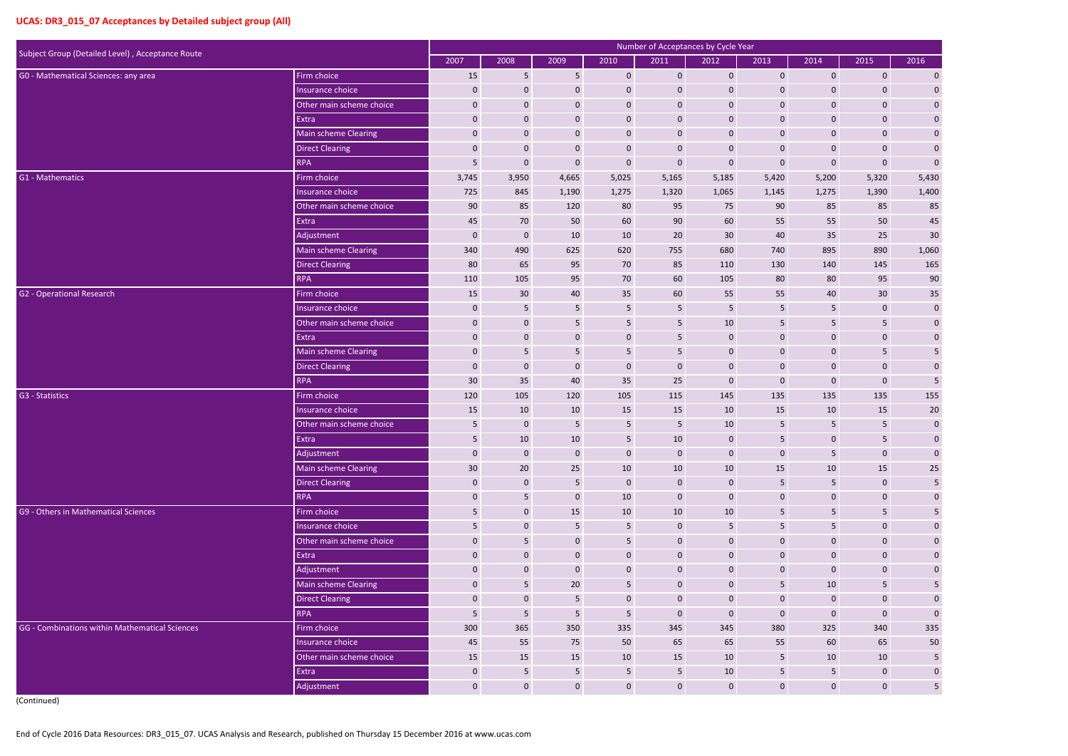## UCAS: DR3_015_07 Acceptances by Detailed subject group (All)

| Subject Group (Detailed Level) , Acceptance Route | | Number of Acceptances by Cycle Year | | | | | | | | | |
|---|---|---|---|---|---|---|---|---|---|---|---|
| | | 2007 | 2008 | 2009 | 2010 | 2011 | 2012 | 2013 | 2014 | 2015 | 2016 |
| G0 - Mathematical Sciences: any area | Firm choice | 15 | 5 | 5 | 0 | 0 | 0 | 0 | 0 | 0 | 0 |
| | Insurance choice | 0 | 0 | 0 | 0 | 0 | 0 | 0 | 0 | 0 | 0 |
| | Other main scheme choice | 0 | 0 | 0 | 0 | 0 | 0 | 0 | 0 | 0 | 0 |
| | Extra | 0 | 0 | 0 | 0 | 0 | 0 | 0 | 0 | 0 | 0 |
| | Main scheme Clearing | 0 | 0 | 0 | 0 | 0 | 0 | 0 | 0 | 0 | 0 |
| | Direct Clearing | 0 | 0 | 0 | 0 | 0 | 0 | 0 | 0 | 0 | 0 |
| | RPA | 5 | 0 | 0 | 0 | 0 | 0 | 0 | 0 | 0 | 0 |
| G1 - Mathematics | Firm choice | 3,745 | 3,950 | 4,665 | 5,025 | 5,165 | 5,185 | 5,420 | 5,200 | 5,320 | 5,430 |
| | Insurance choice | 725 | 845 | 1,190 | 1,275 | 1,320 | 1,065 | 1,145 | 1,275 | 1,390 | 1,400 |
| | Other main scheme choice | 90 | 85 | 120 | 80 | 95 | 75 | 90 | 85 | 85 | 85 |
| | Extra | 45 | 70 | 50 | 60 | 90 | 60 | 55 | 55 | 50 | 45 |
| | Adjustment | 0 | 0 | 10 | 10 | 20 | 30 | 40 | 35 | 25 | 30 |
| | Main scheme Clearing | 340 | 490 | 625 | 620 | 755 | 680 | 740 | 895 | 890 | 1,060 |
| | Direct Clearing | 80 | 65 | 95 | 70 | 85 | 110 | 130 | 140 | 145 | 165 |
| | RPA | 110 | 105 | 95 | 70 | 60 | 105 | 80 | 80 | 95 | 90 |
| G2 - Operational Research | Firm choice | 15 | 30 | 40 | 35 | 60 | 55 | 55 | 40 | 30 | 35 |
| | Insurance choice | 0 | 5 | 5 | 5 | 5 | 5 | 5 | 5 | 0 | 0 |
| | Other main scheme choice | 0 | 0 | 5 | 5 | 5 | 10 | 5 | 5 | 5 | 0 |
| | Extra | 0 | 0 | 0 | 0 | 5 | 0 | 0 | 0 | 0 | 0 |
| | Main scheme Clearing | 0 | 5 | 5 | 5 | 5 | 0 | 0 | 0 | 5 | 5 |
| | Direct Clearing | 0 | 0 | 0 | 0 | 0 | 0 | 0 | 0 | 0 | 0 |
| | RPA | 30 | 35 | 40 | 35 | 25 | 0 | 0 | 0 | 0 | 5 |
| G3 - Statistics | Firm choice | 120 | 105 | 120 | 105 | 115 | 145 | 135 | 135 | 135 | 155 |
| | Insurance choice | 15 | 10 | 10 | 15 | 15 | 10 | 15 | 10 | 15 | 20 |
| | Other main scheme choice | 5 | 0 | 5 | 5 | 5 | 10 | 5 | 5 | 5 | 0 |
| | Extra | 5 | 10 | 10 | 5 | 10 | 0 | 5 | 0 | 5 | 0 |
| | Adjustment | 0 | 0 | 0 | 0 | 0 | 0 | 0 | 5 | 0 | 0 |
| | Main scheme Clearing | 30 | 20 | 25 | 10 | 10 | 10 | 15 | 10 | 15 | 25 |
| | Direct Clearing | 0 | 0 | 5 | 0 | 0 | 0 | 5 | 5 | 0 | 5 |
| | RPA | 0 | 5 | 0 | 10 | 0 | 0 | 0 | 0 | 0 | 0 |
| G9 - Others in Mathematical Sciences | Firm choice | 5 | 0 | 15 | 10 | 10 | 10 | 5 | 5 | 5 | 5 |
| | Insurance choice | 5 | 0 | 5 | 5 | 0 | 5 | 5 | 5 | 0 | 0 |
| | Other main scheme choice | 0 | 5 | 0 | 5 | 0 | 0 | 0 | 0 | 0 | 0 |
| | Extra | 0 | 0 | 0 | 0 | 0 | 0 | 0 | 0 | 0 | 0 |
| | Adjustment | 0 | 0 | 0 | 0 | 0 | 0 | 0 | 0 | 0 | 0 |
| | Main scheme Clearing | 0 | 5 | 20 | 5 | 0 | 0 | 5 | 10 | 5 | 5 |
| | Direct Clearing | 0 | 0 | 5 | 0 | 0 | 0 | 0 | 0 | 0 | 0 |
| | RPA | 5 | 5 | 5 | 5 | 0 | 0 | 0 | 0 | 0 | 0 |
| GG - Combinations within Mathematical Sciences | Firm choice | 300 | 365 | 350 | 335 | 345 | 345 | 380 | 325 | 340 | 335 |
| | Insurance choice | 45 | 55 | 75 | 50 | 65 | 65 | 55 | 60 | 65 | 50 |
| | Other main scheme choice | 15 | 15 | 15 | 10 | 15 | 10 | 5 | 10 | 10 | 5 |
| | Extra | 0 | 5 | 5 | 5 | 5 | 10 | 5 | 5 | 0 | 0 |
| | Adjustment | 0 | 0 | 0 | 0 | 0 | 0 | 0 | 0 | 0 | 5 |

(Continued)

End of Cycle 2016 Data Resources: DR3_015_07. UCAS Analysis and Research, published on Thursday 15 December 2016 at www.ucas.com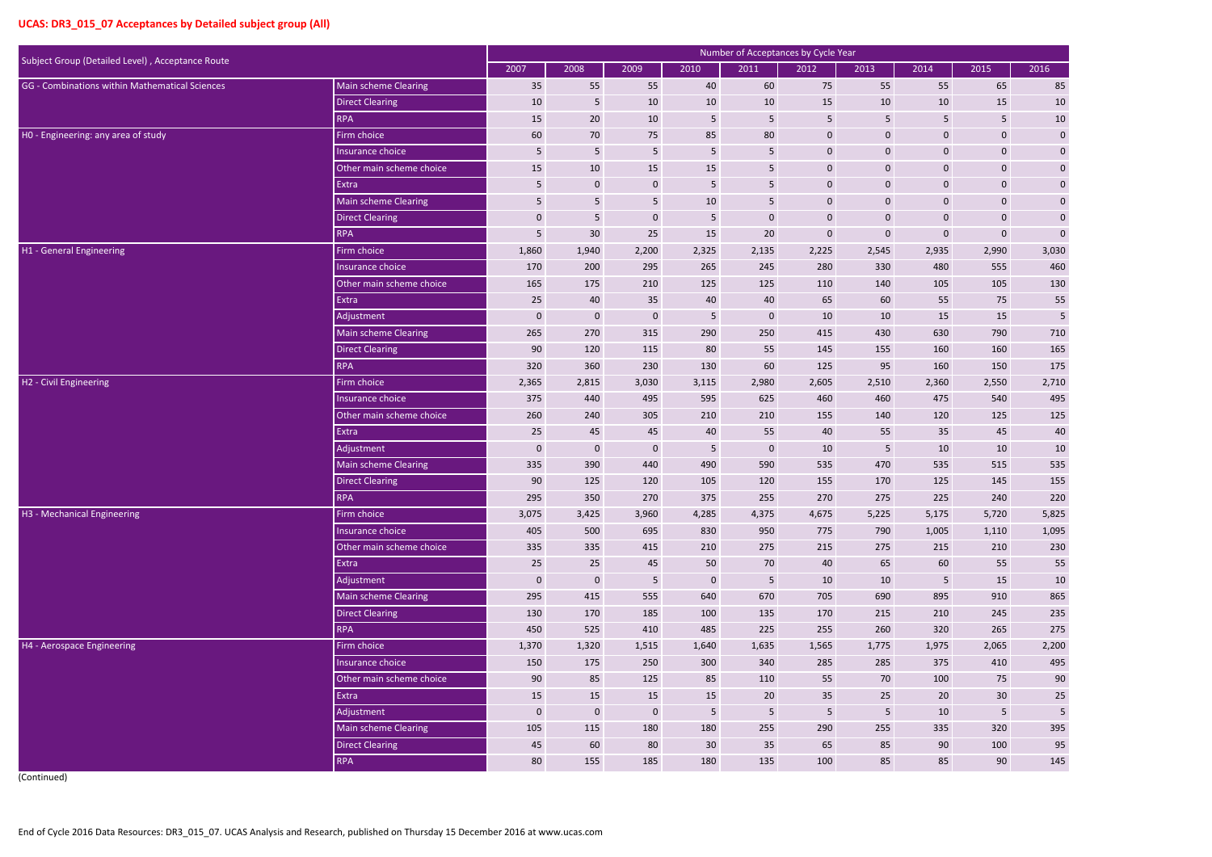## UCAS: DR3_015_07 Acceptances by Detailed subject group (All)

| Subject Group (Detailed Level) , Acceptance Route | | Number of Acceptances by Cycle Year | | | | | | | | | |
|---|---|---|---|---|---|---|---|---|---|---|---|
| | | 2007 | 2008 | 2009 | 2010 | 2011 | 2012 | 2013 | 2014 | 2015 | 2016 |
| GG - Combinations within Mathematical Sciences | Main scheme Clearing | 35 | 55 | 55 | 40 | 60 | 75 | 55 | 55 | 65 | 85 |
| | Direct Clearing | 10 | 5 | 10 | 10 | 10 | 15 | 10 | 10 | 15 | 10 |
| | RPA | 15 | 20 | 10 | 5 | 5 | 5 | 5 | 5 | 5 | 10 |
| H0 - Engineering: any area of study | Firm choice | 60 | 70 | 75 | 85 | 80 | 0 | 0 | 0 | 0 | 0 |
| | Insurance choice | 5 | 5 | 5 | 5 | 5 | 0 | 0 | 0 | 0 | 0 |
| | Other main scheme choice | 15 | 10 | 15 | 15 | 5 | 0 | 0 | 0 | 0 | 0 |
| | Extra | 5 | 0 | 0 | 5 | 5 | 0 | 0 | 0 | 0 | 0 |
| | Main scheme Clearing | 5 | 5 | 5 | 10 | 5 | 0 | 0 | 0 | 0 | 0 |
| | Direct Clearing | 0 | 5 | 0 | 5 | 0 | 0 | 0 | 0 | 0 | 0 |
| | RPA | 5 | 30 | 25 | 15 | 20 | 0 | 0 | 0 | 0 | 0 |
| H1 - General Engineering | Firm choice | 1,860 | 1,940 | 2,200 | 2,325 | 2,135 | 2,225 | 2,545 | 2,935 | 2,990 | 3,030 |
| | Insurance choice | 170 | 200 | 295 | 265 | 245 | 280 | 330 | 480 | 555 | 460 |
| | Other main scheme choice | 165 | 175 | 210 | 125 | 125 | 110 | 140 | 105 | 105 | 130 |
| | Extra | 25 | 40 | 35 | 40 | 40 | 65 | 60 | 55 | 75 | 55 |
| | Adjustment | 0 | 0 | 0 | 5 | 0 | 10 | 10 | 15 | 15 | 5 |
| | Main scheme Clearing | 265 | 270 | 315 | 290 | 250 | 415 | 430 | 630 | 790 | 710 |
| | Direct Clearing | 90 | 120 | 115 | 80 | 55 | 145 | 155 | 160 | 160 | 165 |
| | RPA | 320 | 360 | 230 | 130 | 60 | 125 | 95 | 160 | 150 | 175 |
| H2 - Civil Engineering | Firm choice | 2,365 | 2,815 | 3,030 | 3,115 | 2,980 | 2,605 | 2,510 | 2,360 | 2,550 | 2,710 |
| | Insurance choice | 375 | 440 | 495 | 595 | 625 | 460 | 460 | 475 | 540 | 495 |
| | Other main scheme choice | 260 | 240 | 305 | 210 | 210 | 155 | 140 | 120 | 125 | 125 |
| | Extra | 25 | 45 | 45 | 40 | 55 | 40 | 55 | 35 | 45 | 40 |
| | Adjustment | 0 | 0 | 0 | 5 | 0 | 10 | 5 | 10 | 10 | 10 |
| | Main scheme Clearing | 335 | 390 | 440 | 490 | 590 | 535 | 470 | 535 | 515 | 535 |
| | Direct Clearing | 90 | 125 | 120 | 105 | 120 | 155 | 170 | 125 | 145 | 155 |
| | RPA | 295 | 350 | 270 | 375 | 255 | 270 | 275 | 225 | 240 | 220 |
| H3 - Mechanical Engineering | Firm choice | 3,075 | 3,425 | 3,960 | 4,285 | 4,375 | 4,675 | 5,225 | 5,175 | 5,720 | 5,825 |
| | Insurance choice | 405 | 500 | 695 | 830 | 950 | 775 | 790 | 1,005 | 1,110 | 1,095 |
| | Other main scheme choice | 335 | 335 | 415 | 210 | 275 | 215 | 275 | 215 | 210 | 230 |
| | Extra | 25 | 25 | 45 | 50 | 70 | 40 | 65 | 60 | 55 | 55 |
| | Adjustment | 0 | 0 | 5 | 0 | 5 | 10 | 10 | 5 | 15 | 10 |
| | Main scheme Clearing | 295 | 415 | 555 | 640 | 670 | 705 | 690 | 895 | 910 | 865 |
| | Direct Clearing | 130 | 170 | 185 | 100 | 135 | 170 | 215 | 210 | 245 | 235 |
| | RPA | 450 | 525 | 410 | 485 | 225 | 255 | 260 | 320 | 265 | 275 |
| H4 - Aerospace Engineering | Firm choice | 1,370 | 1,320 | 1,515 | 1,640 | 1,635 | 1,565 | 1,775 | 1,975 | 2,065 | 2,200 |
| | Insurance choice | 150 | 175 | 250 | 300 | 340 | 285 | 285 | 375 | 410 | 495 |
| | Other main scheme choice | 90 | 85 | 125 | 85 | 110 | 55 | 70 | 100 | 75 | 90 |
| | Extra | 15 | 15 | 15 | 15 | 20 | 35 | 25 | 20 | 30 | 25 |
| | Adjustment | 0 | 0 | 0 | 5 | 5 | 5 | 5 | 10 | 5 | 5 |
| | Main scheme Clearing | 105 | 115 | 180 | 180 | 255 | 290 | 255 | 335 | 320 | 395 |
| | Direct Clearing | 45 | 60 | 80 | 30 | 35 | 65 | 85 | 90 | 100 | 95 |
| | RPA | 80 | 155 | 185 | 180 | 135 | 100 | 85 | 85 | 90 | 145 |

(Continued)

End of Cycle 2016 Data Resources: DR3_015_07. UCAS Analysis and Research, published on Thursday 15 December 2016 at www.ucas.com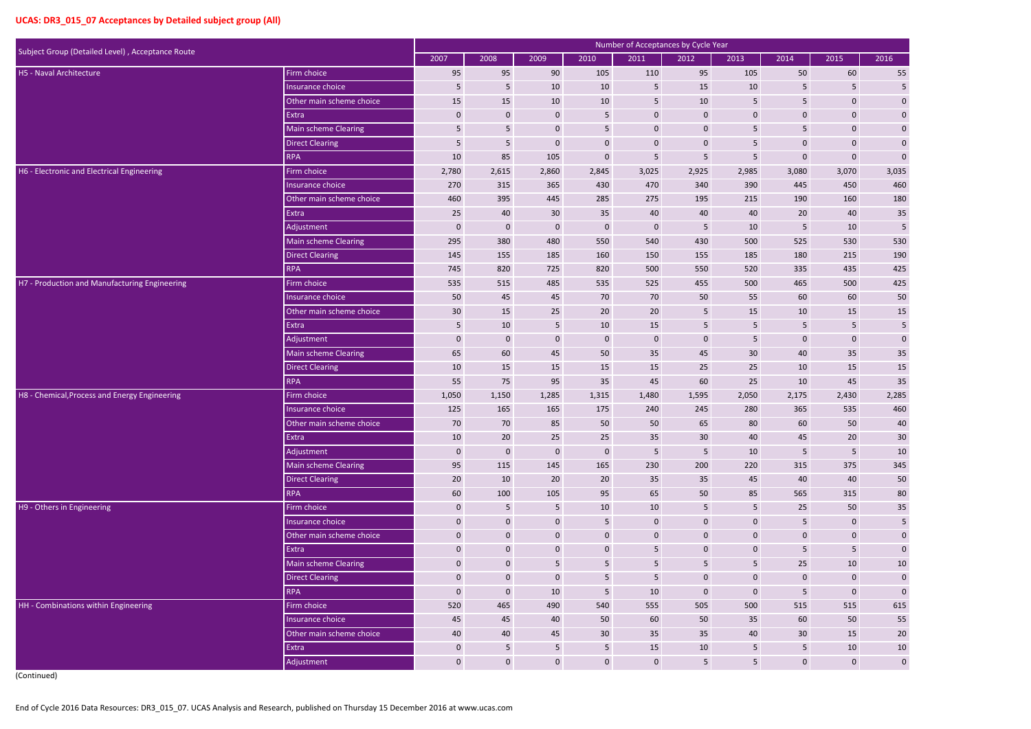## UCAS: DR3_015_07 Acceptances by Detailed subject group (All)

| Subject Group (Detailed Level) , Acceptance Route | | Number of Acceptances by Cycle Year | | | | | | | | | |
|---|---|---|---|---|---|---|---|---|---|---|---|
| | | 2007 | 2008 | 2009 | 2010 | 2011 | 2012 | 2013 | 2014 | 2015 | 2016 |
| H5 - Naval Architecture | Firm choice | 95 | 95 | 90 | 105 | 110 | 95 | 105 | 50 | 60 | 55 |
| | Insurance choice | 5 | 5 | 10 | 10 | 5 | 15 | 10 | 5 | 5 | 5 |
| | Other main scheme choice | 15 | 15 | 10 | 10 | 5 | 10 | 5 | 5 | 0 | 0 |
| | Extra | 0 | 0 | 0 | 5 | 0 | 0 | 0 | 0 | 0 | 0 |
| | Main scheme Clearing | 5 | 5 | 0 | 5 | 0 | 0 | 5 | 5 | 0 | 0 |
| | Direct Clearing | 5 | 5 | 0 | 0 | 0 | 0 | 5 | 0 | 0 | 0 |
| | RPA | 10 | 85 | 105 | 0 | 5 | 5 | 5 | 0 | 0 | 0 |
| H6 - Electronic and Electrical Engineering | Firm choice | 2,780 | 2,615 | 2,860 | 2,845 | 3,025 | 2,925 | 2,985 | 3,080 | 3,070 | 3,035 |
| | Insurance choice | 270 | 315 | 365 | 430 | 470 | 340 | 390 | 445 | 450 | 460 |
| | Other main scheme choice | 460 | 395 | 445 | 285 | 275 | 195 | 215 | 190 | 160 | 180 |
| | Extra | 25 | 40 | 30 | 35 | 40 | 40 | 40 | 20 | 40 | 35 |
| | Adjustment | 0 | 0 | 0 | 0 | 0 | 5 | 10 | 5 | 10 | 5 |
| | Main scheme Clearing | 295 | 380 | 480 | 550 | 540 | 430 | 500 | 525 | 530 | 530 |
| | Direct Clearing | 145 | 155 | 185 | 160 | 150 | 155 | 185 | 180 | 215 | 190 |
| | RPA | 745 | 820 | 725 | 820 | 500 | 550 | 520 | 335 | 435 | 425 |
| H7 - Production and Manufacturing Engineering | Firm choice | 535 | 515 | 485 | 535 | 525 | 455 | 500 | 465 | 500 | 425 |
| | Insurance choice | 50 | 45 | 45 | 70 | 70 | 50 | 55 | 60 | 60 | 50 |
| | Other main scheme choice | 30 | 15 | 25 | 20 | 20 | 5 | 15 | 10 | 15 | 15 |
| | Extra | 5 | 10 | 5 | 10 | 15 | 5 | 5 | 5 | 5 | 5 |
| | Adjustment | 0 | 0 | 0 | 0 | 0 | 0 | 5 | 0 | 0 | 0 |
| | Main scheme Clearing | 65 | 60 | 45 | 50 | 35 | 45 | 30 | 40 | 35 | 35 |
| | Direct Clearing | 10 | 15 | 15 | 15 | 15 | 25 | 25 | 10 | 15 | 15 |
| | RPA | 55 | 75 | 95 | 35 | 45 | 60 | 25 | 10 | 45 | 35 |
| H8 - Chemical,Process and Energy Engineering | Firm choice | 1,050 | 1,150 | 1,285 | 1,315 | 1,480 | 1,595 | 2,050 | 2,175 | 2,430 | 2,285 |
| | Insurance choice | 125 | 165 | 165 | 175 | 240 | 245 | 280 | 365 | 535 | 460 |
| | Other main scheme choice | 70 | 70 | 85 | 50 | 50 | 65 | 80 | 60 | 50 | 40 |
| | Extra | 10 | 20 | 25 | 25 | 35 | 30 | 40 | 45 | 20 | 30 |
| | Adjustment | 0 | 0 | 0 | 0 | 5 | 5 | 10 | 5 | 5 | 10 |
| | Main scheme Clearing | 95 | 115 | 145 | 165 | 230 | 200 | 220 | 315 | 375 | 345 |
| | Direct Clearing | 20 | 10 | 20 | 20 | 35 | 35 | 45 | 40 | 40 | 50 |
| | RPA | 60 | 100 | 105 | 95 | 65 | 50 | 85 | 565 | 315 | 80 |
| H9 - Others in Engineering | Firm choice | 0 | 5 | 5 | 10 | 10 | 5 | 5 | 25 | 50 | 35 |
| | Insurance choice | 0 | 0 | 0 | 5 | 0 | 0 | 0 | 5 | 0 | 5 |
| | Other main scheme choice | 0 | 0 | 0 | 0 | 0 | 0 | 0 | 0 | 0 | 0 |
| | Extra | 0 | 0 | 0 | 0 | 5 | 0 | 0 | 5 | 5 | 0 |
| | Main scheme Clearing | 0 | 0 | 5 | 5 | 5 | 5 | 5 | 25 | 10 | 10 |
| | Direct Clearing | 0 | 0 | 0 | 5 | 5 | 0 | 0 | 0 | 0 | 0 |
| | RPA | 0 | 0 | 10 | 5 | 10 | 0 | 0 | 5 | 0 | 0 |
| HH - Combinations within Engineering | Firm choice | 520 | 465 | 490 | 540 | 555 | 505 | 500 | 515 | 515 | 615 |
| | Insurance choice | 45 | 45 | 40 | 50 | 60 | 50 | 35 | 60 | 50 | 55 |
| | Other main scheme choice | 40 | 40 | 45 | 30 | 35 | 35 | 40 | 30 | 15 | 20 |
| | Extra | 0 | 5 | 5 | 5 | 15 | 10 | 5 | 5 | 10 | 10 |
| | Adjustment | 0 | 0 | 0 | 0 | 0 | 5 | 5 | 0 | 0 | 0 |

(Continued)

End of Cycle 2016 Data Resources: DR3_015_07. UCAS Analysis and Research, published on Thursday 15 December 2016 at www.ucas.com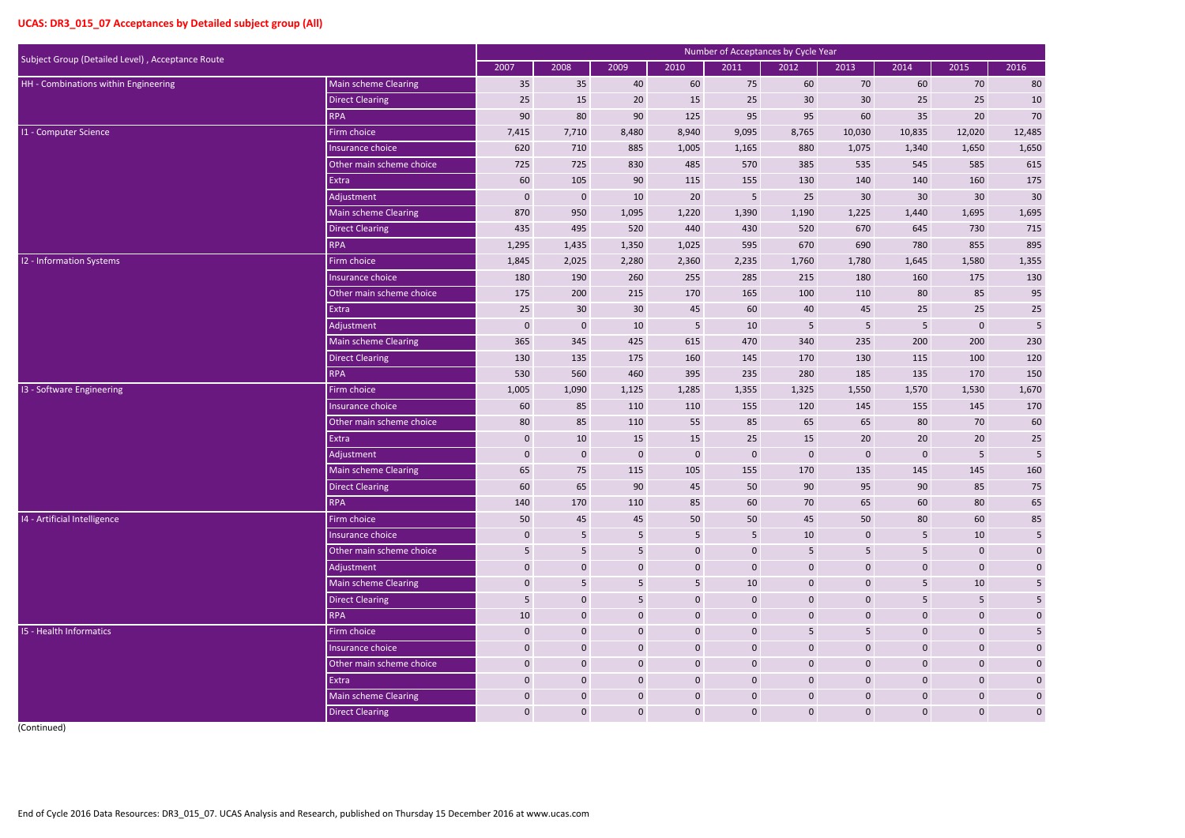## UCAS: DR3_015_07 Acceptances by Detailed subject group (All)

| Subject Group (Detailed Level) , Acceptance Route | | Number of Acceptances by Cycle Year | | | | | | | | | |
|---|---|---|---|---|---|---|---|---|---|---|---|
| | | 2007 | 2008 | 2009 | 2010 | 2011 | 2012 | 2013 | 2014 | 2015 | 2016 |
| HH - Combinations within Engineering | Main scheme Clearing | 35 | 35 | 40 | 60 | 75 | 60 | 70 | 60 | 70 | 80 |
| | Direct Clearing | 25 | 15 | 20 | 15 | 25 | 30 | 30 | 25 | 25 | 10 |
| | RPA | 90 | 80 | 90 | 125 | 95 | 95 | 60 | 35 | 20 | 70 |
| I1 - Computer Science | Firm choice | 7,415 | 7,710 | 8,480 | 8,940 | 9,095 | 8,765 | 10,030 | 10,835 | 12,020 | 12,485 |
| | Insurance choice | 620 | 710 | 885 | 1,005 | 1,165 | 880 | 1,075 | 1,340 | 1,650 | 1,650 |
| | Other main scheme choice | 725 | 725 | 830 | 485 | 570 | 385 | 535 | 545 | 585 | 615 |
| | Extra | 60 | 105 | 90 | 115 | 155 | 130 | 140 | 140 | 160 | 175 |
| | Adjustment | 0 | 0 | 10 | 20 | 5 | 25 | 30 | 30 | 30 | 30 |
| | Main scheme Clearing | 870 | 950 | 1,095 | 1,220 | 1,390 | 1,190 | 1,225 | 1,440 | 1,695 | 1,695 |
| | Direct Clearing | 435 | 495 | 520 | 440 | 430 | 520 | 670 | 645 | 730 | 715 |
| | RPA | 1,295 | 1,435 | 1,350 | 1,025 | 595 | 670 | 690 | 780 | 855 | 895 |
| I2 - Information Systems | Firm choice | 1,845 | 2,025 | 2,280 | 2,360 | 2,235 | 1,760 | 1,780 | 1,645 | 1,580 | 1,355 |
| | Insurance choice | 180 | 190 | 260 | 255 | 285 | 215 | 180 | 160 | 175 | 130 |
| | Other main scheme choice | 175 | 200 | 215 | 170 | 165 | 100 | 110 | 80 | 85 | 95 |
| | Extra | 25 | 30 | 30 | 45 | 60 | 40 | 45 | 25 | 25 | 25 |
| | Adjustment | 0 | 0 | 10 | 5 | 10 | 5 | 5 | 5 | 0 | 5 |
| | Main scheme Clearing | 365 | 345 | 425 | 615 | 470 | 340 | 235 | 200 | 200 | 230 |
| | Direct Clearing | 130 | 135 | 175 | 160 | 145 | 170 | 130 | 115 | 100 | 120 |
| | RPA | 530 | 560 | 460 | 395 | 235 | 280 | 185 | 135 | 170 | 150 |
| I3 - Software Engineering | Firm choice | 1,005 | 1,090 | 1,125 | 1,285 | 1,355 | 1,325 | 1,550 | 1,570 | 1,530 | 1,670 |
| | Insurance choice | 60 | 85 | 110 | 110 | 155 | 120 | 145 | 155 | 145 | 170 |
| | Other main scheme choice | 80 | 85 | 110 | 55 | 85 | 65 | 65 | 80 | 70 | 60 |
| | Extra | 0 | 10 | 15 | 15 | 25 | 15 | 20 | 20 | 20 | 25 |
| | Adjustment | 0 | 0 | 0 | 0 | 0 | 0 | 0 | 0 | 5 | 5 |
| | Main scheme Clearing | 65 | 75 | 115 | 105 | 155 | 170 | 135 | 145 | 145 | 160 |
| | Direct Clearing | 60 | 65 | 90 | 45 | 50 | 90 | 95 | 90 | 85 | 75 |
| | RPA | 140 | 170 | 110 | 85 | 60 | 70 | 65 | 60 | 80 | 65 |
| I4 - Artificial Intelligence | Firm choice | 50 | 45 | 45 | 50 | 50 | 45 | 50 | 80 | 60 | 85 |
| | Insurance choice | 0 | 5 | 5 | 5 | 5 | 10 | 0 | 5 | 10 | 5 |
| | Other main scheme choice | 5 | 5 | 5 | 0 | 0 | 5 | 5 | 5 | 0 | 0 |
| | Adjustment | 0 | 0 | 0 | 0 | 0 | 0 | 0 | 0 | 0 | 0 |
| | Main scheme Clearing | 0 | 5 | 5 | 5 | 10 | 0 | 0 | 5 | 10 | 5 |
| | Direct Clearing | 5 | 0 | 5 | 0 | 0 | 0 | 0 | 5 | 5 | 5 |
| | RPA | 10 | 0 | 0 | 0 | 0 | 0 | 0 | 0 | 0 | 0 |
| I5 - Health Informatics | Firm choice | 0 | 0 | 0 | 0 | 0 | 5 | 5 | 0 | 0 | 5 |
| | Insurance choice | 0 | 0 | 0 | 0 | 0 | 0 | 0 | 0 | 0 | 0 |
| | Other main scheme choice | 0 | 0 | 0 | 0 | 0 | 0 | 0 | 0 | 0 | 0 |
| | Extra | 0 | 0 | 0 | 0 | 0 | 0 | 0 | 0 | 0 | 0 |
| | Main scheme Clearing | 0 | 0 | 0 | 0 | 0 | 0 | 0 | 0 | 0 | 0 |
| | Direct Clearing | 0 | 0 | 0 | 0 | 0 | 0 | 0 | 0 | 0 | 0 |

(Continued)

End of Cycle 2016 Data Resources: DR3_015_07. UCAS Analysis and Research, published on Thursday 15 December 2016 at www.ucas.com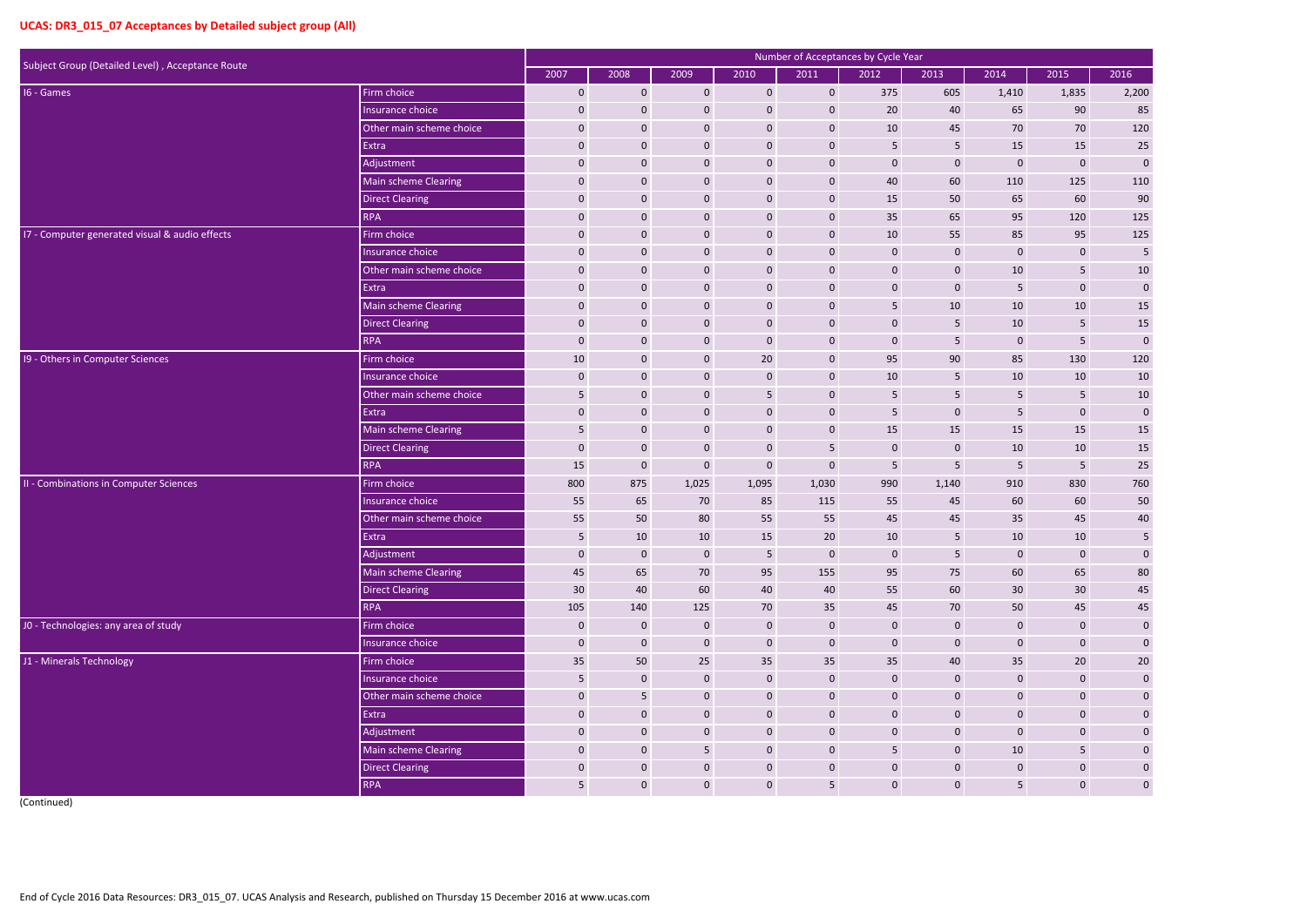## UCAS: DR3_015_07 Acceptances by Detailed subject group (All)

| Subject Group (Detailed Level) , Acceptance Route | | Number of Acceptances by Cycle Year | | | | | | | | | |
|---|---|---|---|---|---|---|---|---|---|---|---|
| | | 2007 | 2008 | 2009 | 2010 | 2011 | 2012 | 2013 | 2014 | 2015 | 2016 |
| I6 - Games | Firm choice | 0 | 0 | 0 | 0 | 0 | 375 | 605 | 1,410 | 1,835 | 2,200 |
| | Insurance choice | 0 | 0 | 0 | 0 | 0 | 20 | 40 | 65 | 90 | 85 |
| | Other main scheme choice | 0 | 0 | 0 | 0 | 0 | 10 | 45 | 70 | 70 | 120 |
| | Extra | 0 | 0 | 0 | 0 | 0 | 5 | 5 | 15 | 15 | 25 |
| | Adjustment | 0 | 0 | 0 | 0 | 0 | 0 | 0 | 0 | 0 | 0 |
| | Main scheme Clearing | 0 | 0 | 0 | 0 | 0 | 40 | 60 | 110 | 125 | 110 |
| | Direct Clearing | 0 | 0 | 0 | 0 | 0 | 15 | 50 | 65 | 60 | 90 |
| | RPA | 0 | 0 | 0 | 0 | 0 | 35 | 65 | 95 | 120 | 125 |
| I7 - Computer generated visual & audio effects | Firm choice | 0 | 0 | 0 | 0 | 0 | 10 | 55 | 85 | 95 | 125 |
| | Insurance choice | 0 | 0 | 0 | 0 | 0 | 0 | 0 | 0 | 0 | 5 |
| | Other main scheme choice | 0 | 0 | 0 | 0 | 0 | 0 | 0 | 10 | 5 | 10 |
| | Extra | 0 | 0 | 0 | 0 | 0 | 0 | 0 | 5 | 0 | 0 |
| | Main scheme Clearing | 0 | 0 | 0 | 0 | 0 | 5 | 10 | 10 | 10 | 15 |
| | Direct Clearing | 0 | 0 | 0 | 0 | 0 | 0 | 5 | 10 | 5 | 15 |
| | RPA | 0 | 0 | 0 | 0 | 0 | 0 | 5 | 0 | 5 | 0 |
| I9 - Others in Computer Sciences | Firm choice | 10 | 0 | 0 | 20 | 0 | 95 | 90 | 85 | 130 | 120 |
| | Insurance choice | 0 | 0 | 0 | 0 | 0 | 10 | 5 | 10 | 10 | 10 |
| | Other main scheme choice | 5 | 0 | 0 | 5 | 0 | 5 | 5 | 5 | 5 | 10 |
| | Extra | 0 | 0 | 0 | 0 | 0 | 5 | 0 | 5 | 0 | 0 |
| | Main scheme Clearing | 5 | 0 | 0 | 0 | 0 | 15 | 15 | 15 | 15 | 15 |
| | Direct Clearing | 0 | 0 | 0 | 0 | 5 | 0 | 0 | 10 | 10 | 15 |
| | RPA | 15 | 0 | 0 | 0 | 0 | 5 | 5 | 5 | 5 | 25 |
| II - Combinations in Computer Sciences | Firm choice | 800 | 875 | 1,025 | 1,095 | 1,030 | 990 | 1,140 | 910 | 830 | 760 |
| | Insurance choice | 55 | 65 | 70 | 85 | 115 | 55 | 45 | 60 | 60 | 50 |
| | Other main scheme choice | 55 | 50 | 80 | 55 | 55 | 45 | 45 | 35 | 45 | 40 |
| | Extra | 5 | 10 | 10 | 15 | 20 | 10 | 5 | 10 | 10 | 5 |
| | Adjustment | 0 | 0 | 0 | 5 | 0 | 0 | 5 | 0 | 0 | 0 |
| | Main scheme Clearing | 45 | 65 | 70 | 95 | 155 | 95 | 75 | 60 | 65 | 80 |
| | Direct Clearing | 30 | 40 | 60 | 40 | 40 | 55 | 60 | 30 | 30 | 45 |
| | RPA | 105 | 140 | 125 | 70 | 35 | 45 | 70 | 50 | 45 | 45 |
| J0 - Technologies: any area of study | Firm choice | 0 | 0 | 0 | 0 | 0 | 0 | 0 | 0 | 0 | 0 |
| | Insurance choice | 0 | 0 | 0 | 0 | 0 | 0 | 0 | 0 | 0 | 0 |
| J1 - Minerals Technology | Firm choice | 35 | 50 | 25 | 35 | 35 | 35 | 40 | 35 | 20 | 20 |
| | Insurance choice | 5 | 0 | 0 | 0 | 0 | 0 | 0 | 0 | 0 | 0 |
| | Other main scheme choice | 0 | 5 | 0 | 0 | 0 | 0 | 0 | 0 | 0 | 0 |
| | Extra | 0 | 0 | 0 | 0 | 0 | 0 | 0 | 0 | 0 | 0 |
| | Adjustment | 0 | 0 | 0 | 0 | 0 | 0 | 0 | 0 | 0 | 0 |
| | Main scheme Clearing | 0 | 0 | 5 | 0 | 0 | 5 | 0 | 10 | 5 | 0 |
| | Direct Clearing | 0 | 0 | 0 | 0 | 0 | 0 | 0 | 0 | 0 | 0 |
| | RPA | 5 | 0 | 0 | 0 | 5 | 0 | 0 | 5 | 0 | 0 |

(Continued)

End of Cycle 2016 Data Resources: DR3_015_07. UCAS Analysis and Research, published on Thursday 15 December 2016 at www.ucas.com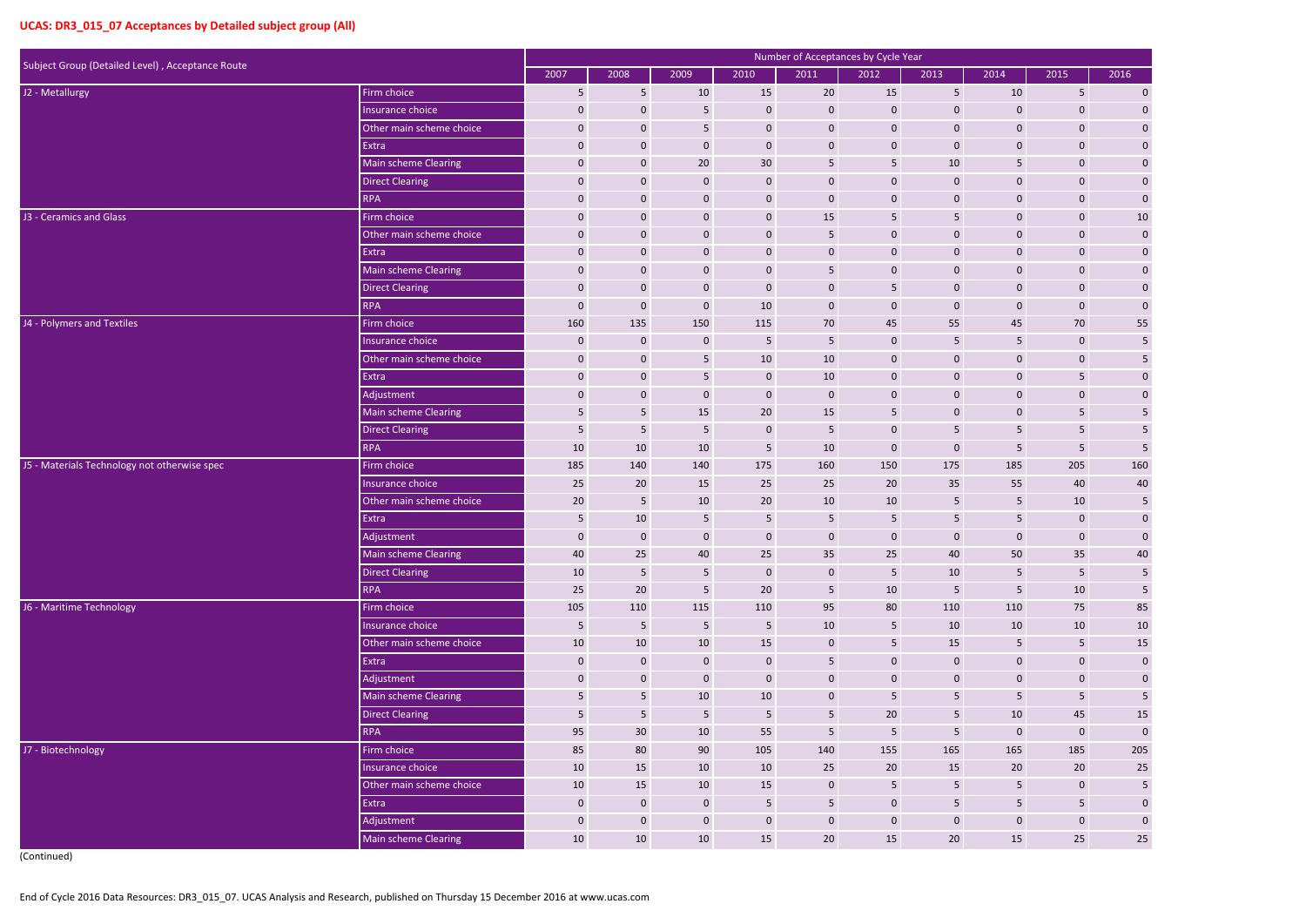## UCAS: DR3_015_07 Acceptances by Detailed subject group (All)

| Subject Group (Detailed Level) , Acceptance Route | | Number of Acceptances by Cycle Year | | | | | | | | | |
|---|---|---|---|---|---|---|---|---|---|---|---|
| | | 2007 | 2008 | 2009 | 2010 | 2011 | 2012 | 2013 | 2014 | 2015 | 2016 |
| J2 - Metallurgy | Firm choice | 5 | 5 | 10 | 15 | 20 | 15 | 5 | 10 | 5 | 0 |
| | Insurance choice | 0 | 0 | 5 | 0 | 0 | 0 | 0 | 0 | 0 | 0 |
| | Other main scheme choice | 0 | 0 | 5 | 0 | 0 | 0 | 0 | 0 | 0 | 0 |
| | Extra | 0 | 0 | 0 | 0 | 0 | 0 | 0 | 0 | 0 | 0 |
| | Main scheme Clearing | 0 | 0 | 20 | 30 | 5 | 5 | 10 | 5 | 0 | 0 |
| | Direct Clearing | 0 | 0 | 0 | 0 | 0 | 0 | 0 | 0 | 0 | 0 |
| | RPA | 0 | 0 | 0 | 0 | 0 | 0 | 0 | 0 | 0 | 0 |
| J3 - Ceramics and Glass | Firm choice | 0 | 0 | 0 | 0 | 15 | 5 | 5 | 0 | 0 | 10 |
| | Other main scheme choice | 0 | 0 | 0 | 0 | 5 | 0 | 0 | 0 | 0 | 0 |
| | Extra | 0 | 0 | 0 | 0 | 0 | 0 | 0 | 0 | 0 | 0 |
| | Main scheme Clearing | 0 | 0 | 0 | 0 | 5 | 0 | 0 | 0 | 0 | 0 |
| | Direct Clearing | 0 | 0 | 0 | 0 | 0 | 5 | 0 | 0 | 0 | 0 |
| | RPA | 0 | 0 | 0 | 10 | 0 | 0 | 0 | 0 | 0 | 0 |
| J4 - Polymers and Textiles | Firm choice | 160 | 135 | 150 | 115 | 70 | 45 | 55 | 45 | 70 | 55 |
| | Insurance choice | 0 | 0 | 0 | 5 | 5 | 0 | 5 | 5 | 0 | 5 |
| | Other main scheme choice | 0 | 0 | 5 | 10 | 10 | 0 | 0 | 0 | 0 | 5 |
| | Extra | 0 | 0 | 5 | 0 | 10 | 0 | 0 | 0 | 5 | 0 |
| | Adjustment | 0 | 0 | 0 | 0 | 0 | 0 | 0 | 0 | 0 | 0 |
| | Main scheme Clearing | 5 | 5 | 15 | 20 | 15 | 5 | 0 | 0 | 5 | 5 |
| | Direct Clearing | 5 | 5 | 5 | 0 | 5 | 0 | 5 | 5 | 5 | 5 |
| | RPA | 10 | 10 | 10 | 5 | 10 | 0 | 0 | 5 | 5 | 5 |
| J5 - Materials Technology not otherwise spec | Firm choice | 185 | 140 | 140 | 175 | 160 | 150 | 175 | 185 | 205 | 160 |
| | Insurance choice | 25 | 20 | 15 | 25 | 25 | 20 | 35 | 55 | 40 | 40 |
| | Other main scheme choice | 20 | 5 | 10 | 20 | 10 | 10 | 5 | 5 | 10 | 5 |
| | Extra | 5 | 10 | 5 | 5 | 5 | 5 | 5 | 5 | 0 | 0 |
| | Adjustment | 0 | 0 | 0 | 0 | 0 | 0 | 0 | 0 | 0 | 0 |
| | Main scheme Clearing | 40 | 25 | 40 | 25 | 35 | 25 | 40 | 50 | 35 | 40 |
| | Direct Clearing | 10 | 5 | 5 | 0 | 0 | 5 | 10 | 5 | 5 | 5 |
| | RPA | 25 | 20 | 5 | 20 | 5 | 10 | 5 | 5 | 10 | 5 |
| J6 - Maritime Technology | Firm choice | 105 | 110 | 115 | 110 | 95 | 80 | 110 | 110 | 75 | 85 |
| | Insurance choice | 5 | 5 | 5 | 5 | 10 | 5 | 10 | 10 | 10 | 10 |
| | Other main scheme choice | 10 | 10 | 10 | 15 | 0 | 5 | 15 | 5 | 5 | 15 |
| | Extra | 0 | 0 | 0 | 0 | 5 | 0 | 0 | 0 | 0 | 0 |
| | Adjustment | 0 | 0 | 0 | 0 | 0 | 0 | 0 | 0 | 0 | 0 |
| | Main scheme Clearing | 5 | 5 | 10 | 10 | 0 | 5 | 5 | 5 | 5 | 5 |
| | Direct Clearing | 5 | 5 | 5 | 5 | 5 | 20 | 5 | 10 | 45 | 15 |
| | RPA | 95 | 30 | 10 | 55 | 5 | 5 | 5 | 0 | 0 | 0 |
| J7 - Biotechnology | Firm choice | 85 | 80 | 90 | 105 | 140 | 155 | 165 | 165 | 185 | 205 |
| | Insurance choice | 10 | 15 | 10 | 10 | 25 | 20 | 15 | 20 | 20 | 25 |
| | Other main scheme choice | 10 | 15 | 10 | 15 | 0 | 5 | 5 | 5 | 0 | 5 |
| | Extra | 0 | 0 | 0 | 5 | 5 | 0 | 5 | 5 | 5 | 0 |
| | Adjustment | 0 | 0 | 0 | 0 | 0 | 0 | 0 | 0 | 0 | 0 |
| | Main scheme Clearing | 10 | 10 | 10 | 15 | 20 | 15 | 20 | 15 | 25 | 25 |

(Continued)

End of Cycle 2016 Data Resources: DR3_015_07. UCAS Analysis and Research, published on Thursday 15 December 2016 at www.ucas.com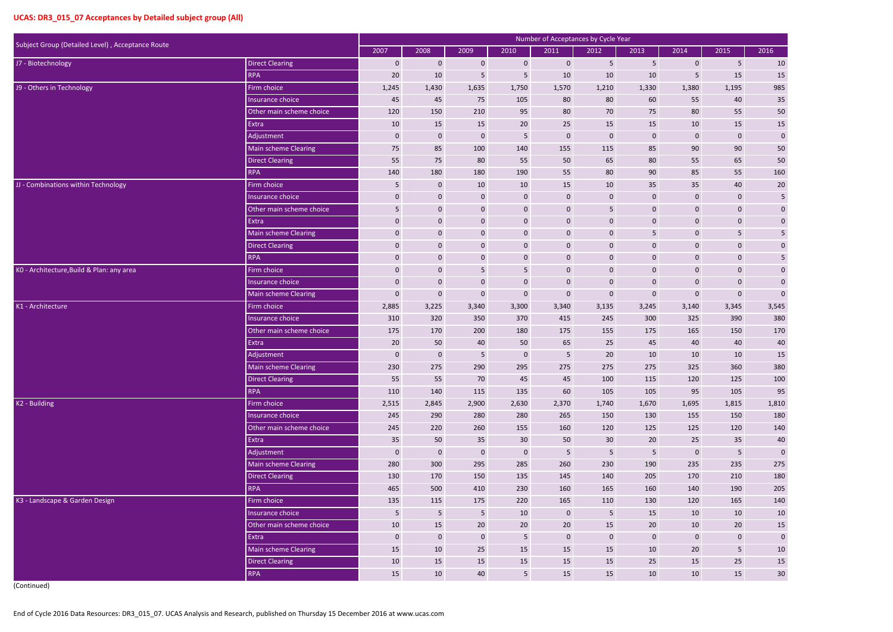## UCAS: DR3_015_07 Acceptances by Detailed subject group (All)

| Subject Group (Detailed Level) , Acceptance Route | | Number of Acceptances by Cycle Year | | | | | | | | | |
|---|---|---|---|---|---|---|---|---|---|---|---|
| | | 2007 | 2008 | 2009 | 2010 | 2011 | 2012 | 2013 | 2014 | 2015 | 2016 |
| J7 - Biotechnology | Direct Clearing | 0 | 0 | 0 | 0 | 0 | 5 | 5 | 0 | 5 | 10 |
| | RPA | 20 | 10 | 5 | 5 | 10 | 10 | 10 | 5 | 15 | 15 |
| J9 - Others in Technology | Firm choice | 1,245 | 1,430 | 1,635 | 1,750 | 1,570 | 1,210 | 1,330 | 1,380 | 1,195 | 985 |
| | Insurance choice | 45 | 45 | 75 | 105 | 80 | 80 | 60 | 55 | 40 | 35 |
| | Other main scheme choice | 120 | 150 | 210 | 95 | 80 | 70 | 75 | 80 | 55 | 50 |
| | Extra | 10 | 15 | 15 | 20 | 25 | 15 | 15 | 10 | 15 | 15 |
| | Adjustment | 0 | 0 | 0 | 5 | 0 | 0 | 0 | 0 | 0 | 0 |
| | Main scheme Clearing | 75 | 85 | 100 | 140 | 155 | 115 | 85 | 90 | 90 | 50 |
| | Direct Clearing | 55 | 75 | 80 | 55 | 50 | 65 | 80 | 55 | 65 | 50 |
| | RPA | 140 | 180 | 180 | 190 | 55 | 80 | 90 | 85 | 55 | 160 |
| JJ - Combinations within Technology | Firm choice | 5 | 0 | 10 | 10 | 15 | 10 | 35 | 35 | 40 | 20 |
| | Insurance choice | 0 | 0 | 0 | 0 | 0 | 0 | 0 | 0 | 0 | 5 |
| | Other main scheme choice | 5 | 0 | 0 | 0 | 0 | 5 | 0 | 0 | 0 | 0 |
| | Extra | 0 | 0 | 0 | 0 | 0 | 0 | 0 | 0 | 0 | 0 |
| | Main scheme Clearing | 0 | 0 | 0 | 0 | 0 | 0 | 5 | 0 | 5 | 5 |
| | Direct Clearing | 0 | 0 | 0 | 0 | 0 | 0 | 0 | 0 | 0 | 0 |
| | RPA | 0 | 0 | 0 | 0 | 0 | 0 | 0 | 0 | 0 | 5 |
| K0 - Architecture,Build & Plan: any area | Firm choice | 0 | 0 | 5 | 5 | 0 | 0 | 0 | 0 | 0 | 0 |
| | Insurance choice | 0 | 0 | 0 | 0 | 0 | 0 | 0 | 0 | 0 | 0 |
| | Main scheme Clearing | 0 | 0 | 0 | 0 | 0 | 0 | 0 | 0 | 0 | 0 |
| K1 - Architecture | Firm choice | 2,885 | 3,225 | 3,340 | 3,300 | 3,340 | 3,135 | 3,245 | 3,140 | 3,345 | 3,545 |
| | Insurance choice | 310 | 320 | 350 | 370 | 415 | 245 | 300 | 325 | 390 | 380 |
| | Other main scheme choice | 175 | 170 | 200 | 180 | 175 | 155 | 175 | 165 | 150 | 170 |
| | Extra | 20 | 50 | 40 | 50 | 65 | 25 | 45 | 40 | 40 | 40 |
| | Adjustment | 0 | 0 | 5 | 0 | 5 | 20 | 10 | 10 | 10 | 15 |
| | Main scheme Clearing | 230 | 275 | 290 | 295 | 275 | 275 | 275 | 325 | 360 | 380 |
| | Direct Clearing | 55 | 55 | 70 | 45 | 45 | 100 | 115 | 120 | 125 | 100 |
| | RPA | 110 | 140 | 115 | 135 | 60 | 105 | 105 | 95 | 105 | 95 |
| K2 - Building | Firm choice | 2,515 | 2,845 | 2,900 | 2,630 | 2,370 | 1,740 | 1,670 | 1,695 | 1,815 | 1,810 |
| | Insurance choice | 245 | 290 | 280 | 280 | 265 | 150 | 130 | 155 | 150 | 180 |
| | Other main scheme choice | 245 | 220 | 260 | 155 | 160 | 120 | 125 | 125 | 120 | 140 |
| | Extra | 35 | 50 | 35 | 30 | 50 | 30 | 20 | 25 | 35 | 40 |
| | Adjustment | 0 | 0 | 0 | 0 | 5 | 5 | 5 | 0 | 5 | 0 |
| | Main scheme Clearing | 280 | 300 | 295 | 285 | 260 | 230 | 190 | 235 | 235 | 275 |
| | Direct Clearing | 130 | 170 | 150 | 135 | 145 | 140 | 205 | 170 | 210 | 180 |
| | RPA | 465 | 500 | 410 | 230 | 160 | 165 | 160 | 140 | 190 | 205 |
| K3 - Landscape & Garden Design | Firm choice | 135 | 115 | 175 | 220 | 165 | 110 | 130 | 120 | 165 | 140 |
| | Insurance choice | 5 | 5 | 5 | 10 | 0 | 5 | 15 | 10 | 10 | 10 |
| | Other main scheme choice | 10 | 15 | 20 | 20 | 20 | 15 | 20 | 10 | 20 | 15 |
| | Extra | 0 | 0 | 0 | 5 | 0 | 0 | 0 | 0 | 0 | 0 |
| | Main scheme Clearing | 15 | 10 | 25 | 15 | 15 | 15 | 10 | 20 | 5 | 10 |
| | Direct Clearing | 10 | 15 | 15 | 15 | 15 | 15 | 25 | 15 | 25 | 15 |
| | RPA | 15 | 10 | 40 | 5 | 15 | 15 | 10 | 10 | 15 | 30 |

(Continued)

End of Cycle 2016 Data Resources: DR3_015_07. UCAS Analysis and Research, published on Thursday 15 December 2016 at www.ucas.com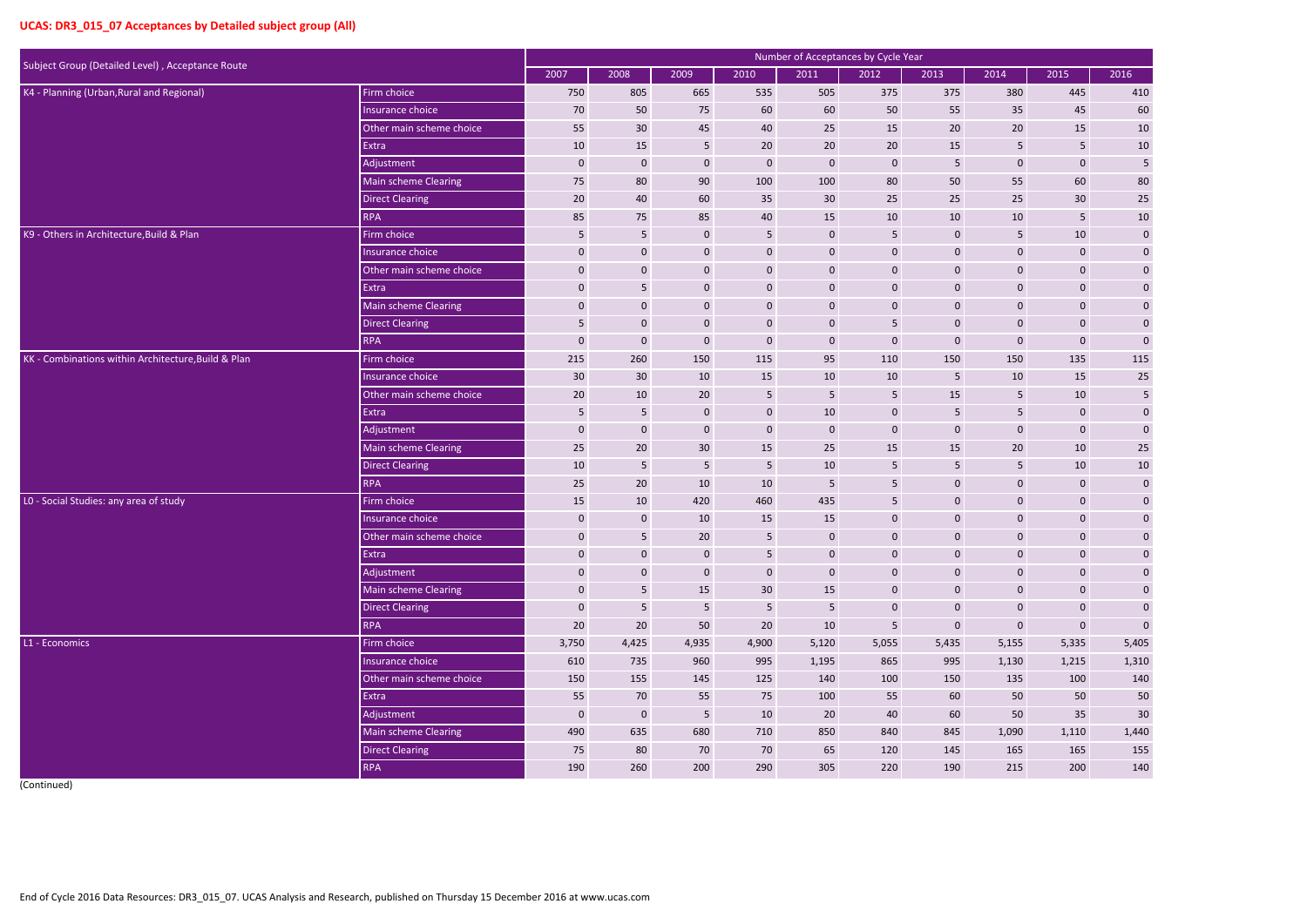## UCAS: DR3_015_07 Acceptances by Detailed subject group (All)

| Subject Group (Detailed Level) , Acceptance Route | | Number of Acceptances by Cycle Year | | | | | | | | | |
|---|---|---|---|---|---|---|---|---|---|---|---|
| | | 2007 | 2008 | 2009 | 2010 | 2011 | 2012 | 2013 | 2014 | 2015 | 2016 |
| K4 - Planning (Urban,Rural and Regional) | Firm choice | 750 | 805 | 665 | 535 | 505 | 375 | 375 | 380 | 445 | 410 |
| | Insurance choice | 70 | 50 | 75 | 60 | 60 | 50 | 55 | 35 | 45 | 60 |
| | Other main scheme choice | 55 | 30 | 45 | 40 | 25 | 15 | 20 | 20 | 15 | 10 |
| | Extra | 10 | 15 | 5 | 20 | 20 | 20 | 15 | 5 | 5 | 10 |
| | Adjustment | 0 | 0 | 0 | 0 | 0 | 0 | 5 | 0 | 0 | 5 |
| | Main scheme Clearing | 75 | 80 | 90 | 100 | 100 | 80 | 50 | 55 | 60 | 80 |
| | Direct Clearing | 20 | 40 | 60 | 35 | 30 | 25 | 25 | 25 | 30 | 25 |
| | RPA | 85 | 75 | 85 | 40 | 15 | 10 | 10 | 10 | 5 | 10 |
| K9 - Others in Architecture,Build & Plan | Firm choice | 5 | 5 | 0 | 5 | 0 | 5 | 0 | 5 | 10 | 0 |
| | Insurance choice | 0 | 0 | 0 | 0 | 0 | 0 | 0 | 0 | 0 | 0 |
| | Other main scheme choice | 0 | 0 | 0 | 0 | 0 | 0 | 0 | 0 | 0 | 0 |
| | Extra | 0 | 5 | 0 | 0 | 0 | 0 | 0 | 0 | 0 | 0 |
| | Main scheme Clearing | 0 | 0 | 0 | 0 | 0 | 0 | 0 | 0 | 0 | 0 |
| | Direct Clearing | 5 | 0 | 0 | 0 | 0 | 5 | 0 | 0 | 0 | 0 |
| | RPA | 0 | 0 | 0 | 0 | 0 | 0 | 0 | 0 | 0 | 0 |
| KK - Combinations within Architecture,Build & Plan | Firm choice | 215 | 260 | 150 | 115 | 95 | 110 | 150 | 150 | 135 | 115 |
| | Insurance choice | 30 | 30 | 10 | 15 | 10 | 10 | 5 | 10 | 15 | 25 |
| | Other main scheme choice | 20 | 10 | 20 | 5 | 5 | 5 | 15 | 5 | 10 | 5 |
| | Extra | 5 | 5 | 0 | 0 | 10 | 0 | 5 | 5 | 0 | 0 |
| | Adjustment | 0 | 0 | 0 | 0 | 0 | 0 | 0 | 0 | 0 | 0 |
| | Main scheme Clearing | 25 | 20 | 30 | 15 | 25 | 15 | 15 | 20 | 10 | 25 |
| | Direct Clearing | 10 | 5 | 5 | 5 | 10 | 5 | 5 | 5 | 10 | 10 |
| | RPA | 25 | 20 | 10 | 10 | 5 | 5 | 0 | 0 | 0 | 0 |
| L0 - Social Studies: any area of study | Firm choice | 15 | 10 | 420 | 460 | 435 | 5 | 0 | 0 | 0 | 0 |
| | Insurance choice | 0 | 0 | 10 | 15 | 15 | 0 | 0 | 0 | 0 | 0 |
| | Other main scheme choice | 0 | 5 | 20 | 5 | 0 | 0 | 0 | 0 | 0 | 0 |
| | Extra | 0 | 0 | 0 | 5 | 0 | 0 | 0 | 0 | 0 | 0 |
| | Adjustment | 0 | 0 | 0 | 0 | 0 | 0 | 0 | 0 | 0 | 0 |
| | Main scheme Clearing | 0 | 5 | 15 | 30 | 15 | 0 | 0 | 0 | 0 | 0 |
| | Direct Clearing | 0 | 5 | 5 | 5 | 5 | 0 | 0 | 0 | 0 | 0 |
| | RPA | 20 | 20 | 50 | 20 | 10 | 5 | 0 | 0 | 0 | 0 |
| L1 - Economics | Firm choice | 3,750 | 4,425 | 4,935 | 4,900 | 5,120 | 5,055 | 5,435 | 5,155 | 5,335 | 5,405 |
| | Insurance choice | 610 | 735 | 960 | 995 | 1,195 | 865 | 995 | 1,130 | 1,215 | 1,310 |
| | Other main scheme choice | 150 | 155 | 145 | 125 | 140 | 100 | 150 | 135 | 100 | 140 |
| | Extra | 55 | 70 | 55 | 75 | 100 | 55 | 60 | 50 | 50 | 50 |
| | Adjustment | 0 | 0 | 5 | 10 | 20 | 40 | 60 | 50 | 35 | 30 |
| | Main scheme Clearing | 490 | 635 | 680 | 710 | 850 | 840 | 845 | 1,090 | 1,110 | 1,440 |
| | Direct Clearing | 75 | 80 | 70 | 70 | 65 | 120 | 145 | 165 | 165 | 155 |
| | RPA | 190 | 260 | 200 | 290 | 305 | 220 | 190 | 215 | 200 | 140 |

(Continued)

End of Cycle 2016 Data Resources: DR3_015_07. UCAS Analysis and Research, published on Thursday 15 December 2016 at www.ucas.com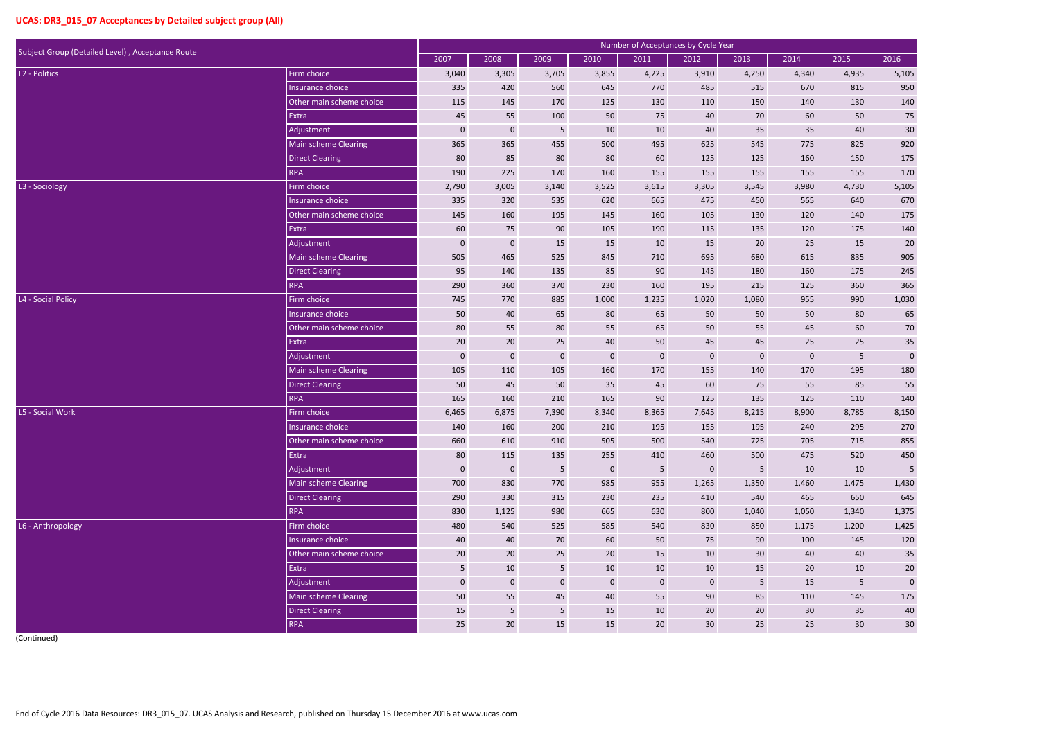## UCAS: DR3_015_07 Acceptances by Detailed subject group (All)

| Subject Group (Detailed Level) , Acceptance Route | | Number of Acceptances by Cycle Year | | | | | | | | | |
|---|---|---|---|---|---|---|---|---|---|---|---|
| | | 2007 | 2008 | 2009 | 2010 | 2011 | 2012 | 2013 | 2014 | 2015 | 2016 |
| L2 - Politics | Firm choice | 3,040 | 3,305 | 3,705 | 3,855 | 4,225 | 3,910 | 4,250 | 4,340 | 4,935 | 5,105 |
| | Insurance choice | 335 | 420 | 560 | 645 | 770 | 485 | 515 | 670 | 815 | 950 |
| | Other main scheme choice | 115 | 145 | 170 | 125 | 130 | 110 | 150 | 140 | 130 | 140 |
| | Extra | 45 | 55 | 100 | 50 | 75 | 40 | 70 | 60 | 50 | 75 |
| | Adjustment | 0 | 0 | 5 | 10 | 10 | 40 | 35 | 35 | 40 | 30 |
| | Main scheme Clearing | 365 | 365 | 455 | 500 | 495 | 625 | 545 | 775 | 825 | 920 |
| | Direct Clearing | 80 | 85 | 80 | 80 | 60 | 125 | 125 | 160 | 150 | 175 |
| | RPA | 190 | 225 | 170 | 160 | 155 | 155 | 155 | 155 | 155 | 170 |
| L3 - Sociology | Firm choice | 2,790 | 3,005 | 3,140 | 3,525 | 3,615 | 3,305 | 3,545 | 3,980 | 4,730 | 5,105 |
| | Insurance choice | 335 | 320 | 535 | 620 | 665 | 475 | 450 | 565 | 640 | 670 |
| | Other main scheme choice | 145 | 160 | 195 | 145 | 160 | 105 | 130 | 120 | 140 | 175 |
| | Extra | 60 | 75 | 90 | 105 | 190 | 115 | 135 | 120 | 175 | 140 |
| | Adjustment | 0 | 0 | 15 | 15 | 10 | 15 | 20 | 25 | 15 | 20 |
| | Main scheme Clearing | 505 | 465 | 525 | 845 | 710 | 695 | 680 | 615 | 835 | 905 |
| | Direct Clearing | 95 | 140 | 135 | 85 | 90 | 145 | 180 | 160 | 175 | 245 |
| | RPA | 290 | 360 | 370 | 230 | 160 | 195 | 215 | 125 | 360 | 365 |
| L4 - Social Policy | Firm choice | 745 | 770 | 885 | 1,000 | 1,235 | 1,020 | 1,080 | 955 | 990 | 1,030 |
| | Insurance choice | 50 | 40 | 65 | 80 | 65 | 50 | 50 | 50 | 80 | 65 |
| | Other main scheme choice | 80 | 55 | 80 | 55 | 65 | 50 | 55 | 45 | 60 | 70 |
| | Extra | 20 | 20 | 25 | 40 | 50 | 45 | 45 | 25 | 25 | 35 |
| | Adjustment | 0 | 0 | 0 | 0 | 0 | 0 | 0 | 0 | 5 | 0 |
| | Main scheme Clearing | 105 | 110 | 105 | 160 | 170 | 155 | 140 | 170 | 195 | 180 |
| | Direct Clearing | 50 | 45 | 50 | 35 | 45 | 60 | 75 | 55 | 85 | 55 |
| | RPA | 165 | 160 | 210 | 165 | 90 | 125 | 135 | 125 | 110 | 140 |
| L5 - Social Work | Firm choice | 6,465 | 6,875 | 7,390 | 8,340 | 8,365 | 7,645 | 8,215 | 8,900 | 8,785 | 8,150 |
| | Insurance choice | 140 | 160 | 200 | 210 | 195 | 155 | 195 | 240 | 295 | 270 |
| | Other main scheme choice | 660 | 610 | 910 | 505 | 500 | 540 | 725 | 705 | 715 | 855 |
| | Extra | 80 | 115 | 135 | 255 | 410 | 460 | 500 | 475 | 520 | 450 |
| | Adjustment | 0 | 0 | 5 | 0 | 5 | 0 | 5 | 10 | 10 | 5 |
| | Main scheme Clearing | 700 | 830 | 770 | 985 | 955 | 1,265 | 1,350 | 1,460 | 1,475 | 1,430 |
| | Direct Clearing | 290 | 330 | 315 | 230 | 235 | 410 | 540 | 465 | 650 | 645 |
| | RPA | 830 | 1,125 | 980 | 665 | 630 | 800 | 1,040 | 1,050 | 1,340 | 1,375 |
| L6 - Anthropology | Firm choice | 480 | 540 | 525 | 585 | 540 | 830 | 850 | 1,175 | 1,200 | 1,425 |
| | Insurance choice | 40 | 40 | 70 | 60 | 50 | 75 | 90 | 100 | 145 | 120 |
| | Other main scheme choice | 20 | 20 | 25 | 20 | 15 | 10 | 30 | 40 | 40 | 35 |
| | Extra | 5 | 10 | 5 | 10 | 10 | 10 | 15 | 20 | 10 | 20 |
| | Adjustment | 0 | 0 | 0 | 0 | 0 | 0 | 5 | 15 | 5 | 0 |
| | Main scheme Clearing | 50 | 55 | 45 | 40 | 55 | 90 | 85 | 110 | 145 | 175 |
| | Direct Clearing | 15 | 5 | 5 | 15 | 10 | 20 | 20 | 30 | 35 | 40 |
| | RPA | 25 | 20 | 15 | 15 | 20 | 30 | 25 | 25 | 30 | 30 |

(Continued)

End of Cycle 2016 Data Resources: DR3_015_07. UCAS Analysis and Research, published on Thursday 15 December 2016 at www.ucas.com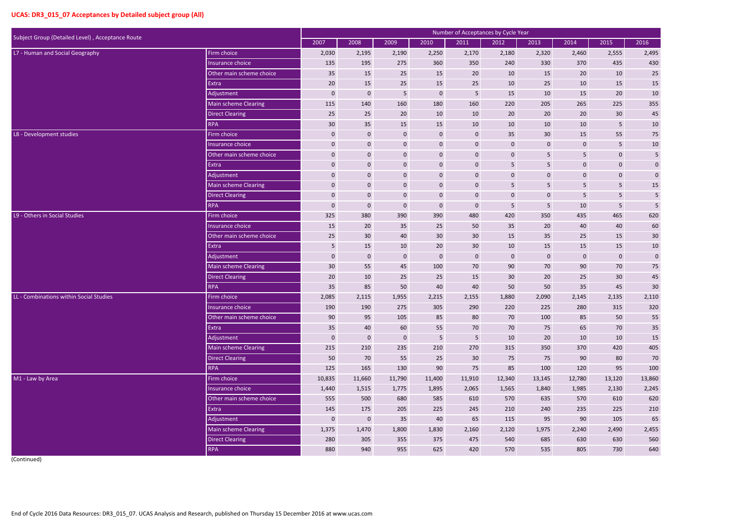## UCAS: DR3_015_07 Acceptances by Detailed subject group (All)

| Subject Group (Detailed Level) , Acceptance Route | | Number of Acceptances by Cycle Year | | | | | | | | | |
|---|---|---|---|---|---|---|---|---|---|---|---|
| | | 2007 | 2008 | 2009 | 2010 | 2011 | 2012 | 2013 | 2014 | 2015 | 2016 |
| L7 - Human and Social Geography | Firm choice | 2,030 | 2,195 | 2,190 | 2,250 | 2,170 | 2,180 | 2,320 | 2,460 | 2,555 | 2,495 |
| | Insurance choice | 135 | 195 | 275 | 360 | 350 | 240 | 330 | 370 | 435 | 430 |
| | Other main scheme choice | 35 | 15 | 25 | 15 | 20 | 10 | 15 | 20 | 10 | 25 |
| | Extra | 20 | 15 | 25 | 15 | 25 | 10 | 25 | 10 | 15 | 15 |
| | Adjustment | 0 | 0 | 5 | 0 | 5 | 15 | 10 | 15 | 20 | 10 |
| | Main scheme Clearing | 115 | 140 | 160 | 180 | 160 | 220 | 205 | 265 | 225 | 355 |
| | Direct Clearing | 25 | 25 | 20 | 10 | 10 | 20 | 20 | 20 | 30 | 45 |
| | RPA | 30 | 35 | 15 | 15 | 10 | 10 | 10 | 10 | 5 | 10 |
| L8 - Development studies | Firm choice | 0 | 0 | 0 | 0 | 0 | 35 | 30 | 15 | 55 | 75 |
| | Insurance choice | 0 | 0 | 0 | 0 | 0 | 0 | 0 | 0 | 5 | 10 |
| | Other main scheme choice | 0 | 0 | 0 | 0 | 0 | 0 | 5 | 5 | 0 | 5 |
| | Extra | 0 | 0 | 0 | 0 | 0 | 5 | 5 | 0 | 0 | 0 |
| | Adjustment | 0 | 0 | 0 | 0 | 0 | 0 | 0 | 0 | 0 | 0 |
| | Main scheme Clearing | 0 | 0 | 0 | 0 | 0 | 5 | 5 | 5 | 5 | 15 |
| | Direct Clearing | 0 | 0 | 0 | 0 | 0 | 0 | 0 | 5 | 5 | 5 |
| | RPA | 0 | 0 | 0 | 0 | 0 | 5 | 5 | 10 | 5 | 5 |
| L9 - Others in Social Studies | Firm choice | 325 | 380 | 390 | 390 | 480 | 420 | 350 | 435 | 465 | 620 |
| | Insurance choice | 15 | 20 | 35 | 25 | 50 | 35 | 20 | 40 | 40 | 60 |
| | Other main scheme choice | 25 | 30 | 40 | 30 | 30 | 15 | 35 | 25 | 15 | 30 |
| | Extra | 5 | 15 | 10 | 20 | 30 | 10 | 15 | 15 | 15 | 10 |
| | Adjustment | 0 | 0 | 0 | 0 | 0 | 0 | 0 | 0 | 0 | 0 |
| | Main scheme Clearing | 30 | 55 | 45 | 100 | 70 | 90 | 70 | 90 | 70 | 75 |
| | Direct Clearing | 20 | 10 | 25 | 25 | 15 | 30 | 20 | 25 | 30 | 45 |
| | RPA | 35 | 85 | 50 | 40 | 40 | 50 | 50 | 35 | 45 | 30 |
| LL - Combinations within Social Studies | Firm choice | 2,085 | 2,115 | 1,955 | 2,215 | 2,155 | 1,880 | 2,090 | 2,145 | 2,135 | 2,110 |
| | Insurance choice | 190 | 190 | 275 | 305 | 290 | 220 | 225 | 280 | 315 | 320 |
| | Other main scheme choice | 90 | 95 | 105 | 85 | 80 | 70 | 100 | 85 | 50 | 55 |
| | Extra | 35 | 40 | 60 | 55 | 70 | 70 | 75 | 65 | 70 | 35 |
| | Adjustment | 0 | 0 | 0 | 5 | 5 | 10 | 20 | 10 | 10 | 15 |
| | Main scheme Clearing | 215 | 210 | 235 | 210 | 270 | 315 | 350 | 370 | 420 | 405 |
| | Direct Clearing | 50 | 70 | 55 | 25 | 30 | 75 | 75 | 90 | 80 | 70 |
| | RPA | 125 | 165 | 130 | 90 | 75 | 85 | 100 | 120 | 95 | 100 |
| M1 - Law by Area | Firm choice | 10,835 | 11,660 | 11,790 | 11,400 | 11,910 | 12,340 | 13,145 | 12,780 | 13,120 | 13,860 |
| | Insurance choice | 1,440 | 1,515 | 1,775 | 1,895 | 2,065 | 1,565 | 1,840 | 1,985 | 2,130 | 2,245 |
| | Other main scheme choice | 555 | 500 | 680 | 585 | 610 | 570 | 635 | 570 | 610 | 620 |
| | Extra | 145 | 175 | 205 | 225 | 245 | 210 | 240 | 235 | 225 | 210 |
| | Adjustment | 0 | 0 | 35 | 40 | 65 | 115 | 95 | 90 | 105 | 65 |
| | Main scheme Clearing | 1,375 | 1,470 | 1,800 | 1,830 | 2,160 | 2,120 | 1,975 | 2,240 | 2,490 | 2,455 |
| | Direct Clearing | 280 | 305 | 355 | 375 | 475 | 540 | 685 | 630 | 630 | 560 |
| | RPA | 880 | 940 | 955 | 625 | 420 | 570 | 535 | 805 | 730 | 640 |

(Continued)

End of Cycle 2016 Data Resources: DR3_015_07. UCAS Analysis and Research, published on Thursday 15 December 2016 at www.ucas.com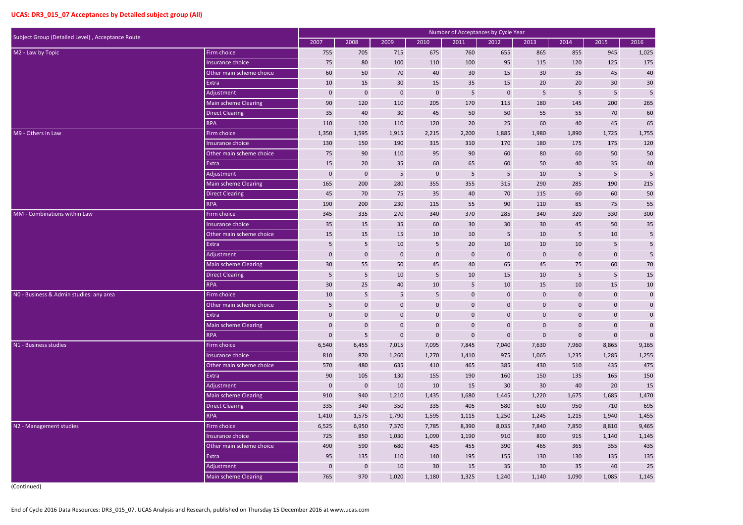## UCAS: DR3_015_07 Acceptances by Detailed subject group (All)

| Subject Group (Detailed Level) , Acceptance Route | | Number of Acceptances by Cycle Year | | | | | | | | | |
|---|---|---|---|---|---|---|---|---|---|---|---|
| | | 2007 | 2008 | 2009 | 2010 | 2011 | 2012 | 2013 | 2014 | 2015 | 2016 |
| M2 - Law by Topic | Firm choice | 755 | 705 | 715 | 675 | 760 | 655 | 865 | 855 | 945 | 1,025 |
| | Insurance choice | 75 | 80 | 100 | 110 | 100 | 95 | 115 | 120 | 125 | 175 |
| | Other main scheme choice | 60 | 50 | 70 | 40 | 30 | 15 | 30 | 35 | 45 | 40 |
| | Extra | 10 | 15 | 30 | 15 | 35 | 15 | 20 | 20 | 30 | 30 |
| | Adjustment | 0 | 0 | 0 | 0 | 5 | 0 | 5 | 5 | 5 | 5 |
| | Main scheme Clearing | 90 | 120 | 110 | 205 | 170 | 115 | 180 | 145 | 200 | 265 |
| | Direct Clearing | 35 | 40 | 30 | 45 | 50 | 50 | 55 | 55 | 70 | 60 |
| | RPA | 110 | 120 | 110 | 120 | 20 | 25 | 60 | 40 | 45 | 65 |
| M9 - Others in Law | Firm choice | 1,350 | 1,595 | 1,915 | 2,215 | 2,200 | 1,885 | 1,980 | 1,890 | 1,725 | 1,755 |
| | Insurance choice | 130 | 150 | 190 | 315 | 310 | 170 | 180 | 175 | 175 | 120 |
| | Other main scheme choice | 75 | 90 | 110 | 95 | 90 | 60 | 80 | 60 | 50 | 50 |
| | Extra | 15 | 20 | 35 | 60 | 65 | 60 | 50 | 40 | 35 | 40 |
| | Adjustment | 0 | 0 | 5 | 0 | 5 | 5 | 10 | 5 | 5 | 5 |
| | Main scheme Clearing | 165 | 200 | 280 | 355 | 355 | 315 | 290 | 285 | 190 | 215 |
| | Direct Clearing | 45 | 70 | 75 | 35 | 40 | 70 | 115 | 60 | 60 | 50 |
| | RPA | 190 | 200 | 230 | 115 | 55 | 90 | 110 | 85 | 75 | 55 |
| MM - Combinations within Law | Firm choice | 345 | 335 | 270 | 340 | 370 | 285 | 340 | 320 | 330 | 300 |
| | Insurance choice | 35 | 15 | 35 | 60 | 30 | 30 | 30 | 45 | 50 | 35 |
| | Other main scheme choice | 15 | 15 | 15 | 10 | 10 | 5 | 10 | 5 | 10 | 5 |
| | Extra | 5 | 5 | 10 | 5 | 20 | 10 | 10 | 10 | 5 | 5 |
| | Adjustment | 0 | 0 | 0 | 0 | 0 | 0 | 0 | 0 | 0 | 5 |
| | Main scheme Clearing | 30 | 55 | 50 | 45 | 40 | 65 | 45 | 75 | 60 | 70 |
| | Direct Clearing | 5 | 5 | 10 | 5 | 10 | 15 | 10 | 5 | 5 | 15 |
| | RPA | 30 | 25 | 40 | 10 | 5 | 10 | 15 | 10 | 15 | 10 |
| N0 - Business & Admin studies: any area | Firm choice | 10 | 5 | 5 | 5 | 0 | 0 | 0 | 0 | 0 | 0 |
| | Other main scheme choice | 5 | 0 | 0 | 0 | 0 | 0 | 0 | 0 | 0 | 0 |
| | Extra | 0 | 0 | 0 | 0 | 0 | 0 | 0 | 0 | 0 | 0 |
| | Main scheme Clearing | 0 | 0 | 0 | 0 | 0 | 0 | 0 | 0 | 0 | 0 |
| | RPA | 0 | 5 | 0 | 0 | 0 | 0 | 0 | 0 | 0 | 0 |
| N1 - Business studies | Firm choice | 6,540 | 6,455 | 7,015 | 7,095 | 7,845 | 7,040 | 7,630 | 7,960 | 8,865 | 9,165 |
| | Insurance choice | 810 | 870 | 1,260 | 1,270 | 1,410 | 975 | 1,065 | 1,235 | 1,285 | 1,255 |
| | Other main scheme choice | 570 | 480 | 635 | 410 | 465 | 385 | 430 | 510 | 435 | 475 |
| | Extra | 90 | 105 | 130 | 155 | 190 | 160 | 150 | 135 | 165 | 150 |
| | Adjustment | 0 | 0 | 10 | 10 | 15 | 30 | 30 | 40 | 20 | 15 |
| | Main scheme Clearing | 910 | 940 | 1,210 | 1,435 | 1,680 | 1,445 | 1,220 | 1,675 | 1,685 | 1,470 |
| | Direct Clearing | 335 | 340 | 350 | 335 | 405 | 580 | 600 | 950 | 710 | 695 |
| | RPA | 1,410 | 1,575 | 1,790 | 1,595 | 1,115 | 1,250 | 1,245 | 1,215 | 1,940 | 1,455 |
| N2 - Management studies | Firm choice | 6,525 | 6,950 | 7,370 | 7,785 | 8,390 | 8,035 | 7,840 | 7,850 | 8,810 | 9,465 |
| | Insurance choice | 725 | 850 | 1,030 | 1,090 | 1,190 | 910 | 890 | 915 | 1,140 | 1,145 |
| | Other main scheme choice | 490 | 590 | 680 | 435 | 455 | 390 | 465 | 365 | 355 | 435 |
| | Extra | 95 | 135 | 110 | 140 | 195 | 155 | 130 | 130 | 135 | 135 |
| | Adjustment | 0 | 0 | 10 | 30 | 15 | 35 | 30 | 35 | 40 | 25 |
| | Main scheme Clearing | 765 | 970 | 1,020 | 1,180 | 1,325 | 1,240 | 1,140 | 1,090 | 1,085 | 1,145 |

(Continued)

End of Cycle 2016 Data Resources: DR3_015_07. UCAS Analysis and Research, published on Thursday 15 December 2016 at www.ucas.com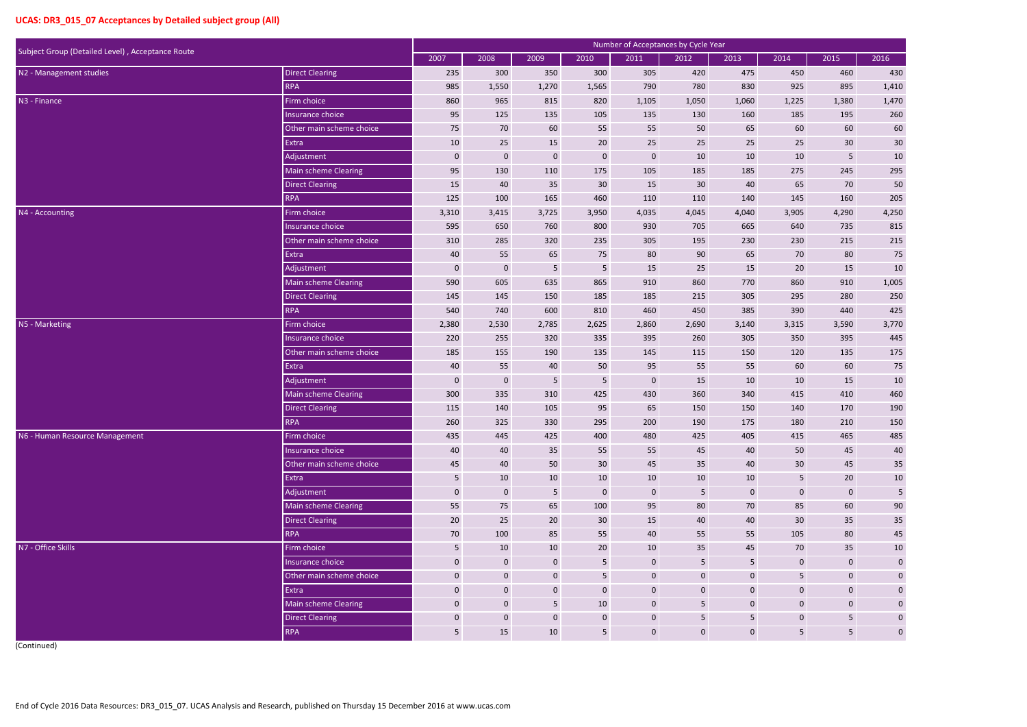## UCAS: DR3_015_07 Acceptances by Detailed subject group (All)

| Subject Group (Detailed Level) , Acceptance Route | | Number of Acceptances by Cycle Year | | | | | | | | | |
|---|---|---|---|---|---|---|---|---|---|---|---|
| | | 2007 | 2008 | 2009 | 2010 | 2011 | 2012 | 2013 | 2014 | 2015 | 2016 |
| N2 - Management studies | Direct Clearing | 235 | 300 | 350 | 300 | 305 | 420 | 475 | 450 | 460 | 430 |
| | RPA | 985 | 1,550 | 1,270 | 1,565 | 790 | 780 | 830 | 925 | 895 | 1,410 |
| N3 - Finance | Firm choice | 860 | 965 | 815 | 820 | 1,105 | 1,050 | 1,060 | 1,225 | 1,380 | 1,470 |
| | Insurance choice | 95 | 125 | 135 | 105 | 135 | 130 | 160 | 185 | 195 | 260 |
| | Other main scheme choice | 75 | 70 | 60 | 55 | 55 | 50 | 65 | 60 | 60 | 60 |
| | Extra | 10 | 25 | 15 | 20 | 25 | 25 | 25 | 25 | 30 | 30 |
| | Adjustment | 0 | 0 | 0 | 0 | 0 | 10 | 10 | 10 | 5 | 10 |
| | Main scheme Clearing | 95 | 130 | 110 | 175 | 105 | 185 | 185 | 275 | 245 | 295 |
| | Direct Clearing | 15 | 40 | 35 | 30 | 15 | 30 | 40 | 65 | 70 | 50 |
| | RPA | 125 | 100 | 165 | 460 | 110 | 110 | 140 | 145 | 160 | 205 |
| N4 - Accounting | Firm choice | 3,310 | 3,415 | 3,725 | 3,950 | 4,035 | 4,045 | 4,040 | 3,905 | 4,290 | 4,250 |
| | Insurance choice | 595 | 650 | 760 | 800 | 930 | 705 | 665 | 640 | 735 | 815 |
| | Other main scheme choice | 310 | 285 | 320 | 235 | 305 | 195 | 230 | 230 | 215 | 215 |
| | Extra | 40 | 55 | 65 | 75 | 80 | 90 | 65 | 70 | 80 | 75 |
| | Adjustment | 0 | 0 | 5 | 5 | 15 | 25 | 15 | 20 | 15 | 10 |
| | Main scheme Clearing | 590 | 605 | 635 | 865 | 910 | 860 | 770 | 860 | 910 | 1,005 |
| | Direct Clearing | 145 | 145 | 150 | 185 | 185 | 215 | 305 | 295 | 280 | 250 |
| | RPA | 540 | 740 | 600 | 810 | 460 | 450 | 385 | 390 | 440 | 425 |
| N5 - Marketing | Firm choice | 2,380 | 2,530 | 2,785 | 2,625 | 2,860 | 2,690 | 3,140 | 3,315 | 3,590 | 3,770 |
| | Insurance choice | 220 | 255 | 320 | 335 | 395 | 260 | 305 | 350 | 395 | 445 |
| | Other main scheme choice | 185 | 155 | 190 | 135 | 145 | 115 | 150 | 120 | 135 | 175 |
| | Extra | 40 | 55 | 40 | 50 | 95 | 55 | 55 | 60 | 60 | 75 |
| | Adjustment | 0 | 0 | 5 | 5 | 0 | 15 | 10 | 10 | 15 | 10 |
| | Main scheme Clearing | 300 | 335 | 310 | 425 | 430 | 360 | 340 | 415 | 410 | 460 |
| | Direct Clearing | 115 | 140 | 105 | 95 | 65 | 150 | 150 | 140 | 170 | 190 |
| | RPA | 260 | 325 | 330 | 295 | 200 | 190 | 175 | 180 | 210 | 150 |
| N6 - Human Resource Management | Firm choice | 435 | 445 | 425 | 400 | 480 | 425 | 405 | 415 | 465 | 485 |
| | Insurance choice | 40 | 40 | 35 | 55 | 55 | 45 | 40 | 50 | 45 | 40 |
| | Other main scheme choice | 45 | 40 | 50 | 30 | 45 | 35 | 40 | 30 | 45 | 35 |
| | Extra | 5 | 10 | 10 | 10 | 10 | 10 | 10 | 5 | 20 | 10 |
| | Adjustment | 0 | 0 | 5 | 0 | 0 | 5 | 0 | 0 | 0 | 5 |
| | Main scheme Clearing | 55 | 75 | 65 | 100 | 95 | 80 | 70 | 85 | 60 | 90 |
| | Direct Clearing | 20 | 25 | 20 | 30 | 15 | 40 | 40 | 30 | 35 | 35 |
| | RPA | 70 | 100 | 85 | 55 | 40 | 55 | 55 | 105 | 80 | 45 |
| N7 - Office Skills | Firm choice | 5 | 10 | 10 | 20 | 10 | 35 | 45 | 70 | 35 | 10 |
| | Insurance choice | 0 | 0 | 0 | 5 | 0 | 5 | 5 | 0 | 0 | 0 |
| | Other main scheme choice | 0 | 0 | 0 | 5 | 0 | 0 | 0 | 5 | 0 | 0 |
| | Extra | 0 | 0 | 0 | 0 | 0 | 0 | 0 | 0 | 0 | 0 |
| | Main scheme Clearing | 0 | 0 | 5 | 10 | 0 | 5 | 0 | 0 | 0 | 0 |
| | Direct Clearing | 0 | 0 | 0 | 0 | 0 | 5 | 5 | 0 | 5 | 0 |
| | RPA | 5 | 15 | 10 | 5 | 0 | 0 | 0 | 5 | 5 | 0 |

(Continued)

End of Cycle 2016 Data Resources: DR3_015_07. UCAS Analysis and Research, published on Thursday 15 December 2016 at www.ucas.com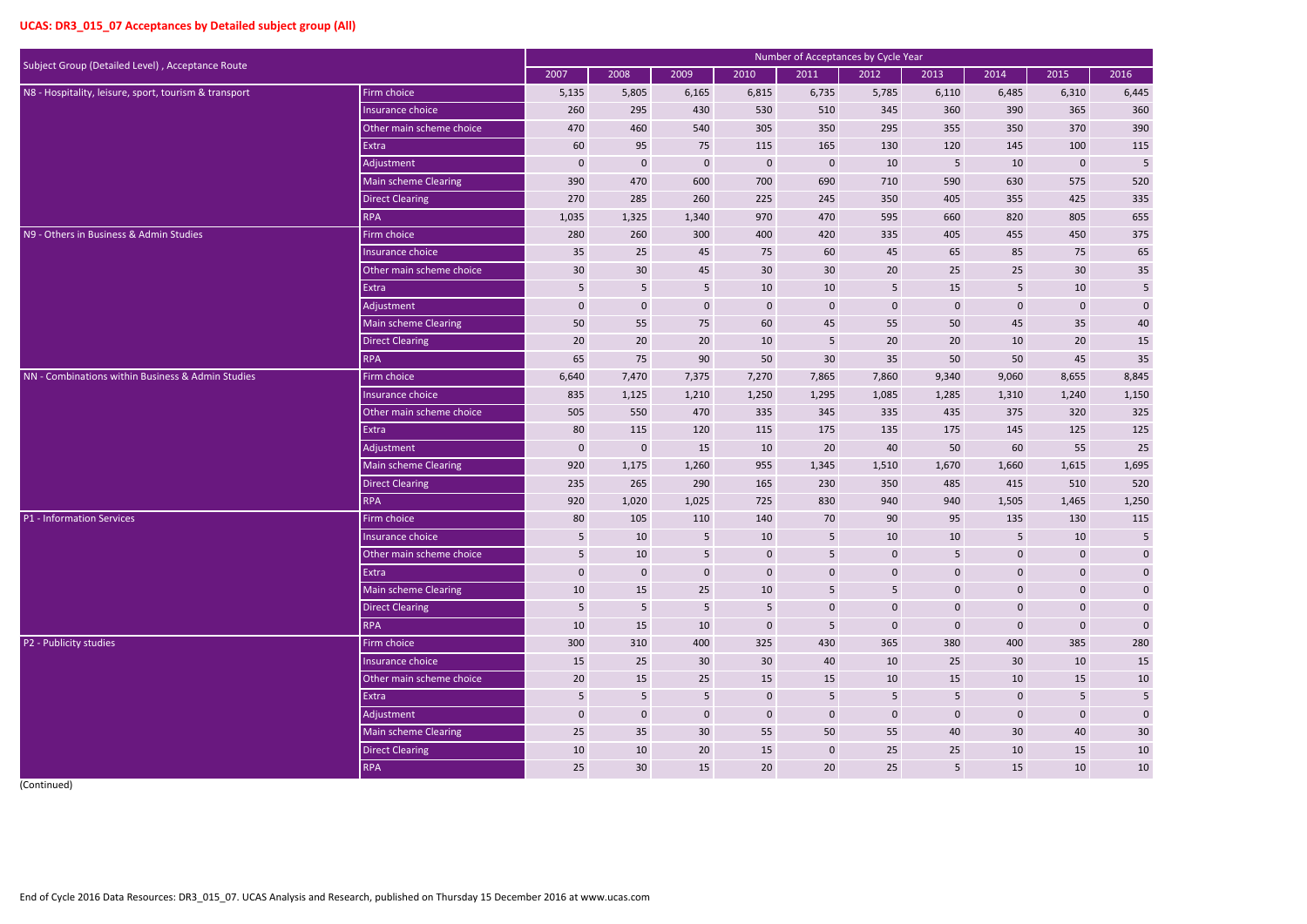## UCAS: DR3_015_07 Acceptances by Detailed subject group (All)

| Subject Group (Detailed Level) , Acceptance Route | | Number of Acceptances by Cycle Year | | | | | | | | | |
|---|---|---|---|---|---|---|---|---|---|---|---|
| | | 2007 | 2008 | 2009 | 2010 | 2011 | 2012 | 2013 | 2014 | 2015 | 2016 |
| N8 - Hospitality, leisure, sport, tourism & transport | Firm choice | 5,135 | 5,805 | 6,165 | 6,815 | 6,735 | 5,785 | 6,110 | 6,485 | 6,310 | 6,445 |
| | Insurance choice | 260 | 295 | 430 | 530 | 510 | 345 | 360 | 390 | 365 | 360 |
| | Other main scheme choice | 470 | 460 | 540 | 305 | 350 | 295 | 355 | 350 | 370 | 390 |
| | Extra | 60 | 95 | 75 | 115 | 165 | 130 | 120 | 145 | 100 | 115 |
| | Adjustment | 0 | 0 | 0 | 0 | 0 | 10 | 5 | 10 | 0 | 5 |
| | Main scheme Clearing | 390 | 470 | 600 | 700 | 690 | 710 | 590 | 630 | 575 | 520 |
| | Direct Clearing | 270 | 285 | 260 | 225 | 245 | 350 | 405 | 355 | 425 | 335 |
| | RPA | 1,035 | 1,325 | 1,340 | 970 | 470 | 595 | 660 | 820 | 805 | 655 |
| N9 - Others in Business & Admin Studies | Firm choice | 280 | 260 | 300 | 400 | 420 | 335 | 405 | 455 | 450 | 375 |
| | Insurance choice | 35 | 25 | 45 | 75 | 60 | 45 | 65 | 85 | 75 | 65 |
| | Other main scheme choice | 30 | 30 | 45 | 30 | 30 | 20 | 25 | 25 | 30 | 35 |
| | Extra | 5 | 5 | 5 | 10 | 10 | 5 | 15 | 5 | 10 | 5 |
| | Adjustment | 0 | 0 | 0 | 0 | 0 | 0 | 0 | 0 | 0 | 0 |
| | Main scheme Clearing | 50 | 55 | 75 | 60 | 45 | 55 | 50 | 45 | 35 | 40 |
| | Direct Clearing | 20 | 20 | 20 | 10 | 5 | 20 | 20 | 10 | 20 | 15 |
| | RPA | 65 | 75 | 90 | 50 | 30 | 35 | 50 | 50 | 45 | 35 |
| NN - Combinations within Business & Admin Studies | Firm choice | 6,640 | 7,470 | 7,375 | 7,270 | 7,865 | 7,860 | 9,340 | 9,060 | 8,655 | 8,845 |
| | Insurance choice | 835 | 1,125 | 1,210 | 1,250 | 1,295 | 1,085 | 1,285 | 1,310 | 1,240 | 1,150 |
| | Other main scheme choice | 505 | 550 | 470 | 335 | 345 | 335 | 435 | 375 | 320 | 325 |
| | Extra | 80 | 115 | 120 | 115 | 175 | 135 | 175 | 145 | 125 | 125 |
| | Adjustment | 0 | 0 | 15 | 10 | 20 | 40 | 50 | 60 | 55 | 25 |
| | Main scheme Clearing | 920 | 1,175 | 1,260 | 955 | 1,345 | 1,510 | 1,670 | 1,660 | 1,615 | 1,695 |
| | Direct Clearing | 235 | 265 | 290 | 165 | 230 | 350 | 485 | 415 | 510 | 520 |
| | RPA | 920 | 1,020 | 1,025 | 725 | 830 | 940 | 940 | 1,505 | 1,465 | 1,250 |
| P1 - Information Services | Firm choice | 80 | 105 | 110 | 140 | 70 | 90 | 95 | 135 | 130 | 115 |
| | Insurance choice | 5 | 10 | 5 | 10 | 5 | 10 | 10 | 5 | 10 | 5 |
| | Other main scheme choice | 5 | 10 | 5 | 0 | 5 | 0 | 5 | 0 | 0 | 0 |
| | Extra | 0 | 0 | 0 | 0 | 0 | 0 | 0 | 0 | 0 | 0 |
| | Main scheme Clearing | 10 | 15 | 25 | 10 | 5 | 5 | 0 | 0 | 0 | 0 |
| | Direct Clearing | 5 | 5 | 5 | 5 | 0 | 0 | 0 | 0 | 0 | 0 |
| | RPA | 10 | 15 | 10 | 0 | 5 | 0 | 0 | 0 | 0 | 0 |
| P2 - Publicity studies | Firm choice | 300 | 310 | 400 | 325 | 430 | 365 | 380 | 400 | 385 | 280 |
| | Insurance choice | 15 | 25 | 30 | 30 | 40 | 10 | 25 | 30 | 10 | 15 |
| | Other main scheme choice | 20 | 15 | 25 | 15 | 15 | 10 | 15 | 10 | 15 | 10 |
| | Extra | 5 | 5 | 5 | 0 | 5 | 5 | 5 | 0 | 5 | 5 |
| | Adjustment | 0 | 0 | 0 | 0 | 0 | 0 | 0 | 0 | 0 | 0 |
| | Main scheme Clearing | 25 | 35 | 30 | 55 | 50 | 55 | 40 | 30 | 40 | 30 |
| | Direct Clearing | 10 | 10 | 20 | 15 | 0 | 25 | 25 | 10 | 15 | 10 |
| | RPA | 25 | 30 | 15 | 20 | 20 | 25 | 5 | 15 | 10 | 10 |

(Continued)

End of Cycle 2016 Data Resources: DR3_015_07. UCAS Analysis and Research, published on Thursday 15 December 2016 at www.ucas.com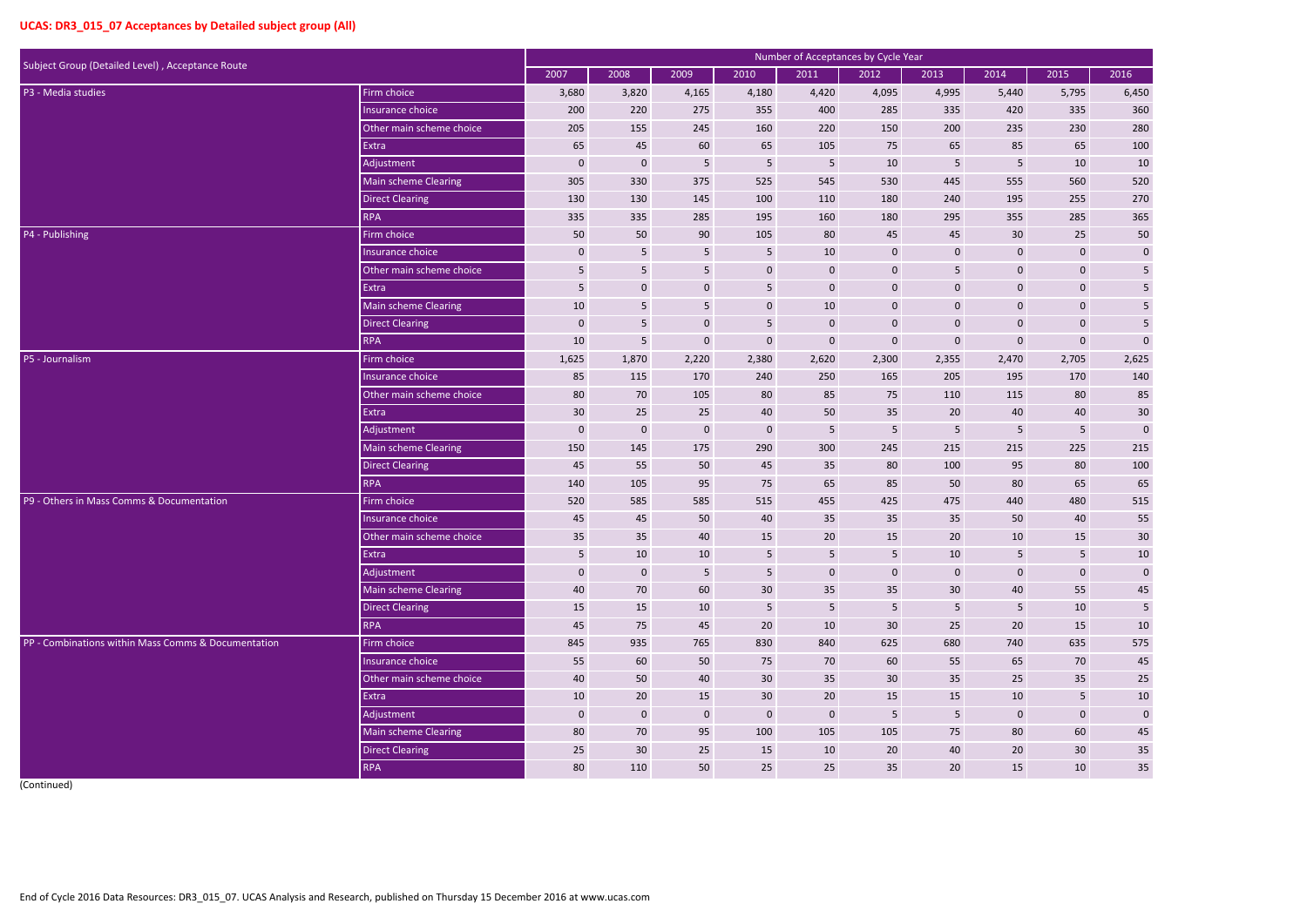## UCAS: DR3_015_07 Acceptances by Detailed subject group (All)

| Subject Group (Detailed Level) , Acceptance Route | | Number of Acceptances by Cycle Year | | | | | | | | | |
|---|---|---|---|---|---|---|---|---|---|---|---|
| | | 2007 | 2008 | 2009 | 2010 | 2011 | 2012 | 2013 | 2014 | 2015 | 2016 |
| P3 - Media studies | Firm choice | 3,680 | 3,820 | 4,165 | 4,180 | 4,420 | 4,095 | 4,995 | 5,440 | 5,795 | 6,450 |
| | Insurance choice | 200 | 220 | 275 | 355 | 400 | 285 | 335 | 420 | 335 | 360 |
| | Other main scheme choice | 205 | 155 | 245 | 160 | 220 | 150 | 200 | 235 | 230 | 280 |
| | Extra | 65 | 45 | 60 | 65 | 105 | 75 | 65 | 85 | 65 | 100 |
| | Adjustment | 0 | 0 | 5 | 5 | 5 | 10 | 5 | 5 | 10 | 10 |
| | Main scheme Clearing | 305 | 330 | 375 | 525 | 545 | 530 | 445 | 555 | 560 | 520 |
| | Direct Clearing | 130 | 130 | 145 | 100 | 110 | 180 | 240 | 195 | 255 | 270 |
| | RPA | 335 | 335 | 285 | 195 | 160 | 180 | 295 | 355 | 285 | 365 |
| P4 - Publishing | Firm choice | 50 | 50 | 90 | 105 | 80 | 45 | 45 | 30 | 25 | 50 |
| | Insurance choice | 0 | 5 | 5 | 5 | 10 | 0 | 0 | 0 | 0 | 0 |
| | Other main scheme choice | 5 | 5 | 5 | 0 | 0 | 0 | 5 | 0 | 0 | 5 |
| | Extra | 5 | 0 | 0 | 5 | 0 | 0 | 0 | 0 | 0 | 5 |
| | Main scheme Clearing | 10 | 5 | 5 | 0 | 10 | 0 | 0 | 0 | 0 | 5 |
| | Direct Clearing | 0 | 5 | 0 | 5 | 0 | 0 | 0 | 0 | 0 | 5 |
| | RPA | 10 | 5 | 0 | 0 | 0 | 0 | 0 | 0 | 0 | 0 |
| P5 - Journalism | Firm choice | 1,625 | 1,870 | 2,220 | 2,380 | 2,620 | 2,300 | 2,355 | 2,470 | 2,705 | 2,625 |
| | Insurance choice | 85 | 115 | 170 | 240 | 250 | 165 | 205 | 195 | 170 | 140 |
| | Other main scheme choice | 80 | 70 | 105 | 80 | 85 | 75 | 110 | 115 | 80 | 85 |
| | Extra | 30 | 25 | 25 | 40 | 50 | 35 | 20 | 40 | 40 | 30 |
| | Adjustment | 0 | 0 | 0 | 0 | 5 | 5 | 5 | 5 | 5 | 0 |
| | Main scheme Clearing | 150 | 145 | 175 | 290 | 300 | 245 | 215 | 215 | 225 | 215 |
| | Direct Clearing | 45 | 55 | 50 | 45 | 35 | 80 | 100 | 95 | 80 | 100 |
| | RPA | 140 | 105 | 95 | 75 | 65 | 85 | 50 | 80 | 65 | 65 |
| P9 - Others in Mass Comms & Documentation | Firm choice | 520 | 585 | 585 | 515 | 455 | 425 | 475 | 440 | 480 | 515 |
| | Insurance choice | 45 | 45 | 50 | 40 | 35 | 35 | 35 | 50 | 40 | 55 |
| | Other main scheme choice | 35 | 35 | 40 | 15 | 20 | 15 | 20 | 10 | 15 | 30 |
| | Extra | 5 | 10 | 10 | 5 | 5 | 5 | 10 | 5 | 5 | 10 |
| | Adjustment | 0 | 0 | 5 | 5 | 0 | 0 | 0 | 0 | 0 | 0 |
| | Main scheme Clearing | 40 | 70 | 60 | 30 | 35 | 35 | 30 | 40 | 55 | 45 |
| | Direct Clearing | 15 | 15 | 10 | 5 | 5 | 5 | 5 | 5 | 10 | 5 |
| | RPA | 45 | 75 | 45 | 20 | 10 | 30 | 25 | 20 | 15 | 10 |
| PP - Combinations within Mass Comms & Documentation | Firm choice | 845 | 935 | 765 | 830 | 840 | 625 | 680 | 740 | 635 | 575 |
| | Insurance choice | 55 | 60 | 50 | 75 | 70 | 60 | 55 | 65 | 70 | 45 |
| | Other main scheme choice | 40 | 50 | 40 | 30 | 35 | 30 | 35 | 25 | 35 | 25 |
| | Extra | 10 | 20 | 15 | 30 | 20 | 15 | 15 | 10 | 5 | 10 |
| | Adjustment | 0 | 0 | 0 | 0 | 0 | 5 | 5 | 0 | 0 | 0 |
| | Main scheme Clearing | 80 | 70 | 95 | 100 | 105 | 105 | 75 | 80 | 60 | 45 |
| | Direct Clearing | 25 | 30 | 25 | 15 | 10 | 20 | 40 | 20 | 30 | 35 |
| | RPA | 80 | 110 | 50 | 25 | 25 | 35 | 20 | 15 | 10 | 35 |

(Continued)

End of Cycle 2016 Data Resources: DR3_015_07. UCAS Analysis and Research, published on Thursday 15 December 2016 at www.ucas.com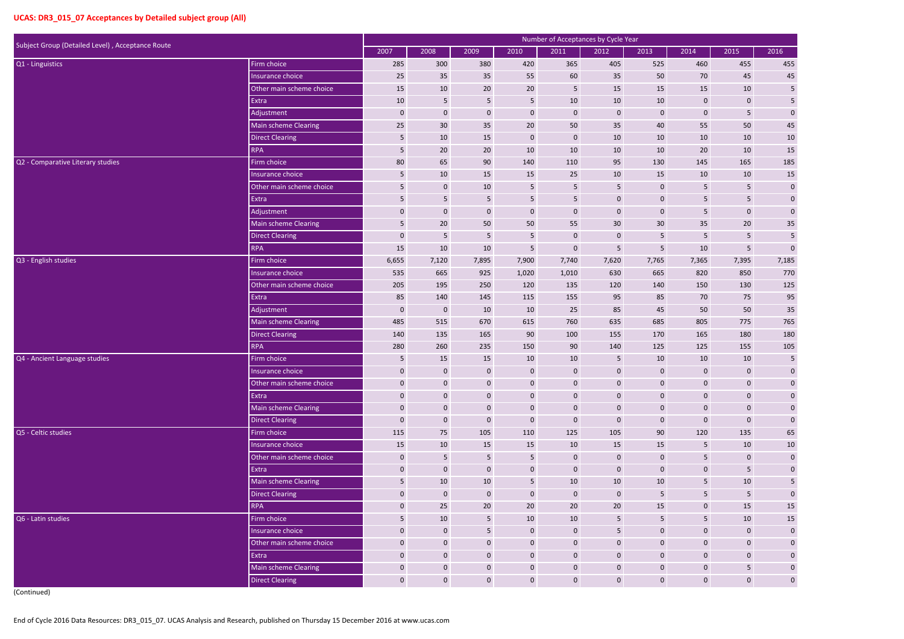## UCAS: DR3_015_07 Acceptances by Detailed subject group (All)

| Subject Group (Detailed Level) , Acceptance Route | | Number of Acceptances by Cycle Year | | | | | | | | | |
|---|---|---|---|---|---|---|---|---|---|---|---|
| | | 2007 | 2008 | 2009 | 2010 | 2011 | 2012 | 2013 | 2014 | 2015 | 2016 |
| Q1 - Linguistics | Firm choice | 285 | 300 | 380 | 420 | 365 | 405 | 525 | 460 | 455 | 455 |
| | Insurance choice | 25 | 35 | 35 | 55 | 60 | 35 | 50 | 70 | 45 | 45 |
| | Other main scheme choice | 15 | 10 | 20 | 20 | 5 | 15 | 15 | 15 | 10 | 5 |
| | Extra | 10 | 5 | 5 | 5 | 10 | 10 | 10 | 0 | 0 | 5 |
| | Adjustment | 0 | 0 | 0 | 0 | 0 | 0 | 0 | 0 | 5 | 0 |
| | Main scheme Clearing | 25 | 30 | 35 | 20 | 50 | 35 | 40 | 55 | 50 | 45 |
| | Direct Clearing | 5 | 10 | 15 | 0 | 0 | 10 | 10 | 10 | 10 | 10 |
| | RPA | 5 | 20 | 20 | 10 | 10 | 10 | 10 | 20 | 10 | 15 |
| Q2 - Comparative Literary studies | Firm choice | 80 | 65 | 90 | 140 | 110 | 95 | 130 | 145 | 165 | 185 |
| | Insurance choice | 5 | 10 | 15 | 15 | 25 | 10 | 15 | 10 | 10 | 15 |
| | Other main scheme choice | 5 | 0 | 10 | 5 | 5 | 5 | 0 | 5 | 5 | 0 |
| | Extra | 5 | 5 | 5 | 5 | 5 | 0 | 0 | 5 | 5 | 0 |
| | Adjustment | 0 | 0 | 0 | 0 | 0 | 0 | 0 | 5 | 0 | 0 |
| | Main scheme Clearing | 5 | 20 | 50 | 50 | 55 | 30 | 30 | 35 | 20 | 35 |
| | Direct Clearing | 0 | 5 | 5 | 5 | 0 | 0 | 5 | 5 | 5 | 5 |
| | RPA | 15 | 10 | 10 | 5 | 0 | 5 | 5 | 10 | 5 | 0 |
| Q3 - English studies | Firm choice | 6,655 | 7,120 | 7,895 | 7,900 | 7,740 | 7,620 | 7,765 | 7,365 | 7,395 | 7,185 |
| | Insurance choice | 535 | 665 | 925 | 1,020 | 1,010 | 630 | 665 | 820 | 850 | 770 |
| | Other main scheme choice | 205 | 195 | 250 | 120 | 135 | 120 | 140 | 150 | 130 | 125 |
| | Extra | 85 | 140 | 145 | 115 | 155 | 95 | 85 | 70 | 75 | 95 |
| | Adjustment | 0 | 0 | 10 | 10 | 25 | 85 | 45 | 50 | 50 | 35 |
| | Main scheme Clearing | 485 | 515 | 670 | 615 | 760 | 635 | 685 | 805 | 775 | 765 |
| | Direct Clearing | 140 | 135 | 165 | 90 | 100 | 155 | 170 | 165 | 180 | 180 |
| | RPA | 280 | 260 | 235 | 150 | 90 | 140 | 125 | 125 | 155 | 105 |
| Q4 - Ancient Language studies | Firm choice | 5 | 15 | 15 | 10 | 10 | 5 | 10 | 10 | 10 | 5 |
| | Insurance choice | 0 | 0 | 0 | 0 | 0 | 0 | 0 | 0 | 0 | 0 |
| | Other main scheme choice | 0 | 0 | 0 | 0 | 0 | 0 | 0 | 0 | 0 | 0 |
| | Extra | 0 | 0 | 0 | 0 | 0 | 0 | 0 | 0 | 0 | 0 |
| | Main scheme Clearing | 0 | 0 | 0 | 0 | 0 | 0 | 0 | 0 | 0 | 0 |
| | Direct Clearing | 0 | 0 | 0 | 0 | 0 | 0 | 0 | 0 | 0 | 0 |
| Q5 - Celtic studies | Firm choice | 115 | 75 | 105 | 110 | 125 | 105 | 90 | 120 | 135 | 65 |
| | Insurance choice | 15 | 10 | 15 | 15 | 10 | 15 | 15 | 5 | 10 | 10 |
| | Other main scheme choice | 0 | 5 | 5 | 5 | 0 | 0 | 0 | 5 | 0 | 0 |
| | Extra | 0 | 0 | 0 | 0 | 0 | 0 | 0 | 0 | 5 | 0 |
| | Main scheme Clearing | 5 | 10 | 10 | 5 | 10 | 10 | 10 | 5 | 10 | 5 |
| | Direct Clearing | 0 | 0 | 0 | 0 | 0 | 0 | 5 | 5 | 5 | 0 |
| | RPA | 0 | 25 | 20 | 20 | 20 | 20 | 15 | 0 | 15 | 15 |
| Q6 - Latin studies | Firm choice | 5 | 10 | 5 | 10 | 10 | 5 | 5 | 5 | 10 | 15 |
| | Insurance choice | 0 | 0 | 5 | 0 | 0 | 5 | 0 | 0 | 0 | 0 |
| | Other main scheme choice | 0 | 0 | 0 | 0 | 0 | 0 | 0 | 0 | 0 | 0 |
| | Extra | 0 | 0 | 0 | 0 | 0 | 0 | 0 | 0 | 0 | 0 |
| | Main scheme Clearing | 0 | 0 | 0 | 0 | 0 | 0 | 0 | 0 | 5 | 0 |
| | Direct Clearing | 0 | 0 | 0 | 0 | 0 | 0 | 0 | 0 | 0 | 0 |

(Continued)

End of Cycle 2016 Data Resources: DR3_015_07. UCAS Analysis and Research, published on Thursday 15 December 2016 at www.ucas.com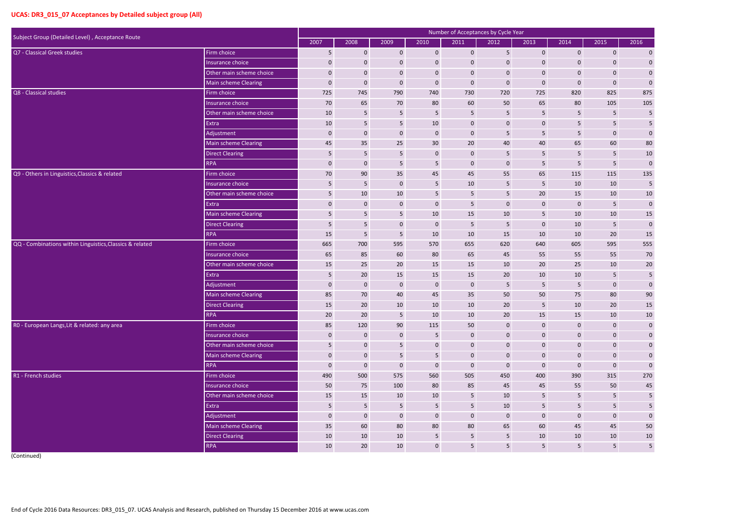## UCAS: DR3_015_07 Acceptances by Detailed subject group (All)

| Subject Group (Detailed Level) , Acceptance Route | | Number of Acceptances by Cycle Year | | | | | | | | | |
|---|---|---|---|---|---|---|---|---|---|---|---|
| | | 2007 | 2008 | 2009 | 2010 | 2011 | 2012 | 2013 | 2014 | 2015 | 2016 |
| Q7 - Classical Greek studies | Firm choice | 5 | 0 | 0 | 0 | 0 | 5 | 0 | 0 | 0 | 0 |
| | Insurance choice | 0 | 0 | 0 | 0 | 0 | 0 | 0 | 0 | 0 | 0 |
| | Other main scheme choice | 0 | 0 | 0 | 0 | 0 | 0 | 0 | 0 | 0 | 0 |
| | Main scheme Clearing | 0 | 0 | 0 | 0 | 0 | 0 | 0 | 0 | 0 | 0 |
| Q8 - Classical studies | Firm choice | 725 | 745 | 790 | 740 | 730 | 720 | 725 | 820 | 825 | 875 |
| | Insurance choice | 70 | 65 | 70 | 80 | 60 | 50 | 65 | 80 | 105 | 105 |
| | Other main scheme choice | 10 | 5 | 5 | 5 | 5 | 5 | 5 | 5 | 5 | 5 |
| | Extra | 10 | 5 | 5 | 10 | 0 | 0 | 0 | 5 | 5 | 5 |
| | Adjustment | 0 | 0 | 0 | 0 | 0 | 5 | 5 | 5 | 0 | 0 |
| | Main scheme Clearing | 45 | 35 | 25 | 30 | 20 | 40 | 40 | 65 | 60 | 80 |
| | Direct Clearing | 5 | 5 | 5 | 0 | 0 | 5 | 5 | 5 | 5 | 10 |
| | RPA | 0 | 0 | 5 | 5 | 0 | 0 | 5 | 5 | 5 | 0 |
| Q9 - Others in Linguistics,Classics & related | Firm choice | 70 | 90 | 35 | 45 | 45 | 55 | 65 | 115 | 115 | 135 |
| | Insurance choice | 5 | 5 | 0 | 5 | 10 | 5 | 5 | 10 | 10 | 5 |
| | Other main scheme choice | 5 | 10 | 10 | 5 | 5 | 5 | 20 | 15 | 10 | 10 |
| | Extra | 0 | 0 | 0 | 0 | 5 | 0 | 0 | 0 | 5 | 0 |
| | Main scheme Clearing | 5 | 5 | 5 | 10 | 15 | 10 | 5 | 10 | 10 | 15 |
| | Direct Clearing | 5 | 5 | 0 | 0 | 5 | 5 | 0 | 10 | 5 | 0 |
| | RPA | 15 | 5 | 5 | 10 | 10 | 15 | 10 | 10 | 20 | 15 |
| QQ - Combinations within Linguistics,Classics & related | Firm choice | 665 | 700 | 595 | 570 | 655 | 620 | 640 | 605 | 595 | 555 |
| | Insurance choice | 65 | 85 | 60 | 80 | 65 | 45 | 55 | 55 | 55 | 70 |
| | Other main scheme choice | 15 | 25 | 20 | 15 | 15 | 10 | 20 | 25 | 10 | 20 |
| | Extra | 5 | 20 | 15 | 15 | 15 | 20 | 10 | 10 | 5 | 5 |
| | Adjustment | 0 | 0 | 0 | 0 | 0 | 5 | 5 | 5 | 0 | 0 |
| | Main scheme Clearing | 85 | 70 | 40 | 45 | 35 | 50 | 50 | 75 | 80 | 90 |
| | Direct Clearing | 15 | 20 | 10 | 10 | 10 | 20 | 5 | 10 | 20 | 15 |
| | RPA | 20 | 20 | 5 | 10 | 10 | 20 | 15 | 15 | 10 | 10 |
| R0 - European Langs,Lit & related: any area | Firm choice | 85 | 120 | 90 | 115 | 50 | 0 | 0 | 0 | 0 | 0 |
| | Insurance choice | 0 | 0 | 0 | 5 | 0 | 0 | 0 | 0 | 0 | 0 |
| | Other main scheme choice | 5 | 0 | 5 | 0 | 0 | 0 | 0 | 0 | 0 | 0 |
| | Main scheme Clearing | 0 | 0 | 5 | 5 | 0 | 0 | 0 | 0 | 0 | 0 |
| | RPA | 0 | 0 | 0 | 0 | 0 | 0 | 0 | 0 | 0 | 0 |
| R1 - French studies | Firm choice | 490 | 500 | 575 | 560 | 505 | 450 | 400 | 390 | 315 | 270 |
| | Insurance choice | 50 | 75 | 100 | 80 | 85 | 45 | 45 | 55 | 50 | 45 |
| | Other main scheme choice | 15 | 15 | 10 | 10 | 5 | 10 | 5 | 5 | 5 | 5 |
| | Extra | 5 | 5 | 5 | 5 | 5 | 10 | 5 | 5 | 5 | 5 |
| | Adjustment | 0 | 0 | 0 | 0 | 0 | 0 | 0 | 0 | 0 | 0 |
| | Main scheme Clearing | 35 | 60 | 80 | 80 | 80 | 65 | 60 | 45 | 45 | 50 |
| | Direct Clearing | 10 | 10 | 10 | 5 | 5 | 5 | 10 | 10 | 10 | 10 |
| | RPA | 10 | 20 | 10 | 0 | 5 | 5 | 5 | 5 | 5 | 5 |

(Continued)

End of Cycle 2016 Data Resources: DR3_015_07. UCAS Analysis and Research, published on Thursday 15 December 2016 at www.ucas.com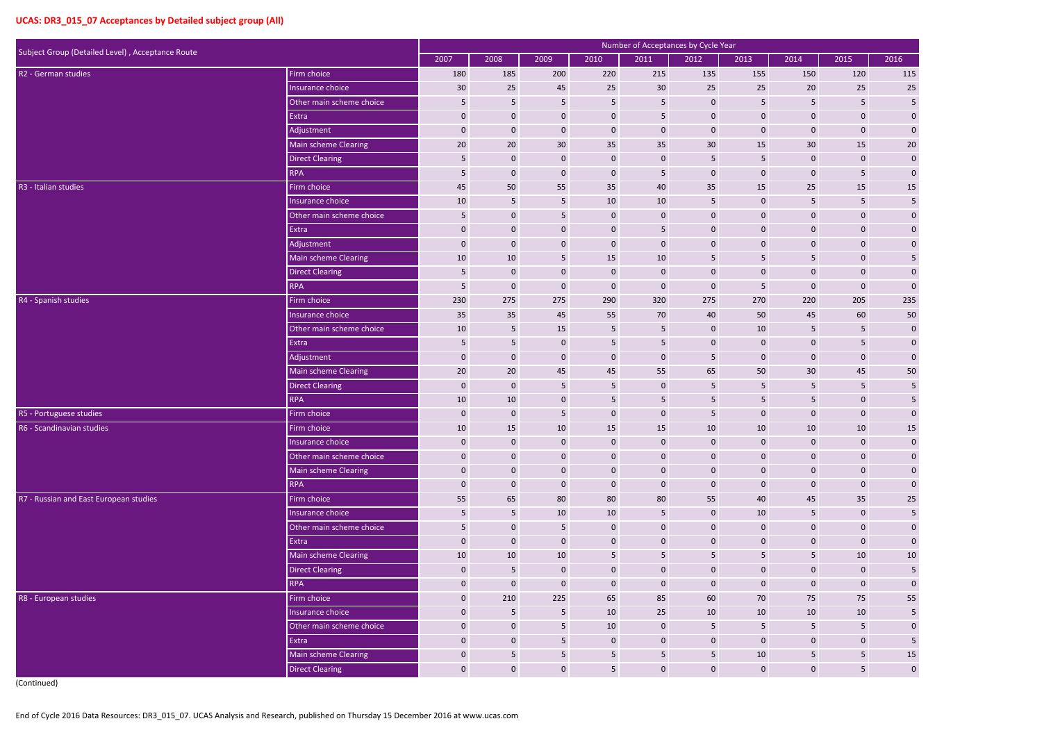## UCAS: DR3_015_07 Acceptances by Detailed subject group (All)

| Subject Group (Detailed Level) , Acceptance Route | | Number of Acceptances by Cycle Year | | | | | | | | | |
|---|---|---|---|---|---|---|---|---|---|---|---|
| | | 2007 | 2008 | 2009 | 2010 | 2011 | 2012 | 2013 | 2014 | 2015 | 2016 |
| R2 - German studies | Firm choice | 180 | 185 | 200 | 220 | 215 | 135 | 155 | 150 | 120 | 115 |
| | Insurance choice | 30 | 25 | 45 | 25 | 30 | 25 | 25 | 20 | 25 | 25 |
| | Other main scheme choice | 5 | 5 | 5 | 5 | 5 | 0 | 5 | 5 | 5 | 5 |
| | Extra | 0 | 0 | 0 | 0 | 5 | 0 | 0 | 0 | 0 | 0 |
| | Adjustment | 0 | 0 | 0 | 0 | 0 | 0 | 0 | 0 | 0 | 0 |
| | Main scheme Clearing | 20 | 20 | 30 | 35 | 35 | 30 | 15 | 30 | 15 | 20 |
| | Direct Clearing | 5 | 0 | 0 | 0 | 0 | 5 | 5 | 0 | 0 | 0 |
| | RPA | 5 | 0 | 0 | 0 | 5 | 0 | 0 | 0 | 5 | 0 |
| R3 - Italian studies | Firm choice | 45 | 50 | 55 | 35 | 40 | 35 | 15 | 25 | 15 | 15 |
| | Insurance choice | 10 | 5 | 5 | 10 | 10 | 5 | 0 | 5 | 5 | 5 |
| | Other main scheme choice | 5 | 0 | 5 | 0 | 0 | 0 | 0 | 0 | 0 | 0 |
| | Extra | 0 | 0 | 0 | 0 | 5 | 0 | 0 | 0 | 0 | 0 |
| | Adjustment | 0 | 0 | 0 | 0 | 0 | 0 | 0 | 0 | 0 | 0 |
| | Main scheme Clearing | 10 | 10 | 5 | 15 | 10 | 5 | 5 | 5 | 0 | 5 |
| | Direct Clearing | 5 | 0 | 0 | 0 | 0 | 0 | 0 | 0 | 0 | 0 |
| | RPA | 5 | 0 | 0 | 0 | 0 | 0 | 5 | 0 | 0 | 0 |
| R4 - Spanish studies | Firm choice | 230 | 275 | 275 | 290 | 320 | 275 | 270 | 220 | 205 | 235 |
| | Insurance choice | 35 | 35 | 45 | 55 | 70 | 40 | 50 | 45 | 60 | 50 |
| | Other main scheme choice | 10 | 5 | 15 | 5 | 5 | 0 | 10 | 5 | 5 | 0 |
| | Extra | 5 | 5 | 0 | 5 | 5 | 0 | 0 | 0 | 5 | 0 |
| | Adjustment | 0 | 0 | 0 | 0 | 0 | 5 | 0 | 0 | 0 | 0 |
| | Main scheme Clearing | 20 | 20 | 45 | 45 | 55 | 65 | 50 | 30 | 45 | 50 |
| | Direct Clearing | 0 | 0 | 5 | 5 | 0 | 5 | 5 | 5 | 5 | 5 |
| | RPA | 10 | 10 | 0 | 5 | 5 | 5 | 5 | 5 | 0 | 5 |
| R5 - Portuguese studies | Firm choice | 0 | 0 | 5 | 0 | 0 | 5 | 0 | 0 | 0 | 0 |
| R6 - Scandinavian studies | Firm choice | 10 | 15 | 10 | 15 | 15 | 10 | 10 | 10 | 10 | 15 |
| | Insurance choice | 0 | 0 | 0 | 0 | 0 | 0 | 0 | 0 | 0 | 0 |
| | Other main scheme choice | 0 | 0 | 0 | 0 | 0 | 0 | 0 | 0 | 0 | 0 |
| | Main scheme Clearing | 0 | 0 | 0 | 0 | 0 | 0 | 0 | 0 | 0 | 0 |
| | RPA | 0 | 0 | 0 | 0 | 0 | 0 | 0 | 0 | 0 | 0 |
| R7 - Russian and East European studies | Firm choice | 55 | 65 | 80 | 80 | 80 | 55 | 40 | 45 | 35 | 25 |
| | Insurance choice | 5 | 5 | 10 | 10 | 5 | 0 | 10 | 5 | 0 | 5 |
| | Other main scheme choice | 5 | 0 | 5 | 0 | 0 | 0 | 0 | 0 | 0 | 0 |
| | Extra | 0 | 0 | 0 | 0 | 0 | 0 | 0 | 0 | 0 | 0 |
| | Main scheme Clearing | 10 | 10 | 10 | 5 | 5 | 5 | 5 | 5 | 10 | 10 |
| | Direct Clearing | 0 | 5 | 0 | 0 | 0 | 0 | 0 | 0 | 0 | 5 |
| | RPA | 0 | 0 | 0 | 0 | 0 | 0 | 0 | 0 | 0 | 0 |
| R8 - European studies | Firm choice | 0 | 210 | 225 | 65 | 85 | 60 | 70 | 75 | 75 | 55 |
| | Insurance choice | 0 | 5 | 5 | 10 | 25 | 10 | 10 | 10 | 10 | 5 |
| | Other main scheme choice | 0 | 0 | 5 | 10 | 0 | 5 | 5 | 5 | 5 | 0 |
| | Extra | 0 | 0 | 5 | 0 | 0 | 0 | 0 | 0 | 0 | 5 |
| | Main scheme Clearing | 0 | 5 | 5 | 5 | 5 | 5 | 10 | 5 | 5 | 15 |
| | Direct Clearing | 0 | 0 | 0 | 5 | 0 | 0 | 0 | 0 | 5 | 0 |

(Continued)

End of Cycle 2016 Data Resources: DR3_015_07. UCAS Analysis and Research, published on Thursday 15 December 2016 at www.ucas.com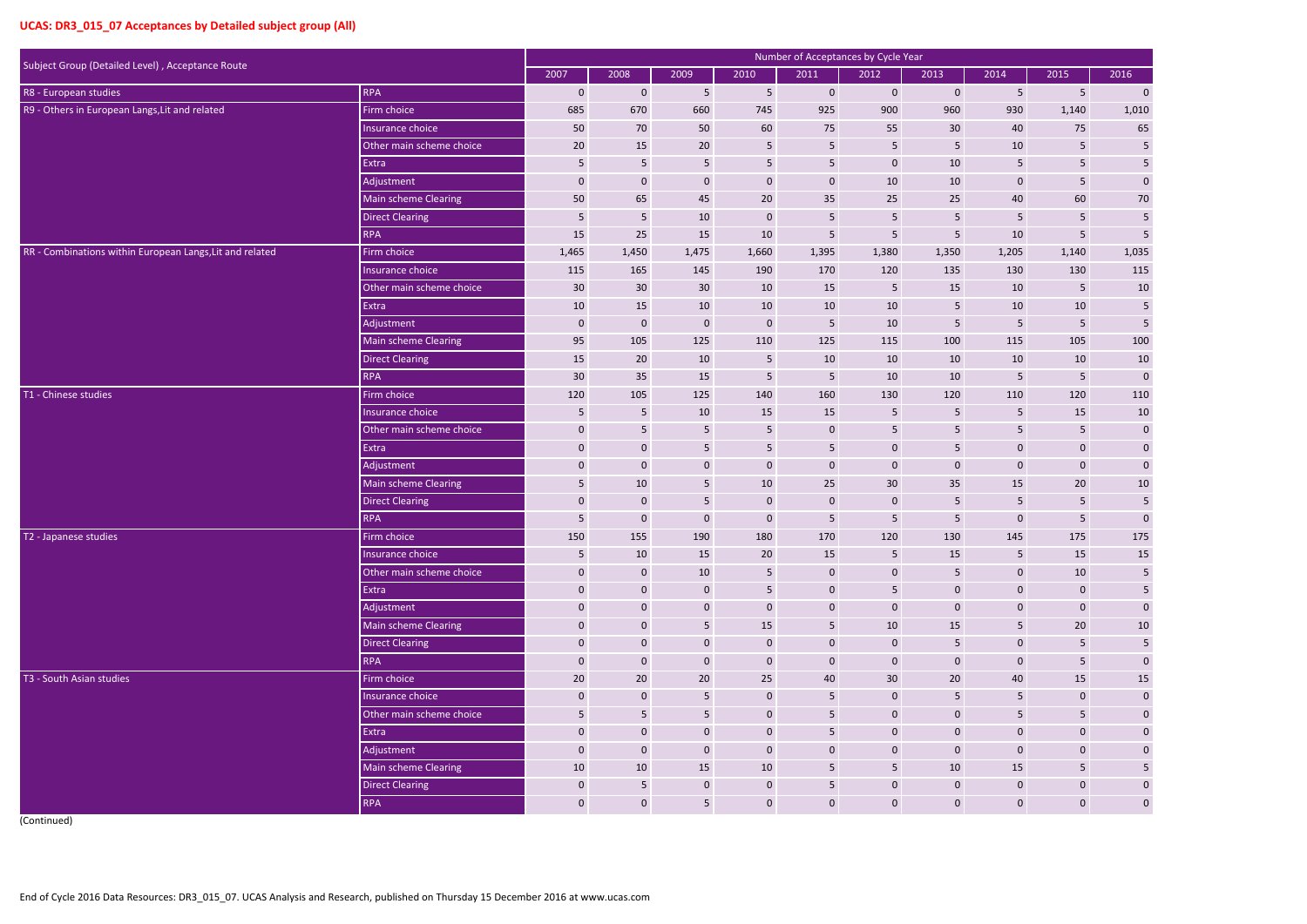## UCAS: DR3_015_07 Acceptances by Detailed subject group (All)

| Subject Group (Detailed Level) , Acceptance Route | | Number of Acceptances by Cycle Year | | | | | | | | | |
|---|---|---|---|---|---|---|---|---|---|---|---|
| | | 2007 | 2008 | 2009 | 2010 | 2011 | 2012 | 2013 | 2014 | 2015 | 2016 |
| R8 - European studies | RPA | 0 | 0 | 5 | 5 | 0 | 0 | 0 | 5 | 5 | 0 |
| R9 - Others in European Langs,Lit and related | Firm choice | 685 | 670 | 660 | 745 | 925 | 900 | 960 | 930 | 1,140 | 1,010 |
| | Insurance choice | 50 | 70 | 50 | 60 | 75 | 55 | 30 | 40 | 75 | 65 |
| | Other main scheme choice | 20 | 15 | 20 | 5 | 5 | 5 | 5 | 10 | 5 | 5 |
| | Extra | 5 | 5 | 5 | 5 | 5 | 0 | 10 | 5 | 5 | 5 |
| | Adjustment | 0 | 0 | 0 | 0 | 0 | 10 | 10 | 0 | 5 | 0 |
| | Main scheme Clearing | 50 | 65 | 45 | 20 | 35 | 25 | 25 | 40 | 60 | 70 |
| | Direct Clearing | 5 | 5 | 10 | 0 | 5 | 5 | 5 | 5 | 5 | 5 |
| | RPA | 15 | 25 | 15 | 10 | 5 | 5 | 5 | 10 | 5 | 5 |
| RR - Combinations within European Langs,Lit and related | Firm choice | 1,465 | 1,450 | 1,475 | 1,660 | 1,395 | 1,380 | 1,350 | 1,205 | 1,140 | 1,035 |
| | Insurance choice | 115 | 165 | 145 | 190 | 170 | 120 | 135 | 130 | 130 | 115 |
| | Other main scheme choice | 30 | 30 | 30 | 10 | 15 | 5 | 15 | 10 | 5 | 10 |
| | Extra | 10 | 15 | 10 | 10 | 10 | 10 | 5 | 10 | 10 | 5 |
| | Adjustment | 0 | 0 | 0 | 0 | 5 | 10 | 5 | 5 | 5 | 5 |
| | Main scheme Clearing | 95 | 105 | 125 | 110 | 125 | 115 | 100 | 115 | 105 | 100 |
| | Direct Clearing | 15 | 20 | 10 | 5 | 10 | 10 | 10 | 10 | 10 | 10 |
| | RPA | 30 | 35 | 15 | 5 | 5 | 10 | 10 | 5 | 5 | 0 |
| T1 - Chinese studies | Firm choice | 120 | 105 | 125 | 140 | 160 | 130 | 120 | 110 | 120 | 110 |
| | Insurance choice | 5 | 5 | 10 | 15 | 15 | 5 | 5 | 5 | 15 | 10 |
| | Other main scheme choice | 0 | 5 | 5 | 5 | 0 | 5 | 5 | 5 | 5 | 0 |
| | Extra | 0 | 0 | 5 | 5 | 5 | 0 | 5 | 0 | 0 | 0 |
| | Adjustment | 0 | 0 | 0 | 0 | 0 | 0 | 0 | 0 | 0 | 0 |
| | Main scheme Clearing | 5 | 10 | 5 | 10 | 25 | 30 | 35 | 15 | 20 | 10 |
| | Direct Clearing | 0 | 0 | 5 | 0 | 0 | 0 | 5 | 5 | 5 | 5 |
| | RPA | 5 | 0 | 0 | 0 | 5 | 5 | 5 | 0 | 5 | 0 |
| T2 - Japanese studies | Firm choice | 150 | 155 | 190 | 180 | 170 | 120 | 130 | 145 | 175 | 175 |
| | Insurance choice | 5 | 10 | 15 | 20 | 15 | 5 | 15 | 5 | 15 | 15 |
| | Other main scheme choice | 0 | 0 | 10 | 5 | 0 | 0 | 5 | 0 | 10 | 5 |
| | Extra | 0 | 0 | 0 | 5 | 0 | 5 | 0 | 0 | 0 | 5 |
| | Adjustment | 0 | 0 | 0 | 0 | 0 | 0 | 0 | 0 | 0 | 0 |
| | Main scheme Clearing | 0 | 0 | 5 | 15 | 5 | 10 | 15 | 5 | 20 | 10 |
| | Direct Clearing | 0 | 0 | 0 | 0 | 0 | 0 | 5 | 0 | 5 | 5 |
| | RPA | 0 | 0 | 0 | 0 | 0 | 0 | 0 | 0 | 5 | 0 |
| T3 - South Asian studies | Firm choice | 20 | 20 | 20 | 25 | 40 | 30 | 20 | 40 | 15 | 15 |
| | Insurance choice | 0 | 0 | 5 | 0 | 5 | 0 | 5 | 5 | 0 | 0 |
| | Other main scheme choice | 5 | 5 | 5 | 0 | 5 | 0 | 0 | 5 | 5 | 0 |
| | Extra | 0 | 0 | 0 | 0 | 5 | 0 | 0 | 0 | 0 | 0 |
| | Adjustment | 0 | 0 | 0 | 0 | 0 | 0 | 0 | 0 | 0 | 0 |
| | Main scheme Clearing | 10 | 10 | 15 | 10 | 5 | 5 | 10 | 15 | 5 | 5 |
| | Direct Clearing | 0 | 5 | 0 | 0 | 5 | 0 | 0 | 0 | 0 | 0 |
| | RPA | 0 | 0 | 5 | 0 | 0 | 0 | 0 | 0 | 0 | 0 |

(Continued)

End of Cycle 2016 Data Resources: DR3_015_07. UCAS Analysis and Research, published on Thursday 15 December 2016 at www.ucas.com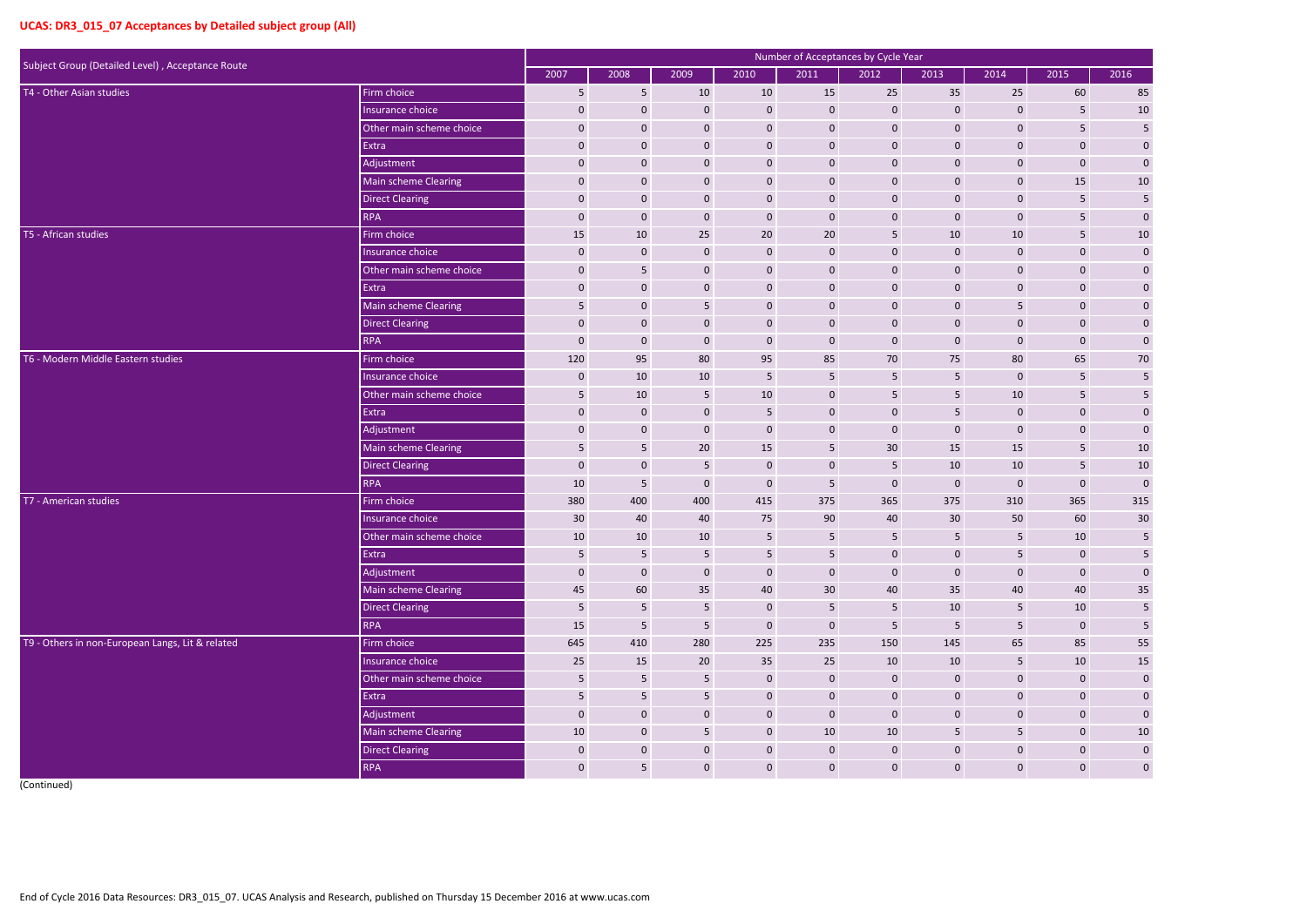## UCAS: DR3_015_07 Acceptances by Detailed subject group (All)

| Subject Group (Detailed Level) , Acceptance Route | | Number of Acceptances by Cycle Year | | | | | | | | | |
|---|---|---|---|---|---|---|---|---|---|---|---|
| | | 2007 | 2008 | 2009 | 2010 | 2011 | 2012 | 2013 | 2014 | 2015 | 2016 |
| T4 - Other Asian studies | Firm choice | 5 | 5 | 10 | 10 | 15 | 25 | 35 | 25 | 60 | 85 |
| | Insurance choice | 0 | 0 | 0 | 0 | 0 | 0 | 0 | 0 | 5 | 10 |
| | Other main scheme choice | 0 | 0 | 0 | 0 | 0 | 0 | 0 | 0 | 5 | 5 |
| | Extra | 0 | 0 | 0 | 0 | 0 | 0 | 0 | 0 | 0 | 0 |
| | Adjustment | 0 | 0 | 0 | 0 | 0 | 0 | 0 | 0 | 0 | 0 |
| | Main scheme Clearing | 0 | 0 | 0 | 0 | 0 | 0 | 0 | 0 | 15 | 10 |
| | Direct Clearing | 0 | 0 | 0 | 0 | 0 | 0 | 0 | 0 | 5 | 5 |
| | RPA | 0 | 0 | 0 | 0 | 0 | 0 | 0 | 0 | 5 | 0 |
| T5 - African studies | Firm choice | 15 | 10 | 25 | 20 | 20 | 5 | 10 | 10 | 5 | 10 |
| | Insurance choice | 0 | 0 | 0 | 0 | 0 | 0 | 0 | 0 | 0 | 0 |
| | Other main scheme choice | 0 | 5 | 0 | 0 | 0 | 0 | 0 | 0 | 0 | 0 |
| | Extra | 0 | 0 | 0 | 0 | 0 | 0 | 0 | 0 | 0 | 0 |
| | Main scheme Clearing | 5 | 0 | 5 | 0 | 0 | 0 | 0 | 5 | 0 | 0 |
| | Direct Clearing | 0 | 0 | 0 | 0 | 0 | 0 | 0 | 0 | 0 | 0 |
| | RPA | 0 | 0 | 0 | 0 | 0 | 0 | 0 | 0 | 0 | 0 |
| T6 - Modern Middle Eastern studies | Firm choice | 120 | 95 | 80 | 95 | 85 | 70 | 75 | 80 | 65 | 70 |
| | Insurance choice | 0 | 10 | 10 | 5 | 5 | 5 | 5 | 0 | 5 | 5 |
| | Other main scheme choice | 5 | 10 | 5 | 10 | 0 | 5 | 5 | 10 | 5 | 5 |
| | Extra | 0 | 0 | 0 | 5 | 0 | 0 | 5 | 0 | 0 | 0 |
| | Adjustment | 0 | 0 | 0 | 0 | 0 | 0 | 0 | 0 | 0 | 0 |
| | Main scheme Clearing | 5 | 5 | 20 | 15 | 5 | 30 | 15 | 15 | 5 | 10 |
| | Direct Clearing | 0 | 0 | 5 | 0 | 0 | 5 | 10 | 10 | 5 | 10 |
| | RPA | 10 | 5 | 0 | 0 | 5 | 0 | 0 | 0 | 0 | 0 |
| T7 - American studies | Firm choice | 380 | 400 | 400 | 415 | 375 | 365 | 375 | 310 | 365 | 315 |
| | Insurance choice | 30 | 40 | 40 | 75 | 90 | 40 | 30 | 50 | 60 | 30 |
| | Other main scheme choice | 10 | 10 | 10 | 5 | 5 | 5 | 5 | 5 | 10 | 5 |
| | Extra | 5 | 5 | 5 | 5 | 5 | 0 | 0 | 5 | 0 | 5 |
| | Adjustment | 0 | 0 | 0 | 0 | 0 | 0 | 0 | 0 | 0 | 0 |
| | Main scheme Clearing | 45 | 60 | 35 | 40 | 30 | 40 | 35 | 40 | 40 | 35 |
| | Direct Clearing | 5 | 5 | 5 | 0 | 5 | 5 | 10 | 5 | 10 | 5 |
| | RPA | 15 | 5 | 5 | 0 | 0 | 5 | 5 | 5 | 0 | 5 |
| T9 - Others in non-European Langs, Lit & related | Firm choice | 645 | 410 | 280 | 225 | 235 | 150 | 145 | 65 | 85 | 55 |
| | Insurance choice | 25 | 15 | 20 | 35 | 25 | 10 | 10 | 5 | 10 | 15 |
| | Other main scheme choice | 5 | 5 | 5 | 0 | 0 | 0 | 0 | 0 | 0 | 0 |
| | Extra | 5 | 5 | 5 | 0 | 0 | 0 | 0 | 0 | 0 | 0 |
| | Adjustment | 0 | 0 | 0 | 0 | 0 | 0 | 0 | 0 | 0 | 0 |
| | Main scheme Clearing | 10 | 0 | 5 | 0 | 10 | 10 | 5 | 5 | 0 | 10 |
| | Direct Clearing | 0 | 0 | 0 | 0 | 0 | 0 | 0 | 0 | 0 | 0 |
| | RPA | 0 | 5 | 0 | 0 | 0 | 0 | 0 | 0 | 0 | 0 |

(Continued)

End of Cycle 2016 Data Resources: DR3_015_07. UCAS Analysis and Research, published on Thursday 15 December 2016 at www.ucas.com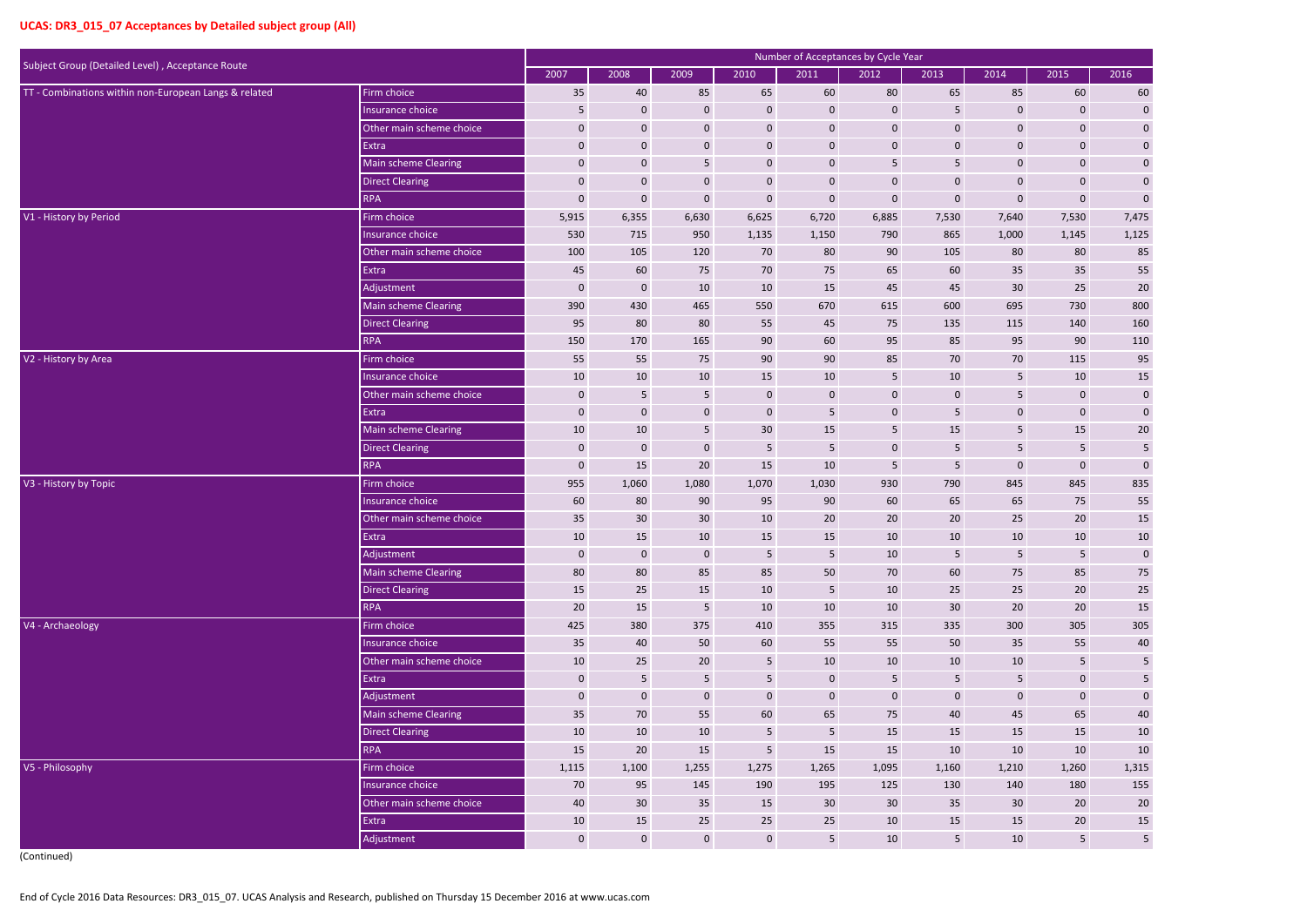## UCAS: DR3_015_07 Acceptances by Detailed subject group (All)

| Subject Group (Detailed Level) , Acceptance Route | | Number of Acceptances by Cycle Year | | | | | | | | | |
|---|---|---|---|---|---|---|---|---|---|---|---|
| | | 2007 | 2008 | 2009 | 2010 | 2011 | 2012 | 2013 | 2014 | 2015 | 2016 |
| TT - Combinations within non-European Langs & related | Firm choice | 35 | 40 | 85 | 65 | 60 | 80 | 65 | 85 | 60 | 60 |
| | Insurance choice | 5 | 0 | 0 | 0 | 0 | 0 | 5 | 0 | 0 | 0 |
| | Other main scheme choice | 0 | 0 | 0 | 0 | 0 | 0 | 0 | 0 | 0 | 0 |
| | Extra | 0 | 0 | 0 | 0 | 0 | 0 | 0 | 0 | 0 | 0 |
| | Main scheme Clearing | 0 | 0 | 5 | 0 | 0 | 5 | 5 | 0 | 0 | 0 |
| | Direct Clearing | 0 | 0 | 0 | 0 | 0 | 0 | 0 | 0 | 0 | 0 |
| | RPA | 0 | 0 | 0 | 0 | 0 | 0 | 0 | 0 | 0 | 0 |
| V1 - History by Period | Firm choice | 5,915 | 6,355 | 6,630 | 6,625 | 6,720 | 6,885 | 7,530 | 7,640 | 7,530 | 7,475 |
| | Insurance choice | 530 | 715 | 950 | 1,135 | 1,150 | 790 | 865 | 1,000 | 1,145 | 1,125 |
| | Other main scheme choice | 100 | 105 | 120 | 70 | 80 | 90 | 105 | 80 | 80 | 85 |
| | Extra | 45 | 60 | 75 | 70 | 75 | 65 | 60 | 35 | 35 | 55 |
| | Adjustment | 0 | 0 | 10 | 10 | 15 | 45 | 45 | 30 | 25 | 20 |
| | Main scheme Clearing | 390 | 430 | 465 | 550 | 670 | 615 | 600 | 695 | 730 | 800 |
| | Direct Clearing | 95 | 80 | 80 | 55 | 45 | 75 | 135 | 115 | 140 | 160 |
| | RPA | 150 | 170 | 165 | 90 | 60 | 95 | 85 | 95 | 90 | 110 |
| V2 - History by Area | Firm choice | 55 | 55 | 75 | 90 | 90 | 85 | 70 | 70 | 115 | 95 |
| | Insurance choice | 10 | 10 | 10 | 15 | 10 | 5 | 10 | 5 | 10 | 15 |
| | Other main scheme choice | 0 | 5 | 5 | 0 | 0 | 0 | 0 | 5 | 0 | 0 |
| | Extra | 0 | 0 | 0 | 0 | 5 | 0 | 5 | 0 | 0 | 0 |
| | Main scheme Clearing | 10 | 10 | 5 | 30 | 15 | 5 | 15 | 5 | 15 | 20 |
| | Direct Clearing | 0 | 0 | 0 | 5 | 5 | 0 | 5 | 5 | 5 | 5 |
| | RPA | 0 | 15 | 20 | 15 | 10 | 5 | 5 | 0 | 0 | 0 |
| V3 - History by Topic | Firm choice | 955 | 1,060 | 1,080 | 1,070 | 1,030 | 930 | 790 | 845 | 845 | 835 |
| | Insurance choice | 60 | 80 | 90 | 95 | 90 | 60 | 65 | 65 | 75 | 55 |
| | Other main scheme choice | 35 | 30 | 30 | 10 | 20 | 20 | 20 | 25 | 20 | 15 |
| | Extra | 10 | 15 | 10 | 15 | 15 | 10 | 10 | 10 | 10 | 10 |
| | Adjustment | 0 | 0 | 0 | 5 | 5 | 10 | 5 | 5 | 5 | 0 |
| | Main scheme Clearing | 80 | 80 | 85 | 85 | 50 | 70 | 60 | 75 | 85 | 75 |
| | Direct Clearing | 15 | 25 | 15 | 10 | 5 | 10 | 25 | 25 | 20 | 25 |
| | RPA | 20 | 15 | 5 | 10 | 10 | 10 | 30 | 20 | 20 | 15 |
| V4 - Archaeology | Firm choice | 425 | 380 | 375 | 410 | 355 | 315 | 335 | 300 | 305 | 305 |
| | Insurance choice | 35 | 40 | 50 | 60 | 55 | 55 | 50 | 35 | 55 | 40 |
| | Other main scheme choice | 10 | 25 | 20 | 5 | 10 | 10 | 10 | 10 | 5 | 5 |
| | Extra | 0 | 5 | 5 | 5 | 0 | 5 | 5 | 5 | 0 | 5 |
| | Adjustment | 0 | 0 | 0 | 0 | 0 | 0 | 0 | 0 | 0 | 0 |
| | Main scheme Clearing | 35 | 70 | 55 | 60 | 65 | 75 | 40 | 45 | 65 | 40 |
| | Direct Clearing | 10 | 10 | 10 | 5 | 5 | 15 | 15 | 15 | 15 | 10 |
| | RPA | 15 | 20 | 15 | 5 | 15 | 15 | 10 | 10 | 10 | 10 |
| V5 - Philosophy | Firm choice | 1,115 | 1,100 | 1,255 | 1,275 | 1,265 | 1,095 | 1,160 | 1,210 | 1,260 | 1,315 |
| | Insurance choice | 70 | 95 | 145 | 190 | 195 | 125 | 130 | 140 | 180 | 155 |
| | Other main scheme choice | 40 | 30 | 35 | 15 | 30 | 30 | 35 | 30 | 20 | 20 |
| | Extra | 10 | 15 | 25 | 25 | 25 | 10 | 15 | 15 | 20 | 15 |
| | Adjustment | 0 | 0 | 0 | 0 | 5 | 10 | 5 | 10 | 5 | 5 |

(Continued)

End of Cycle 2016 Data Resources: DR3_015_07. UCAS Analysis and Research, published on Thursday 15 December 2016 at www.ucas.com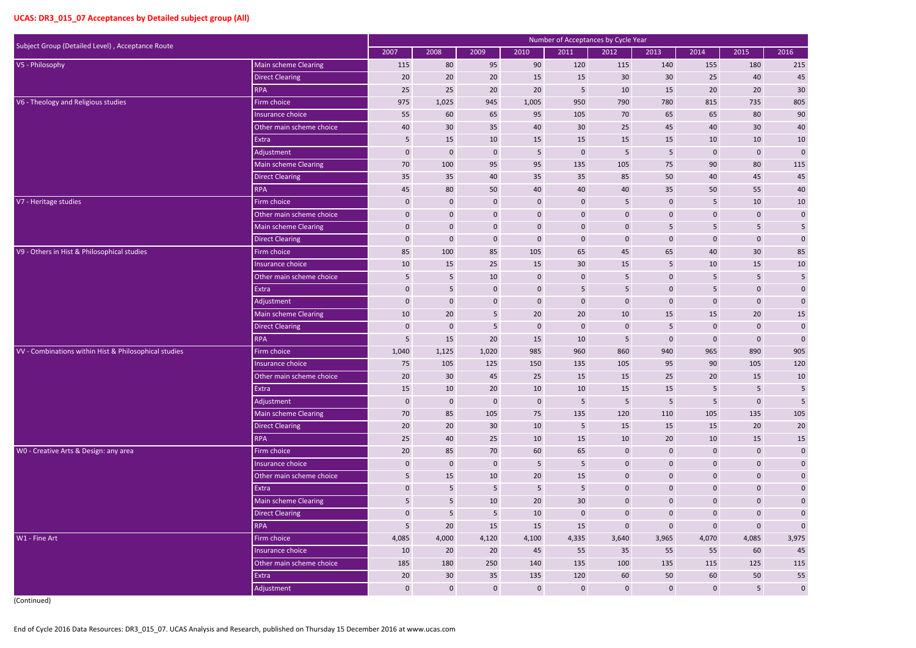## UCAS: DR3_015_07 Acceptances by Detailed subject group (All)

| Subject Group (Detailed Level) , Acceptance Route | | Number of Acceptances by Cycle Year | | | | | | | | | |
|---|---|---|---|---|---|---|---|---|---|---|---|
| | | 2007 | 2008 | 2009 | 2010 | 2011 | 2012 | 2013 | 2014 | 2015 | 2016 |
| V5 - Philosophy | Main scheme Clearing | 115 | 80 | 95 | 90 | 120 | 115 | 140 | 155 | 180 | 215 |
| | Direct Clearing | 20 | 20 | 20 | 15 | 15 | 30 | 30 | 25 | 40 | 45 |
| | RPA | 25 | 25 | 20 | 20 | 5 | 10 | 15 | 20 | 20 | 30 |
| V6 - Theology and Religious studies | Firm choice | 975 | 1,025 | 945 | 1,005 | 950 | 790 | 780 | 815 | 735 | 805 |
| | Insurance choice | 55 | 60 | 65 | 95 | 105 | 70 | 65 | 65 | 80 | 90 |
| | Other main scheme choice | 40 | 30 | 35 | 40 | 30 | 25 | 45 | 40 | 30 | 40 |
| | Extra | 5 | 15 | 10 | 15 | 15 | 15 | 15 | 10 | 10 | 10 |
| | Adjustment | 0 | 0 | 0 | 5 | 0 | 5 | 5 | 0 | 0 | 0 |
| | Main scheme Clearing | 70 | 100 | 95 | 95 | 135 | 105 | 75 | 90 | 80 | 115 |
| | Direct Clearing | 35 | 35 | 40 | 35 | 35 | 85 | 50 | 40 | 45 | 45 |
| | RPA | 45 | 80 | 50 | 40 | 40 | 40 | 35 | 50 | 55 | 40 |
| V7 - Heritage studies | Firm choice | 0 | 0 | 0 | 0 | 0 | 5 | 0 | 5 | 10 | 10 |
| | Other main scheme choice | 0 | 0 | 0 | 0 | 0 | 0 | 0 | 0 | 0 | 0 |
| | Main scheme Clearing | 0 | 0 | 0 | 0 | 0 | 0 | 5 | 5 | 5 | 5 |
| | Direct Clearing | 0 | 0 | 0 | 0 | 0 | 0 | 0 | 0 | 0 | 0 |
| V9 - Others in Hist & Philosophical studies | Firm choice | 85 | 100 | 85 | 105 | 65 | 45 | 65 | 40 | 30 | 85 |
| | Insurance choice | 10 | 15 | 25 | 15 | 30 | 15 | 5 | 10 | 15 | 10 |
| | Other main scheme choice | 5 | 5 | 10 | 0 | 0 | 5 | 0 | 5 | 5 | 5 |
| | Extra | 0 | 5 | 0 | 0 | 5 | 5 | 0 | 5 | 0 | 0 |
| | Adjustment | 0 | 0 | 0 | 0 | 0 | 0 | 0 | 0 | 0 | 0 |
| | Main scheme Clearing | 10 | 20 | 5 | 20 | 20 | 10 | 15 | 15 | 20 | 15 |
| | Direct Clearing | 0 | 0 | 5 | 0 | 0 | 0 | 5 | 0 | 0 | 0 |
| | RPA | 5 | 15 | 20 | 15 | 10 | 5 | 0 | 0 | 0 | 0 |
| VV - Combinations within Hist & Philosophical studies | Firm choice | 1,040 | 1,125 | 1,020 | 985 | 960 | 860 | 940 | 965 | 890 | 905 |
| | Insurance choice | 75 | 105 | 125 | 150 | 135 | 105 | 95 | 90 | 105 | 120 |
| | Other main scheme choice | 20 | 30 | 45 | 25 | 15 | 15 | 25 | 20 | 15 | 10 |
| | Extra | 15 | 10 | 20 | 10 | 10 | 15 | 15 | 5 | 5 | 5 |
| | Adjustment | 0 | 0 | 0 | 0 | 5 | 5 | 5 | 5 | 0 | 5 |
| | Main scheme Clearing | 70 | 85 | 105 | 75 | 135 | 120 | 110 | 105 | 135 | 105 |
| | Direct Clearing | 20 | 20 | 30 | 10 | 5 | 15 | 15 | 15 | 20 | 20 |
| | RPA | 25 | 40 | 25 | 10 | 15 | 10 | 20 | 10 | 15 | 15 |
| W0 - Creative Arts & Design: any area | Firm choice | 20 | 85 | 70 | 60 | 65 | 0 | 0 | 0 | 0 | 0 |
| | Insurance choice | 0 | 0 | 0 | 5 | 5 | 0 | 0 | 0 | 0 | 0 |
| | Other main scheme choice | 5 | 15 | 10 | 20 | 15 | 0 | 0 | 0 | 0 | 0 |
| | Extra | 0 | 5 | 5 | 5 | 5 | 0 | 0 | 0 | 0 | 0 |
| | Main scheme Clearing | 5 | 5 | 10 | 20 | 30 | 0 | 0 | 0 | 0 | 0 |
| | Direct Clearing | 0 | 5 | 5 | 10 | 0 | 0 | 0 | 0 | 0 | 0 |
| | RPA | 5 | 20 | 15 | 15 | 15 | 0 | 0 | 0 | 0 | 0 |
| W1 - Fine Art | Firm choice | 4,085 | 4,000 | 4,120 | 4,100 | 4,335 | 3,640 | 3,965 | 4,070 | 4,085 | 3,975 |
| | Insurance choice | 10 | 20 | 20 | 45 | 55 | 35 | 55 | 55 | 60 | 45 |
| | Other main scheme choice | 185 | 180 | 250 | 140 | 135 | 100 | 135 | 115 | 125 | 115 |
| | Extra | 20 | 30 | 35 | 135 | 120 | 60 | 50 | 60 | 50 | 55 |
| | Adjustment | 0 | 0 | 0 | 0 | 0 | 0 | 0 | 0 | 5 | 0 |

(Continued)

End of Cycle 2016 Data Resources: DR3_015_07. UCAS Analysis and Research, published on Thursday 15 December 2016 at www.ucas.com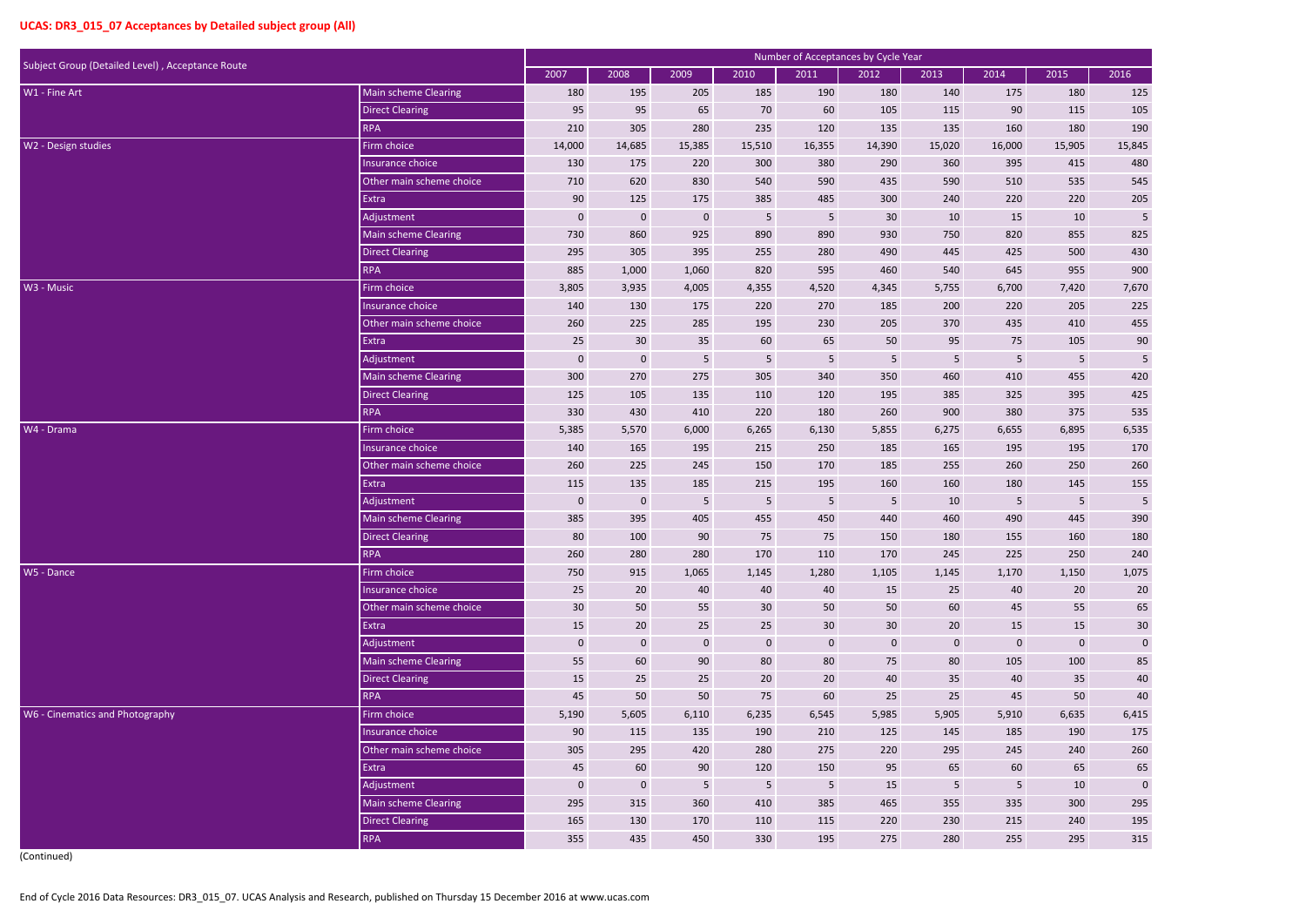## UCAS: DR3_015_07 Acceptances by Detailed subject group (All)

| Subject Group (Detailed Level) , Acceptance Route | | Number of Acceptances by Cycle Year | | | | | | | | | |
|---|---|---|---|---|---|---|---|---|---|---|---|
| | | 2007 | 2008 | 2009 | 2010 | 2011 | 2012 | 2013 | 2014 | 2015 | 2016 |
| W1 - Fine Art | Main scheme Clearing | 180 | 195 | 205 | 185 | 190 | 180 | 140 | 175 | 180 | 125 |
| | Direct Clearing | 95 | 95 | 65 | 70 | 60 | 105 | 115 | 90 | 115 | 105 |
| | RPA | 210 | 305 | 280 | 235 | 120 | 135 | 135 | 160 | 180 | 190 |
| W2 - Design studies | Firm choice | 14,000 | 14,685 | 15,385 | 15,510 | 16,355 | 14,390 | 15,020 | 16,000 | 15,905 | 15,845 |
| | Insurance choice | 130 | 175 | 220 | 300 | 380 | 290 | 360 | 395 | 415 | 480 |
| | Other main scheme choice | 710 | 620 | 830 | 540 | 590 | 435 | 590 | 510 | 535 | 545 |
| | Extra | 90 | 125 | 175 | 385 | 485 | 300 | 240 | 220 | 220 | 205 |
| | Adjustment | 0 | 0 | 0 | 5 | 5 | 30 | 10 | 15 | 10 | 5 |
| | Main scheme Clearing | 730 | 860 | 925 | 890 | 890 | 930 | 750 | 820 | 855 | 825 |
| | Direct Clearing | 295 | 305 | 395 | 255 | 280 | 490 | 445 | 425 | 500 | 430 |
| | RPA | 885 | 1,000 | 1,060 | 820 | 595 | 460 | 540 | 645 | 955 | 900 |
| W3 - Music | Firm choice | 3,805 | 3,935 | 4,005 | 4,355 | 4,520 | 4,345 | 5,755 | 6,700 | 7,420 | 7,670 |
| | Insurance choice | 140 | 130 | 175 | 220 | 270 | 185 | 200 | 220 | 205 | 225 |
| | Other main scheme choice | 260 | 225 | 285 | 195 | 230 | 205 | 370 | 435 | 410 | 455 |
| | Extra | 25 | 30 | 35 | 60 | 65 | 50 | 95 | 75 | 105 | 90 |
| | Adjustment | 0 | 0 | 5 | 5 | 5 | 5 | 5 | 5 | 5 | 5 |
| | Main scheme Clearing | 300 | 270 | 275 | 305 | 340 | 350 | 460 | 410 | 455 | 420 |
| | Direct Clearing | 125 | 105 | 135 | 110 | 120 | 195 | 385 | 325 | 395 | 425 |
| | RPA | 330 | 430 | 410 | 220 | 180 | 260 | 900 | 380 | 375 | 535 |
| W4 - Drama | Firm choice | 5,385 | 5,570 | 6,000 | 6,265 | 6,130 | 5,855 | 6,275 | 6,655 | 6,895 | 6,535 |
| | Insurance choice | 140 | 165 | 195 | 215 | 250 | 185 | 165 | 195 | 195 | 170 |
| | Other main scheme choice | 260 | 225 | 245 | 150 | 170 | 185 | 255 | 260 | 250 | 260 |
| | Extra | 115 | 135 | 185 | 215 | 195 | 160 | 160 | 180 | 145 | 155 |
| | Adjustment | 0 | 0 | 5 | 5 | 5 | 5 | 10 | 5 | 5 | 5 |
| | Main scheme Clearing | 385 | 395 | 405 | 455 | 450 | 440 | 460 | 490 | 445 | 390 |
| | Direct Clearing | 80 | 100 | 90 | 75 | 75 | 150 | 180 | 155 | 160 | 180 |
| | RPA | 260 | 280 | 280 | 170 | 110 | 170 | 245 | 225 | 250 | 240 |
| W5 - Dance | Firm choice | 750 | 915 | 1,065 | 1,145 | 1,280 | 1,105 | 1,145 | 1,170 | 1,150 | 1,075 |
| | Insurance choice | 25 | 20 | 40 | 40 | 40 | 15 | 25 | 40 | 20 | 20 |
| | Other main scheme choice | 30 | 50 | 55 | 30 | 50 | 50 | 60 | 45 | 55 | 65 |
| | Extra | 15 | 20 | 25 | 25 | 30 | 30 | 20 | 15 | 15 | 30 |
| | Adjustment | 0 | 0 | 0 | 0 | 0 | 0 | 0 | 0 | 0 | 0 |
| | Main scheme Clearing | 55 | 60 | 90 | 80 | 80 | 75 | 80 | 105 | 100 | 85 |
| | Direct Clearing | 15 | 25 | 25 | 20 | 20 | 40 | 35 | 40 | 35 | 40 |
| | RPA | 45 | 50 | 50 | 75 | 60 | 25 | 25 | 45 | 50 | 40 |
| W6 - Cinematics and Photography | Firm choice | 5,190 | 5,605 | 6,110 | 6,235 | 6,545 | 5,985 | 5,905 | 5,910 | 6,635 | 6,415 |
| | Insurance choice | 90 | 115 | 135 | 190 | 210 | 125 | 145 | 185 | 190 | 175 |
| | Other main scheme choice | 305 | 295 | 420 | 280 | 275 | 220 | 295 | 245 | 240 | 260 |
| | Extra | 45 | 60 | 90 | 120 | 150 | 95 | 65 | 60 | 65 | 65 |
| | Adjustment | 0 | 0 | 5 | 5 | 5 | 15 | 5 | 5 | 10 | 0 |
| | Main scheme Clearing | 295 | 315 | 360 | 410 | 385 | 465 | 355 | 335 | 300 | 295 |
| | Direct Clearing | 165 | 130 | 170 | 110 | 115 | 220 | 230 | 215 | 240 | 195 |
| | RPA | 355 | 435 | 450 | 330 | 195 | 275 | 280 | 255 | 295 | 315 |

(Continued)

End of Cycle 2016 Data Resources: DR3_015_07. UCAS Analysis and Research, published on Thursday 15 December 2016 at www.ucas.com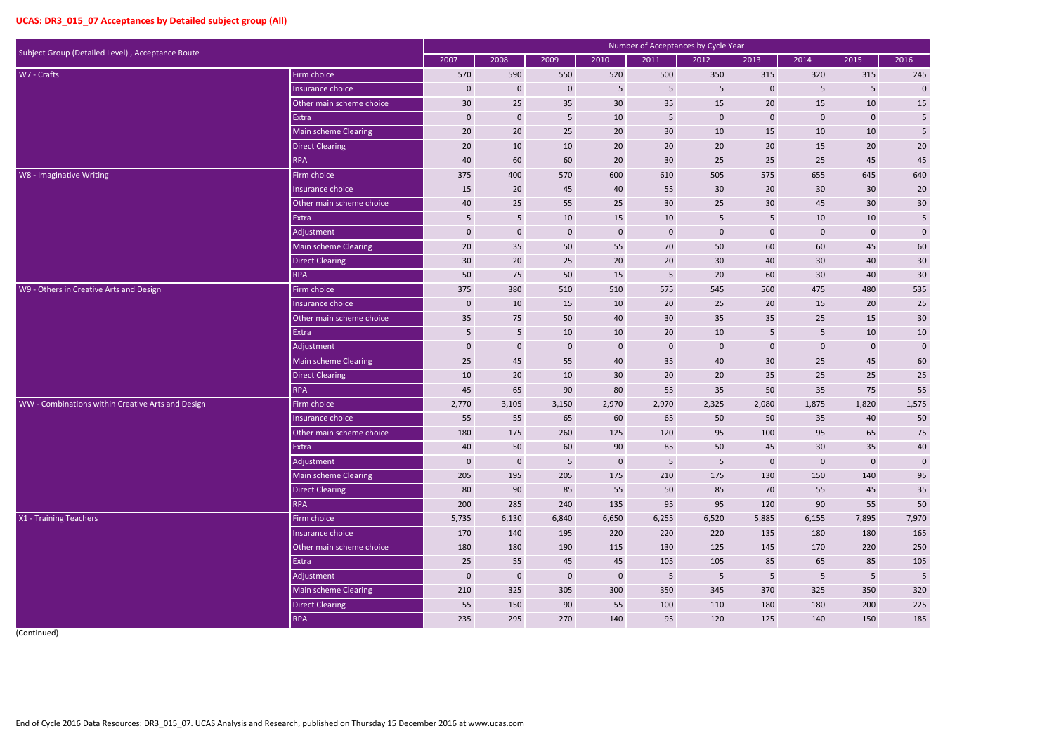## UCAS: DR3_015_07 Acceptances by Detailed subject group (All)

| Subject Group (Detailed Level) , Acceptance Route | | Number of Acceptances by Cycle Year | | | | | | | | | |
|---|---|---|---|---|---|---|---|---|---|---|---|
| | | 2007 | 2008 | 2009 | 2010 | 2011 | 2012 | 2013 | 2014 | 2015 | 2016 |
| W7 - Crafts | Firm choice | 570 | 590 | 550 | 520 | 500 | 350 | 315 | 320 | 315 | 245 |
| | Insurance choice | 0 | 0 | 0 | 5 | 5 | 5 | 0 | 5 | 5 | 0 |
| | Other main scheme choice | 30 | 25 | 35 | 30 | 35 | 15 | 20 | 15 | 10 | 15 |
| | Extra | 0 | 0 | 5 | 10 | 5 | 0 | 0 | 0 | 0 | 5 |
| | Main scheme Clearing | 20 | 20 | 25 | 20 | 30 | 10 | 15 | 10 | 10 | 5 |
| | Direct Clearing | 20 | 10 | 10 | 20 | 20 | 20 | 20 | 15 | 20 | 20 |
| | RPA | 40 | 60 | 60 | 20 | 30 | 25 | 25 | 25 | 45 | 45 |
| W8 - Imaginative Writing | Firm choice | 375 | 400 | 570 | 600 | 610 | 505 | 575 | 655 | 645 | 640 |
| | Insurance choice | 15 | 20 | 45 | 40 | 55 | 30 | 20 | 30 | 30 | 20 |
| | Other main scheme choice | 40 | 25 | 55 | 25 | 30 | 25 | 30 | 45 | 30 | 30 |
| | Extra | 5 | 5 | 10 | 15 | 10 | 5 | 5 | 10 | 10 | 5 |
| | Adjustment | 0 | 0 | 0 | 0 | 0 | 0 | 0 | 0 | 0 | 0 |
| | Main scheme Clearing | 20 | 35 | 50 | 55 | 70 | 50 | 60 | 60 | 45 | 60 |
| | Direct Clearing | 30 | 20 | 25 | 20 | 20 | 30 | 40 | 30 | 40 | 30 |
| | RPA | 50 | 75 | 50 | 15 | 5 | 20 | 60 | 30 | 40 | 30 |
| W9 - Others in Creative Arts and Design | Firm choice | 375 | 380 | 510 | 510 | 575 | 545 | 560 | 475 | 480 | 535 |
| | Insurance choice | 0 | 10 | 15 | 10 | 20 | 25 | 20 | 15 | 20 | 25 |
| | Other main scheme choice | 35 | 75 | 50 | 40 | 30 | 35 | 35 | 25 | 15 | 30 |
| | Extra | 5 | 5 | 10 | 10 | 20 | 10 | 5 | 5 | 10 | 10 |
| | Adjustment | 0 | 0 | 0 | 0 | 0 | 0 | 0 | 0 | 0 | 0 |
| | Main scheme Clearing | 25 | 45 | 55 | 40 | 35 | 40 | 30 | 25 | 45 | 60 |
| | Direct Clearing | 10 | 20 | 10 | 30 | 20 | 20 | 25 | 25 | 25 | 25 |
| | RPA | 45 | 65 | 90 | 80 | 55 | 35 | 50 | 35 | 75 | 55 |
| WW - Combinations within Creative Arts and Design | Firm choice | 2,770 | 3,105 | 3,150 | 2,970 | 2,970 | 2,325 | 2,080 | 1,875 | 1,820 | 1,575 |
| | Insurance choice | 55 | 55 | 65 | 60 | 65 | 50 | 50 | 35 | 40 | 50 |
| | Other main scheme choice | 180 | 175 | 260 | 125 | 120 | 95 | 100 | 95 | 65 | 75 |
| | Extra | 40 | 50 | 60 | 90 | 85 | 50 | 45 | 30 | 35 | 40 |
| | Adjustment | 0 | 0 | 5 | 0 | 5 | 5 | 0 | 0 | 0 | 0 |
| | Main scheme Clearing | 205 | 195 | 205 | 175 | 210 | 175 | 130 | 150 | 140 | 95 |
| | Direct Clearing | 80 | 90 | 85 | 55 | 50 | 85 | 70 | 55 | 45 | 35 |
| | RPA | 200 | 285 | 240 | 135 | 95 | 95 | 120 | 90 | 55 | 50 |
| X1 - Training Teachers | Firm choice | 5,735 | 6,130 | 6,840 | 6,650 | 6,255 | 6,520 | 5,885 | 6,155 | 7,895 | 7,970 |
| | Insurance choice | 170 | 140 | 195 | 220 | 220 | 220 | 135 | 180 | 180 | 165 |
| | Other main scheme choice | 180 | 180 | 190 | 115 | 130 | 125 | 145 | 170 | 220 | 250 |
| | Extra | 25 | 55 | 45 | 45 | 105 | 105 | 85 | 65 | 85 | 105 |
| | Adjustment | 0 | 0 | 0 | 0 | 5 | 5 | 5 | 5 | 5 | 5 |
| | Main scheme Clearing | 210 | 325 | 305 | 300 | 350 | 345 | 370 | 325 | 350 | 320 |
| | Direct Clearing | 55 | 150 | 90 | 55 | 100 | 110 | 180 | 180 | 200 | 225 |
| | RPA | 235 | 295 | 270 | 140 | 95 | 120 | 125 | 140 | 150 | 185 |

(Continued)

End of Cycle 2016 Data Resources: DR3_015_07. UCAS Analysis and Research, published on Thursday 15 December 2016 at www.ucas.com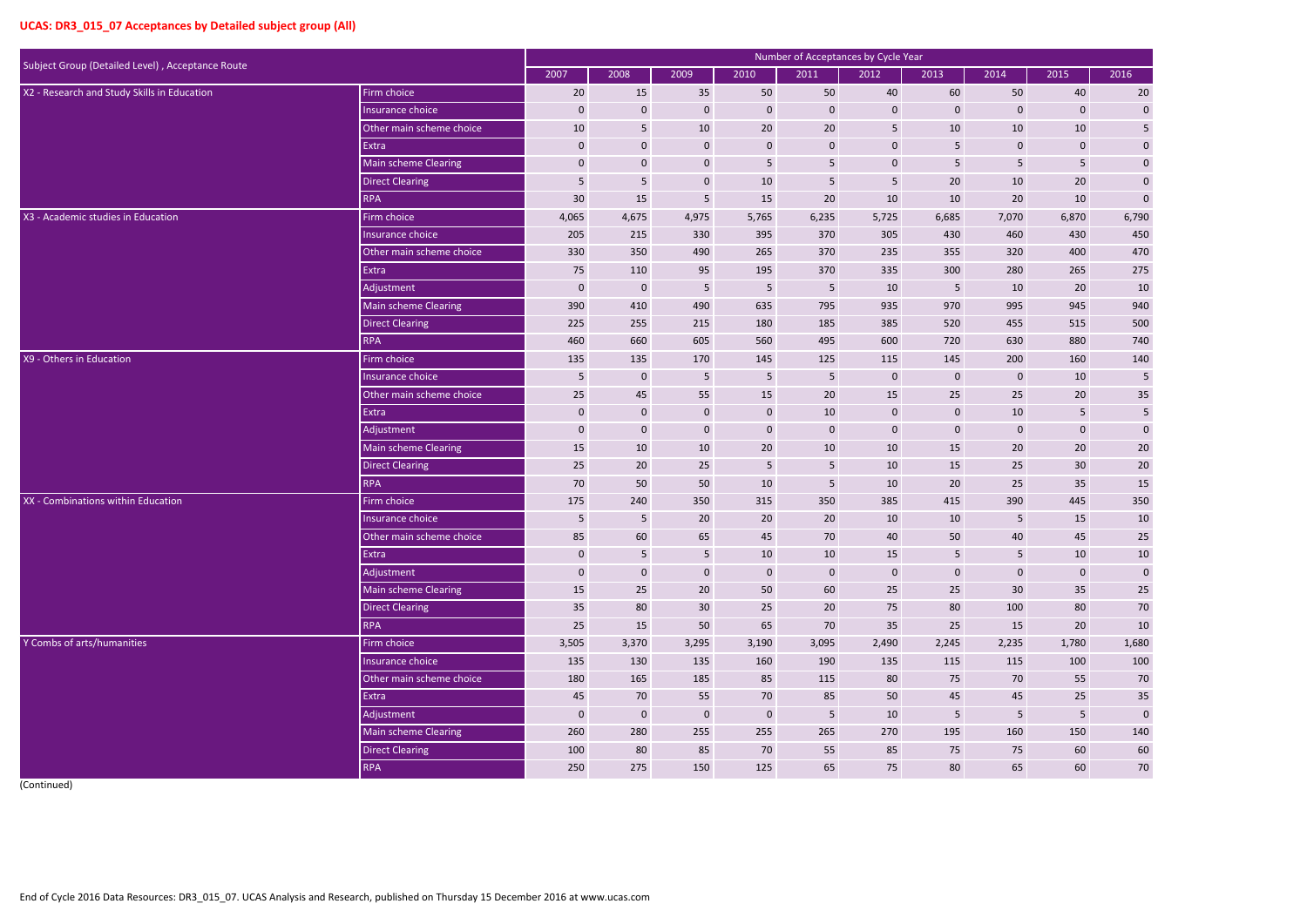## UCAS: DR3_015_07 Acceptances by Detailed subject group (All)

| Subject Group (Detailed Level) , Acceptance Route | | Number of Acceptances by Cycle Year | | | | | | | | | |
|---|---|---|---|---|---|---|---|---|---|---|---|
| | | 2007 | 2008 | 2009 | 2010 | 2011 | 2012 | 2013 | 2014 | 2015 | 2016 |
| X2 - Research and Study Skills in Education | Firm choice | 20 | 15 | 35 | 50 | 50 | 40 | 60 | 50 | 40 | 20 |
| | Insurance choice | 0 | 0 | 0 | 0 | 0 | 0 | 0 | 0 | 0 | 0 |
| | Other main scheme choice | 10 | 5 | 10 | 20 | 20 | 5 | 10 | 10 | 10 | 5 |
| | Extra | 0 | 0 | 0 | 0 | 0 | 0 | 5 | 0 | 0 | 0 |
| | Main scheme Clearing | 0 | 0 | 0 | 5 | 5 | 0 | 5 | 5 | 5 | 0 |
| | Direct Clearing | 5 | 5 | 0 | 10 | 5 | 5 | 20 | 10 | 20 | 0 |
| | RPA | 30 | 15 | 5 | 15 | 20 | 10 | 10 | 20 | 10 | 0 |
| X3 - Academic studies in Education | Firm choice | 4,065 | 4,675 | 4,975 | 5,765 | 6,235 | 5,725 | 6,685 | 7,070 | 6,870 | 6,790 |
| | Insurance choice | 205 | 215 | 330 | 395 | 370 | 305 | 430 | 460 | 430 | 450 |
| | Other main scheme choice | 330 | 350 | 490 | 265 | 370 | 235 | 355 | 320 | 400 | 470 |
| | Extra | 75 | 110 | 95 | 195 | 370 | 335 | 300 | 280 | 265 | 275 |
| | Adjustment | 0 | 0 | 5 | 5 | 5 | 10 | 5 | 10 | 20 | 10 |
| | Main scheme Clearing | 390 | 410 | 490 | 635 | 795 | 935 | 970 | 995 | 945 | 940 |
| | Direct Clearing | 225 | 255 | 215 | 180 | 185 | 385 | 520 | 455 | 515 | 500 |
| | RPA | 460 | 660 | 605 | 560 | 495 | 600 | 720 | 630 | 880 | 740 |
| X9 - Others in Education | Firm choice | 135 | 135 | 170 | 145 | 125 | 115 | 145 | 200 | 160 | 140 |
| | Insurance choice | 5 | 0 | 5 | 5 | 5 | 0 | 0 | 0 | 10 | 5 |
| | Other main scheme choice | 25 | 45 | 55 | 15 | 20 | 15 | 25 | 25 | 20 | 35 |
| | Extra | 0 | 0 | 0 | 0 | 10 | 0 | 0 | 10 | 5 | 5 |
| | Adjustment | 0 | 0 | 0 | 0 | 0 | 0 | 0 | 0 | 0 | 0 |
| | Main scheme Clearing | 15 | 10 | 10 | 20 | 10 | 10 | 15 | 20 | 20 | 20 |
| | Direct Clearing | 25 | 20 | 25 | 5 | 5 | 10 | 15 | 25 | 30 | 20 |
| | RPA | 70 | 50 | 50 | 10 | 5 | 10 | 20 | 25 | 35 | 15 |
| XX - Combinations within Education | Firm choice | 175 | 240 | 350 | 315 | 350 | 385 | 415 | 390 | 445 | 350 |
| | Insurance choice | 5 | 5 | 20 | 20 | 20 | 10 | 10 | 5 | 15 | 10 |
| | Other main scheme choice | 85 | 60 | 65 | 45 | 70 | 40 | 50 | 40 | 45 | 25 |
| | Extra | 0 | 5 | 5 | 10 | 10 | 15 | 5 | 5 | 10 | 10 |
| | Adjustment | 0 | 0 | 0 | 0 | 0 | 0 | 0 | 0 | 0 | 0 |
| | Main scheme Clearing | 15 | 25 | 20 | 50 | 60 | 25 | 25 | 30 | 35 | 25 |
| | Direct Clearing | 35 | 80 | 30 | 25 | 20 | 75 | 80 | 100 | 80 | 70 |
| | RPA | 25 | 15 | 50 | 65 | 70 | 35 | 25 | 15 | 20 | 10 |
| Y Combs of arts/humanities | Firm choice | 3,505 | 3,370 | 3,295 | 3,190 | 3,095 | 2,490 | 2,245 | 2,235 | 1,780 | 1,680 |
| | Insurance choice | 135 | 130 | 135 | 160 | 190 | 135 | 115 | 115 | 100 | 100 |
| | Other main scheme choice | 180 | 165 | 185 | 85 | 115 | 80 | 75 | 70 | 55 | 70 |
| | Extra | 45 | 70 | 55 | 70 | 85 | 50 | 45 | 45 | 25 | 35 |
| | Adjustment | 0 | 0 | 0 | 0 | 5 | 10 | 5 | 5 | 5 | 0 |
| | Main scheme Clearing | 260 | 280 | 255 | 255 | 265 | 270 | 195 | 160 | 150 | 140 |
| | Direct Clearing | 100 | 80 | 85 | 70 | 55 | 85 | 75 | 75 | 60 | 60 |
| | RPA | 250 | 275 | 150 | 125 | 65 | 75 | 80 | 65 | 60 | 70 |

(Continued)

End of Cycle 2016 Data Resources: DR3_015_07. UCAS Analysis and Research, published on Thursday 15 December 2016 at www.ucas.com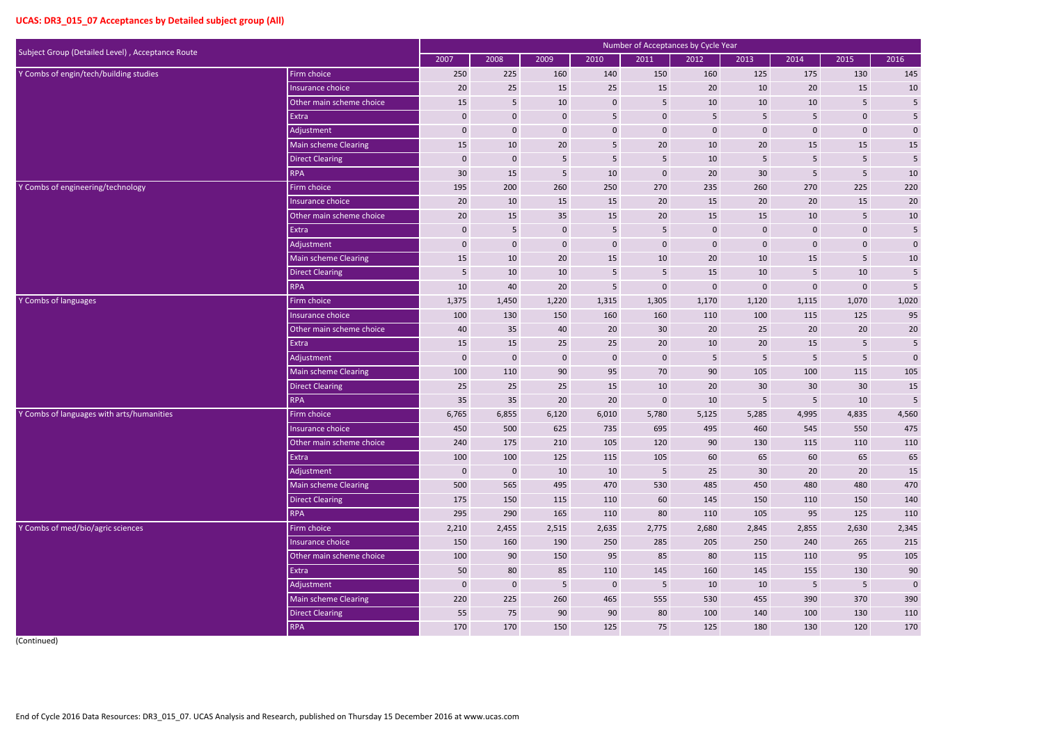## UCAS: DR3_015_07 Acceptances by Detailed subject group (All)

| Subject Group (Detailed Level) , Acceptance Route | | Number of Acceptances by Cycle Year | | | | | | | | | |
|---|---|---|---|---|---|---|---|---|---|---|---|
| | | 2007 | 2008 | 2009 | 2010 | 2011 | 2012 | 2013 | 2014 | 2015 | 2016 |
| Y Combs of engin/tech/building studies | Firm choice | 250 | 225 | 160 | 140 | 150 | 160 | 125 | 175 | 130 | 145 |
| | Insurance choice | 20 | 25 | 15 | 25 | 15 | 20 | 10 | 20 | 15 | 10 |
| | Other main scheme choice | 15 | 5 | 10 | 0 | 5 | 10 | 10 | 10 | 5 | 5 |
| | Extra | 0 | 0 | 0 | 5 | 0 | 5 | 5 | 5 | 0 | 5 |
| | Adjustment | 0 | 0 | 0 | 0 | 0 | 0 | 0 | 0 | 0 | 0 |
| | Main scheme Clearing | 15 | 10 | 20 | 5 | 20 | 10 | 20 | 15 | 15 | 15 |
| | Direct Clearing | 0 | 0 | 5 | 5 | 5 | 10 | 5 | 5 | 5 | 5 |
| | RPA | 30 | 15 | 5 | 10 | 0 | 20 | 30 | 5 | 5 | 10 |
| Y Combs of engineering/technology | Firm choice | 195 | 200 | 260 | 250 | 270 | 235 | 260 | 270 | 225 | 220 |
| | Insurance choice | 20 | 10 | 15 | 15 | 20 | 15 | 20 | 20 | 15 | 20 |
| | Other main scheme choice | 20 | 15 | 35 | 15 | 20 | 15 | 15 | 10 | 5 | 10 |
| | Extra | 0 | 5 | 0 | 5 | 5 | 0 | 0 | 0 | 0 | 5 |
| | Adjustment | 0 | 0 | 0 | 0 | 0 | 0 | 0 | 0 | 0 | 0 |
| | Main scheme Clearing | 15 | 10 | 20 | 15 | 10 | 20 | 10 | 15 | 5 | 10 |
| | Direct Clearing | 5 | 10 | 10 | 5 | 5 | 15 | 10 | 5 | 10 | 5 |
| | RPA | 10 | 40 | 20 | 5 | 0 | 0 | 0 | 0 | 0 | 5 |
| Y Combs of languages | Firm choice | 1,375 | 1,450 | 1,220 | 1,315 | 1,305 | 1,170 | 1,120 | 1,115 | 1,070 | 1,020 |
| | Insurance choice | 100 | 130 | 150 | 160 | 160 | 110 | 100 | 115 | 125 | 95 |
| | Other main scheme choice | 40 | 35 | 40 | 20 | 30 | 20 | 25 | 20 | 20 | 20 |
| | Extra | 15 | 15 | 25 | 25 | 20 | 10 | 20 | 15 | 5 | 5 |
| | Adjustment | 0 | 0 | 0 | 0 | 0 | 5 | 5 | 5 | 5 | 0 |
| | Main scheme Clearing | 100 | 110 | 90 | 95 | 70 | 90 | 105 | 100 | 115 | 105 |
| | Direct Clearing | 25 | 25 | 25 | 15 | 10 | 20 | 30 | 30 | 30 | 15 |
| | RPA | 35 | 35 | 20 | 20 | 0 | 10 | 5 | 5 | 10 | 5 |
| Y Combs of languages with arts/humanities | Firm choice | 6,765 | 6,855 | 6,120 | 6,010 | 5,780 | 5,125 | 5,285 | 4,995 | 4,835 | 4,560 |
| | Insurance choice | 450 | 500 | 625 | 735 | 695 | 495 | 460 | 545 | 550 | 475 |
| | Other main scheme choice | 240 | 175 | 210 | 105 | 120 | 90 | 130 | 115 | 110 | 110 |
| | Extra | 100 | 100 | 125 | 115 | 105 | 60 | 65 | 60 | 65 | 65 |
| | Adjustment | 0 | 0 | 10 | 10 | 5 | 25 | 30 | 20 | 20 | 15 |
| | Main scheme Clearing | 500 | 565 | 495 | 470 | 530 | 485 | 450 | 480 | 480 | 470 |
| | Direct Clearing | 175 | 150 | 115 | 110 | 60 | 145 | 150 | 110 | 150 | 140 |
| | RPA | 295 | 290 | 165 | 110 | 80 | 110 | 105 | 95 | 125 | 110 |
| Y Combs of med/bio/agric sciences | Firm choice | 2,210 | 2,455 | 2,515 | 2,635 | 2,775 | 2,680 | 2,845 | 2,855 | 2,630 | 2,345 |
| | Insurance choice | 150 | 160 | 190 | 250 | 285 | 205 | 250 | 240 | 265 | 215 |
| | Other main scheme choice | 100 | 90 | 150 | 95 | 85 | 80 | 115 | 110 | 95 | 105 |
| | Extra | 50 | 80 | 85 | 110 | 145 | 160 | 145 | 155 | 130 | 90 |
| | Adjustment | 0 | 0 | 5 | 0 | 5 | 10 | 10 | 5 | 5 | 0 |
| | Main scheme Clearing | 220 | 225 | 260 | 465 | 555 | 530 | 455 | 390 | 370 | 390 |
| | Direct Clearing | 55 | 75 | 90 | 90 | 80 | 100 | 140 | 100 | 130 | 110 |
| | RPA | 170 | 170 | 150 | 125 | 75 | 125 | 180 | 130 | 120 | 170 |

(Continued)

End of Cycle 2016 Data Resources: DR3_015_07. UCAS Analysis and Research, published on Thursday 15 December 2016 at www.ucas.com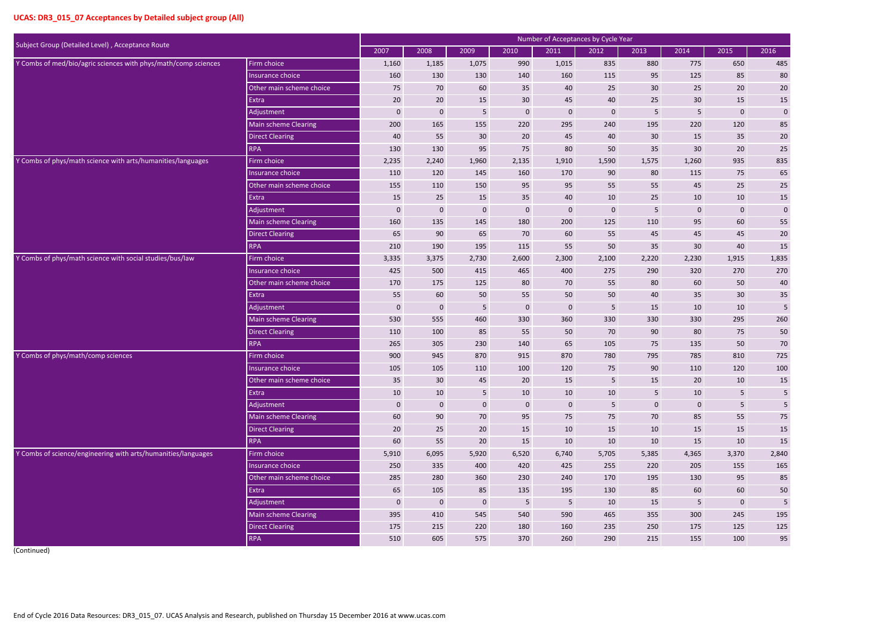## UCAS: DR3_015_07 Acceptances by Detailed subject group (All)

| Subject Group (Detailed Level) , Acceptance Route | | Number of Acceptances by Cycle Year | | | | | | | | | |
|---|---|---|---|---|---|---|---|---|---|---|---|
| | | 2007 | 2008 | 2009 | 2010 | 2011 | 2012 | 2013 | 2014 | 2015 | 2016 |
| Y Combs of med/bio/agric sciences with phys/math/comp sciences | Firm choice | 1,160 | 1,185 | 1,075 | 990 | 1,015 | 835 | 880 | 775 | 650 | 485 |
| | Insurance choice | 160 | 130 | 130 | 140 | 160 | 115 | 95 | 125 | 85 | 80 |
| | Other main scheme choice | 75 | 70 | 60 | 35 | 40 | 25 | 30 | 25 | 20 | 20 |
| | Extra | 20 | 20 | 15 | 30 | 45 | 40 | 25 | 30 | 15 | 15 |
| | Adjustment | 0 | 0 | 5 | 0 | 0 | 0 | 5 | 5 | 0 | 0 |
| | Main scheme Clearing | 200 | 165 | 155 | 220 | 295 | 240 | 195 | 220 | 120 | 85 |
| | Direct Clearing | 40 | 55 | 30 | 20 | 45 | 40 | 30 | 15 | 35 | 20 |
| | RPA | 130 | 130 | 95 | 75 | 80 | 50 | 35 | 30 | 20 | 25 |
| Y Combs of phys/math science with arts/humanities/languages | Firm choice | 2,235 | 2,240 | 1,960 | 2,135 | 1,910 | 1,590 | 1,575 | 1,260 | 935 | 835 |
| | Insurance choice | 110 | 120 | 145 | 160 | 170 | 90 | 80 | 115 | 75 | 65 |
| | Other main scheme choice | 155 | 110 | 150 | 95 | 95 | 55 | 55 | 45 | 25 | 25 |
| | Extra | 15 | 25 | 15 | 35 | 40 | 10 | 25 | 10 | 10 | 15 |
| | Adjustment | 0 | 0 | 0 | 0 | 0 | 0 | 5 | 0 | 0 | 0 |
| | Main scheme Clearing | 160 | 135 | 145 | 180 | 200 | 125 | 110 | 95 | 60 | 55 |
| | Direct Clearing | 65 | 90 | 65 | 70 | 60 | 55 | 45 | 45 | 45 | 20 |
| | RPA | 210 | 190 | 195 | 115 | 55 | 50 | 35 | 30 | 40 | 15 |
| Y Combs of phys/math science with social studies/bus/law | Firm choice | 3,335 | 3,375 | 2,730 | 2,600 | 2,300 | 2,100 | 2,220 | 2,230 | 1,915 | 1,835 |
| | Insurance choice | 425 | 500 | 415 | 465 | 400 | 275 | 290 | 320 | 270 | 270 |
| | Other main scheme choice | 170 | 175 | 125 | 80 | 70 | 55 | 80 | 60 | 50 | 40 |
| | Extra | 55 | 60 | 50 | 55 | 50 | 50 | 40 | 35 | 30 | 35 |
| | Adjustment | 0 | 0 | 5 | 0 | 0 | 5 | 15 | 10 | 10 | 5 |
| | Main scheme Clearing | 530 | 555 | 460 | 330 | 360 | 330 | 330 | 330 | 295 | 260 |
| | Direct Clearing | 110 | 100 | 85 | 55 | 50 | 70 | 90 | 80 | 75 | 50 |
| | RPA | 265 | 305 | 230 | 140 | 65 | 105 | 75 | 135 | 50 | 70 |
| Y Combs of phys/math/comp sciences | Firm choice | 900 | 945 | 870 | 915 | 870 | 780 | 795 | 785 | 810 | 725 |
| | Insurance choice | 105 | 105 | 110 | 100 | 120 | 75 | 90 | 110 | 120 | 100 |
| | Other main scheme choice | 35 | 30 | 45 | 20 | 15 | 5 | 15 | 20 | 10 | 15 |
| | Extra | 10 | 10 | 5 | 10 | 10 | 10 | 5 | 10 | 5 | 5 |
| | Adjustment | 0 | 0 | 0 | 0 | 0 | 5 | 0 | 0 | 5 | 5 |
| | Main scheme Clearing | 60 | 90 | 70 | 95 | 75 | 75 | 70 | 85 | 55 | 75 |
| | Direct Clearing | 20 | 25 | 20 | 15 | 10 | 15 | 10 | 15 | 15 | 15 |
| | RPA | 60 | 55 | 20 | 15 | 10 | 10 | 10 | 15 | 10 | 15 |
| Y Combs of science/engineering with arts/humanities/languages | Firm choice | 5,910 | 6,095 | 5,920 | 6,520 | 6,740 | 5,705 | 5,385 | 4,365 | 3,370 | 2,840 |
| | Insurance choice | 250 | 335 | 400 | 420 | 425 | 255 | 220 | 205 | 155 | 165 |
| | Other main scheme choice | 285 | 280 | 360 | 230 | 240 | 170 | 195 | 130 | 95 | 85 |
| | Extra | 65 | 105 | 85 | 135 | 195 | 130 | 85 | 60 | 60 | 50 |
| | Adjustment | 0 | 0 | 0 | 5 | 5 | 10 | 15 | 5 | 0 | 5 |
| | Main scheme Clearing | 395 | 410 | 545 | 540 | 590 | 465 | 355 | 300 | 245 | 195 |
| | Direct Clearing | 175 | 215 | 220 | 180 | 160 | 235 | 250 | 175 | 125 | 125 |
| | RPA | 510 | 605 | 575 | 370 | 260 | 290 | 215 | 155 | 100 | 95 |

(Continued)

End of Cycle 2016 Data Resources: DR3_015_07. UCAS Analysis and Research, published on Thursday 15 December 2016 at www.ucas.com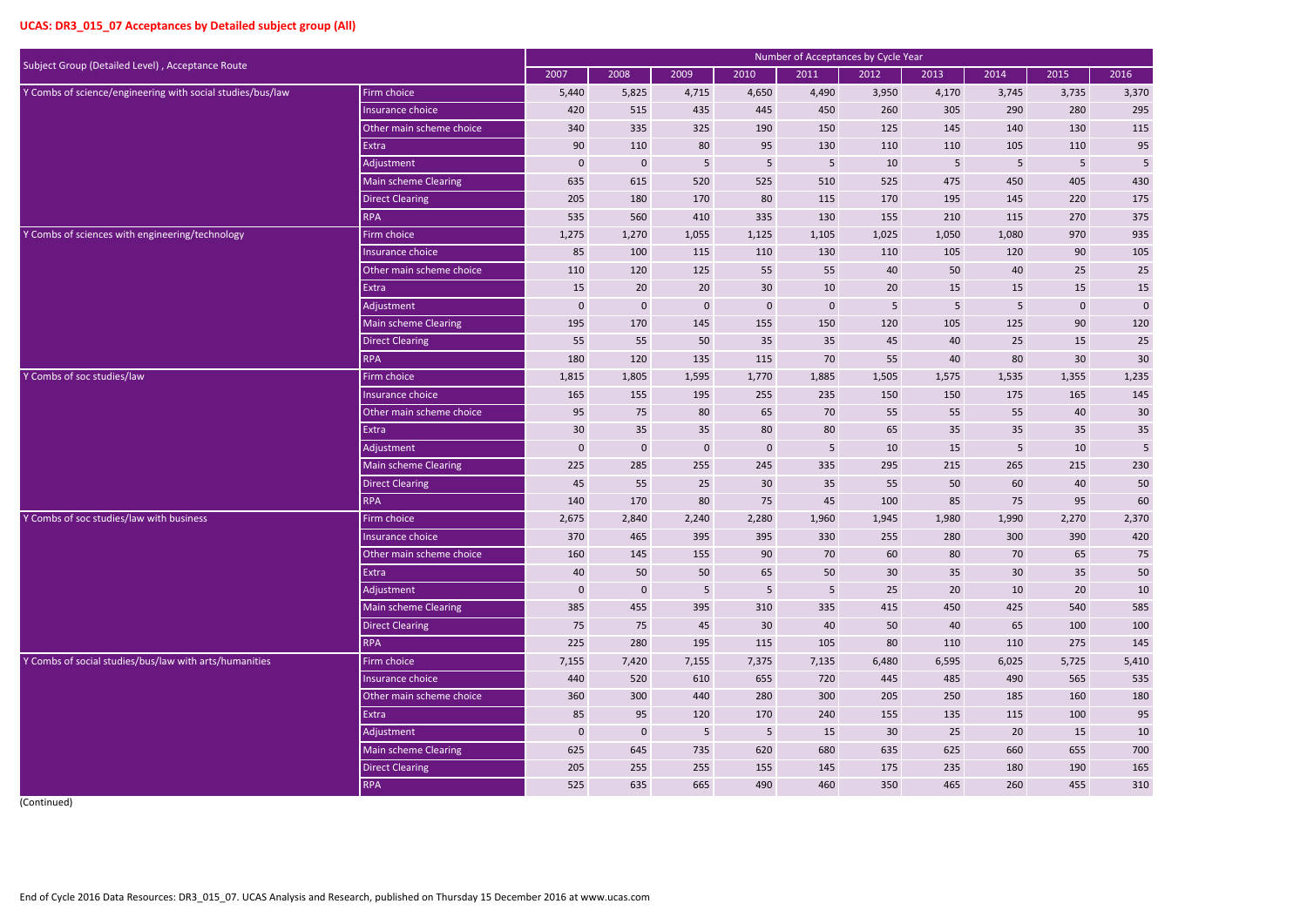## UCAS: DR3_015_07 Acceptances by Detailed subject group (All)

| Subject Group (Detailed Level) , Acceptance Route | | Number of Acceptances by Cycle Year | | | | | | | | | |
|---|---|---|---|---|---|---|---|---|---|---|---|
| | | 2007 | 2008 | 2009 | 2010 | 2011 | 2012 | 2013 | 2014 | 2015 | 2016 |
| Y Combs of science/engineering with social studies/bus/law | Firm choice | 5,440 | 5,825 | 4,715 | 4,650 | 4,490 | 3,950 | 4,170 | 3,745 | 3,735 | 3,370 |
| | Insurance choice | 420 | 515 | 435 | 445 | 450 | 260 | 305 | 290 | 280 | 295 |
| | Other main scheme choice | 340 | 335 | 325 | 190 | 150 | 125 | 145 | 140 | 130 | 115 |
| | Extra | 90 | 110 | 80 | 95 | 130 | 110 | 110 | 105 | 110 | 95 |
| | Adjustment | 0 | 0 | 5 | 5 | 5 | 10 | 5 | 5 | 5 | 5 |
| | Main scheme Clearing | 635 | 615 | 520 | 525 | 510 | 525 | 475 | 450 | 405 | 430 |
| | Direct Clearing | 205 | 180 | 170 | 80 | 115 | 170 | 195 | 145 | 220 | 175 |
| | RPA | 535 | 560 | 410 | 335 | 130 | 155 | 210 | 115 | 270 | 375 |
| Y Combs of sciences with engineering/technology | Firm choice | 1,275 | 1,270 | 1,055 | 1,125 | 1,105 | 1,025 | 1,050 | 1,080 | 970 | 935 |
| | Insurance choice | 85 | 100 | 115 | 110 | 130 | 110 | 105 | 120 | 90 | 105 |
| | Other main scheme choice | 110 | 120 | 125 | 55 | 55 | 40 | 50 | 40 | 25 | 25 |
| | Extra | 15 | 20 | 20 | 30 | 10 | 20 | 15 | 15 | 15 | 15 |
| | Adjustment | 0 | 0 | 0 | 0 | 0 | 5 | 5 | 5 | 0 | 0 |
| | Main scheme Clearing | 195 | 170 | 145 | 155 | 150 | 120 | 105 | 125 | 90 | 120 |
| | Direct Clearing | 55 | 55 | 50 | 35 | 35 | 45 | 40 | 25 | 15 | 25 |
| | RPA | 180 | 120 | 135 | 115 | 70 | 55 | 40 | 80 | 30 | 30 |
| Y Combs of soc studies/law | Firm choice | 1,815 | 1,805 | 1,595 | 1,770 | 1,885 | 1,505 | 1,575 | 1,535 | 1,355 | 1,235 |
| | Insurance choice | 165 | 155 | 195 | 255 | 235 | 150 | 150 | 175 | 165 | 145 |
| | Other main scheme choice | 95 | 75 | 80 | 65 | 70 | 55 | 55 | 55 | 40 | 30 |
| | Extra | 30 | 35 | 35 | 80 | 80 | 65 | 35 | 35 | 35 | 35 |
| | Adjustment | 0 | 0 | 0 | 0 | 5 | 10 | 15 | 5 | 10 | 5 |
| | Main scheme Clearing | 225 | 285 | 255 | 245 | 335 | 295 | 215 | 265 | 215 | 230 |
| | Direct Clearing | 45 | 55 | 25 | 30 | 35 | 55 | 50 | 60 | 40 | 50 |
| | RPA | 140 | 170 | 80 | 75 | 45 | 100 | 85 | 75 | 95 | 60 |
| Y Combs of soc studies/law with business | Firm choice | 2,675 | 2,840 | 2,240 | 2,280 | 1,960 | 1,945 | 1,980 | 1,990 | 2,270 | 2,370 |
| | Insurance choice | 370 | 465 | 395 | 395 | 330 | 255 | 280 | 300 | 390 | 420 |
| | Other main scheme choice | 160 | 145 | 155 | 90 | 70 | 60 | 80 | 70 | 65 | 75 |
| | Extra | 40 | 50 | 50 | 65 | 50 | 30 | 35 | 30 | 35 | 50 |
| | Adjustment | 0 | 0 | 5 | 5 | 5 | 25 | 20 | 10 | 20 | 10 |
| | Main scheme Clearing | 385 | 455 | 395 | 310 | 335 | 415 | 450 | 425 | 540 | 585 |
| | Direct Clearing | 75 | 75 | 45 | 30 | 40 | 50 | 40 | 65 | 100 | 100 |
| | RPA | 225 | 280 | 195 | 115 | 105 | 80 | 110 | 110 | 275 | 145 |
| Y Combs of social studies/bus/law with arts/humanities | Firm choice | 7,155 | 7,420 | 7,155 | 7,375 | 7,135 | 6,480 | 6,595 | 6,025 | 5,725 | 5,410 |
| | Insurance choice | 440 | 520 | 610 | 655 | 720 | 445 | 485 | 490 | 565 | 535 |
| | Other main scheme choice | 360 | 300 | 440 | 280 | 300 | 205 | 250 | 185 | 160 | 180 |
| | Extra | 85 | 95 | 120 | 170 | 240 | 155 | 135 | 115 | 100 | 95 |
| | Adjustment | 0 | 0 | 5 | 5 | 15 | 30 | 25 | 20 | 15 | 10 |
| | Main scheme Clearing | 625 | 645 | 735 | 620 | 680 | 635 | 625 | 660 | 655 | 700 |
| | Direct Clearing | 205 | 255 | 255 | 155 | 145 | 175 | 235 | 180 | 190 | 165 |
| | RPA | 525 | 635 | 665 | 490 | 460 | 350 | 465 | 260 | 455 | 310 |

(Continued)

End of Cycle 2016 Data Resources: DR3_015_07. UCAS Analysis and Research, published on Thursday 15 December 2016 at www.ucas.com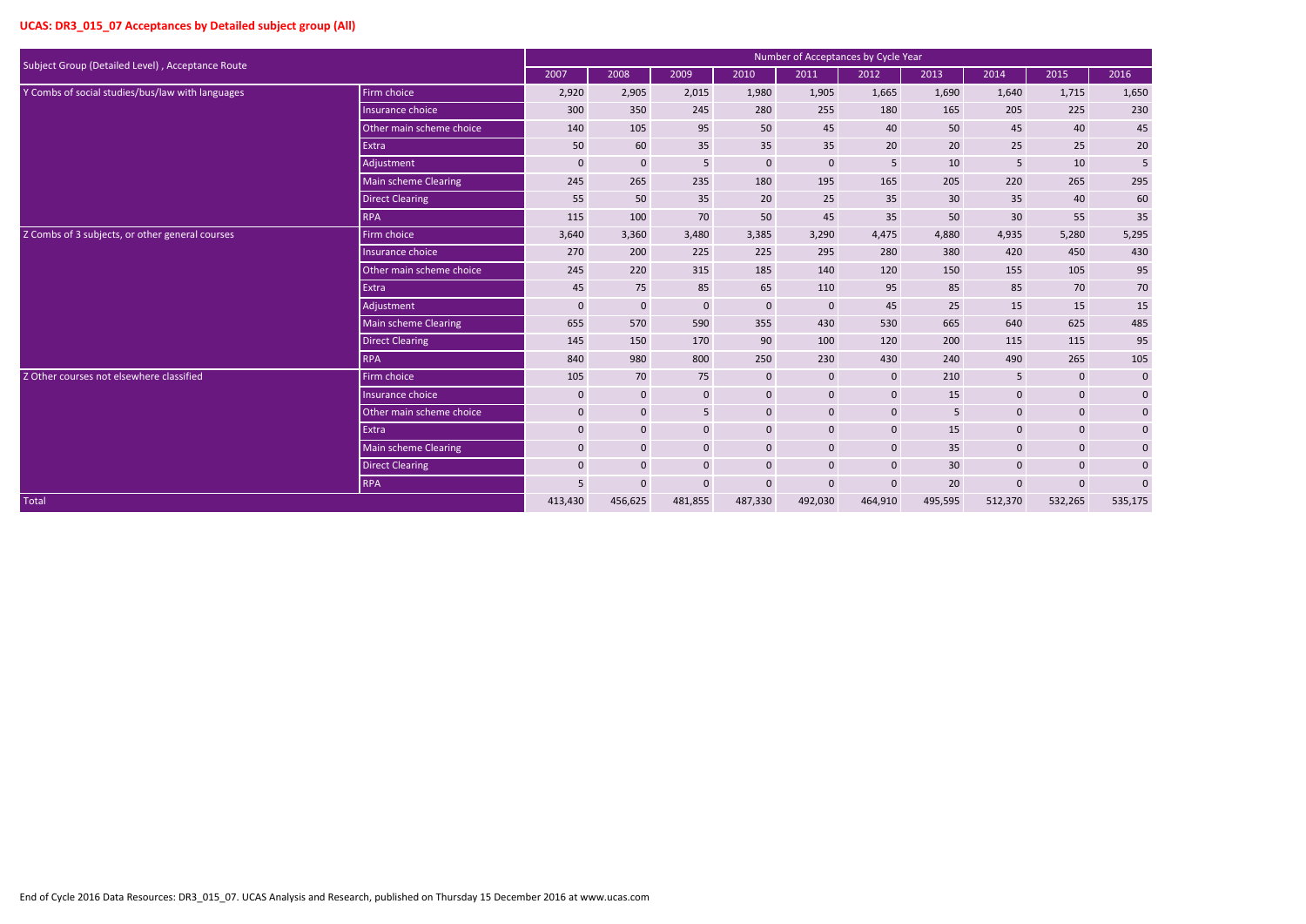## UCAS: DR3_015_07 Acceptances by Detailed subject group (All)

| Subject Group (Detailed Level) , Acceptance Route | | Number of Acceptances by Cycle Year | | | | | | | | | |
|---|---|---|---|---|---|---|---|---|---|---|---|
| | | 2007 | 2008 | 2009 | 2010 | 2011 | 2012 | 2013 | 2014 | 2015 | 2016 |
| Y Combs of social studies/bus/law with languages | Firm choice | 2,920 | 2,905 | 2,015 | 1,980 | 1,905 | 1,665 | 1,690 | 1,640 | 1,715 | 1,650 |
| | Insurance choice | 300 | 350 | 245 | 280 | 255 | 180 | 165 | 205 | 225 | 230 |
| | Other main scheme choice | 140 | 105 | 95 | 50 | 45 | 40 | 50 | 45 | 40 | 45 |
| | Extra | 50 | 60 | 35 | 35 | 35 | 20 | 20 | 25 | 25 | 20 |
| | Adjustment | 0 | 0 | 5 | 0 | 0 | 5 | 10 | 5 | 10 | 5 |
| | Main scheme Clearing | 245 | 265 | 235 | 180 | 195 | 165 | 205 | 220 | 265 | 295 |
| | Direct Clearing | 55 | 50 | 35 | 20 | 25 | 35 | 30 | 35 | 40 | 60 |
| | RPA | 115 | 100 | 70 | 50 | 45 | 35 | 50 | 30 | 55 | 35 |
| Z Combs of 3 subjects, or other general courses | Firm choice | 3,640 | 3,360 | 3,480 | 3,385 | 3,290 | 4,475 | 4,880 | 4,935 | 5,280 | 5,295 |
| | Insurance choice | 270 | 200 | 225 | 225 | 295 | 280 | 380 | 420 | 450 | 430 |
| | Other main scheme choice | 245 | 220 | 315 | 185 | 140 | 120 | 150 | 155 | 105 | 95 |
| | Extra | 45 | 75 | 85 | 65 | 110 | 95 | 85 | 85 | 70 | 70 |
| | Adjustment | 0 | 0 | 0 | 0 | 0 | 45 | 25 | 15 | 15 | 15 |
| | Main scheme Clearing | 655 | 570 | 590 | 355 | 430 | 530 | 665 | 640 | 625 | 485 |
| | Direct Clearing | 145 | 150 | 170 | 90 | 100 | 120 | 200 | 115 | 115 | 95 |
| | RPA | 840 | 980 | 800 | 250 | 230 | 430 | 240 | 490 | 265 | 105 |
| Z Other courses not elsewhere classified | Firm choice | 105 | 70 | 75 | 0 | 0 | 0 | 210 | 5 | 0 | 0 |
| | Insurance choice | 0 | 0 | 0 | 0 | 0 | 0 | 15 | 0 | 0 | 0 |
| | Other main scheme choice | 0 | 0 | 5 | 0 | 0 | 0 | 5 | 0 | 0 | 0 |
| | Extra | 0 | 0 | 0 | 0 | 0 | 0 | 15 | 0 | 0 | 0 |
| | Main scheme Clearing | 0 | 0 | 0 | 0 | 0 | 0 | 35 | 0 | 0 | 0 |
| | Direct Clearing | 0 | 0 | 0 | 0 | 0 | 0 | 30 | 0 | 0 | 0 |
| | RPA | 5 | 0 | 0 | 0 | 0 | 0 | 20 | 0 | 0 | 0 |
| Total | | 413,430 | 456,625 | 481,855 | 487,330 | 492,030 | 464,910 | 495,595 | 512,370 | 532,265 | 535,175 |

End of Cycle 2016 Data Resources: DR3_015_07. UCAS Analysis and Research, published on Thursday 15 December 2016 at www.ucas.com